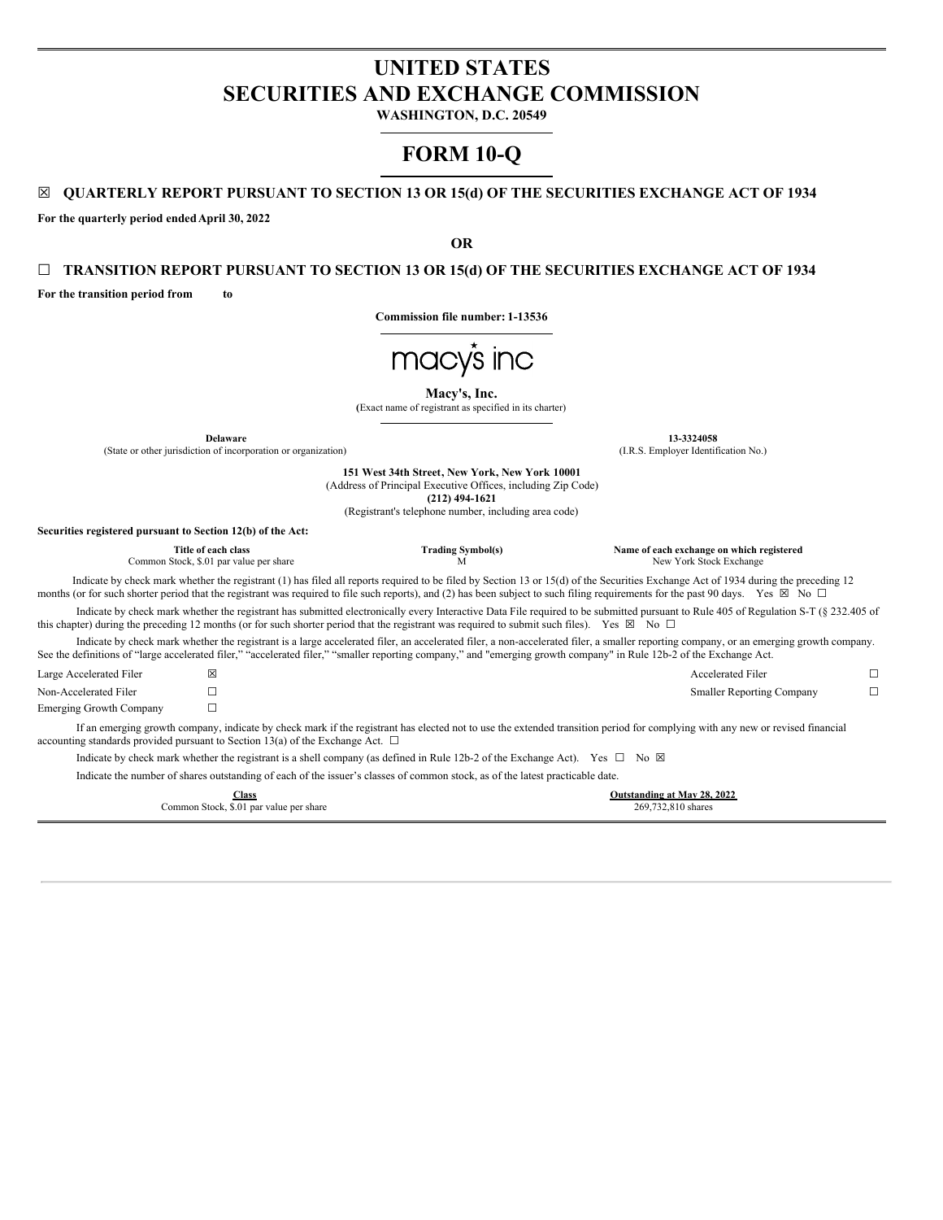# UNITED STATES
# SECURITIES AND EXCHANGE COMMISSION

**WASHINGTON, D.C. 20549**

# FORM 10-Q

☒ **QUARTERLY REPORT PURSUANT TO SECTION 13 OR 15(d) OF THE SECURITIES EXCHANGE ACT OF 1934**

**For the quarterly period ended April 30, 2022**

**OR**

☐ **TRANSITION REPORT PURSUANT TO SECTION 13 OR 15(d) OF THE SECURITIES EXCHANGE ACT OF 1934**

**For the transition period from to**

**Commission file number: 1-13536**

macy's inc

**Macy's, Inc.**

(Exact name of registrant as specified in its charter)

| **Delaware** | **13-3324058** |
|---|---|
| (State or other jurisdiction of incorporation or organization) | (I.R.S. Employer Identification No.) |

**151 West 34th Street, New York, New York 10001**
(Address of Principal Executive Offices, including Zip Code)
**(212) 494-1621**
(Registrant's telephone number, including area code)

**Securities registered pursuant to Section 12(b) of the Act:**

| Title of each class | Trading Symbol(s) | Name of each exchange on which registered |
|---|---|---|
| Common Stock, $.01 par value per share | M | New York Stock Exchange |

Indicate by check mark whether the registrant (1) has filed all reports required to be filed by Section 13 or 15(d) of the Securities Exchange Act of 1934 during the preceding 12 months (or for such shorter period that the registrant was required to file such reports), and (2) has been subject to such filing requirements for the past 90 days. Yes ☒ No ☐

Indicate by check mark whether the registrant has submitted electronically every Interactive Data File required to be submitted pursuant to Rule 405 of Regulation S-T (§ 232.405 of this chapter) during the preceding 12 months (or for such shorter period that the registrant was required to submit such files). Yes ☒ No ☐

Indicate by check mark whether the registrant is a large accelerated filer, an accelerated filer, a non-accelerated filer, a smaller reporting company, or an emerging growth company. See the definitions of "large accelerated filer," "accelerated filer," "smaller reporting company," and "emerging growth company" in Rule 12b-2 of the Exchange Act.

| | | | |
|---|---|---|---|
| Large Accelerated Filer | ☒ | Accelerated Filer | ☐ |
| Non-Accelerated Filer | ☐ | Smaller Reporting Company | ☐ |
| Emerging Growth Company | ☐ | | |

If an emerging growth company, indicate by check mark if the registrant has elected not to use the extended transition period for complying with any new or revised financial accounting standards provided pursuant to Section 13(a) of the Exchange Act. ☐

Indicate by check mark whether the registrant is a shell company (as defined in Rule 12b-2 of the Exchange Act). Yes ☐ No ☒

Indicate the number of shares outstanding of each of the issuer's classes of common stock, as of the latest practicable date.

| Class | Outstanding at May 28, 2022 |
|---|---|
| Common Stock, $.01 par value per share | 269,732,810 shares |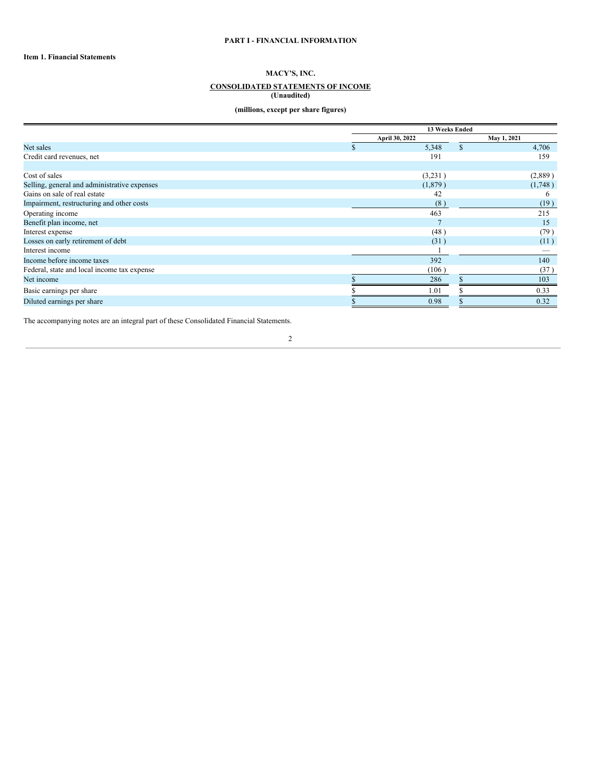# PART I - FINANCIAL INFORMATION

## Item 1. Financial Statements

### MACY'S, INC.

### CONSOLIDATED STATEMENTS OF INCOME
**(Unaudited)**

**(millions, except per share figures)**

| | 13 Weeks Ended | |
|---|---|---|
| | April 30, 2022 | May 1, 2021 |
| Net sales | $ 5,348 | $ 4,706 |
| Credit card revenues, net | 191 | 159 |
| | | |
| Cost of sales | (3,231 ) | (2,889 ) |
| Selling, general and administrative expenses | (1,879 ) | (1,748 ) |
| Gains on sale of real estate | 42 | 6 |
| Impairment, restructuring and other costs | (8 ) | (19 ) |
| Operating income | 463 | 215 |
| Benefit plan income, net | 7 | 15 |
| Interest expense | (48 ) | (79 ) |
| Losses on early retirement of debt | (31 ) | (11 ) |
| Interest income | 1 | — |
| Income before income taxes | 392 | 140 |
| Federal, state and local income tax expense | (106 ) | (37 ) |
| Net income | $ 286 | $ 103 |
| Basic earnings per share | $ 1.01 | $ 0.33 |
| Diluted earnings per share | $ 0.98 | $ 0.32 |

The accompanying notes are an integral part of these Consolidated Financial Statements.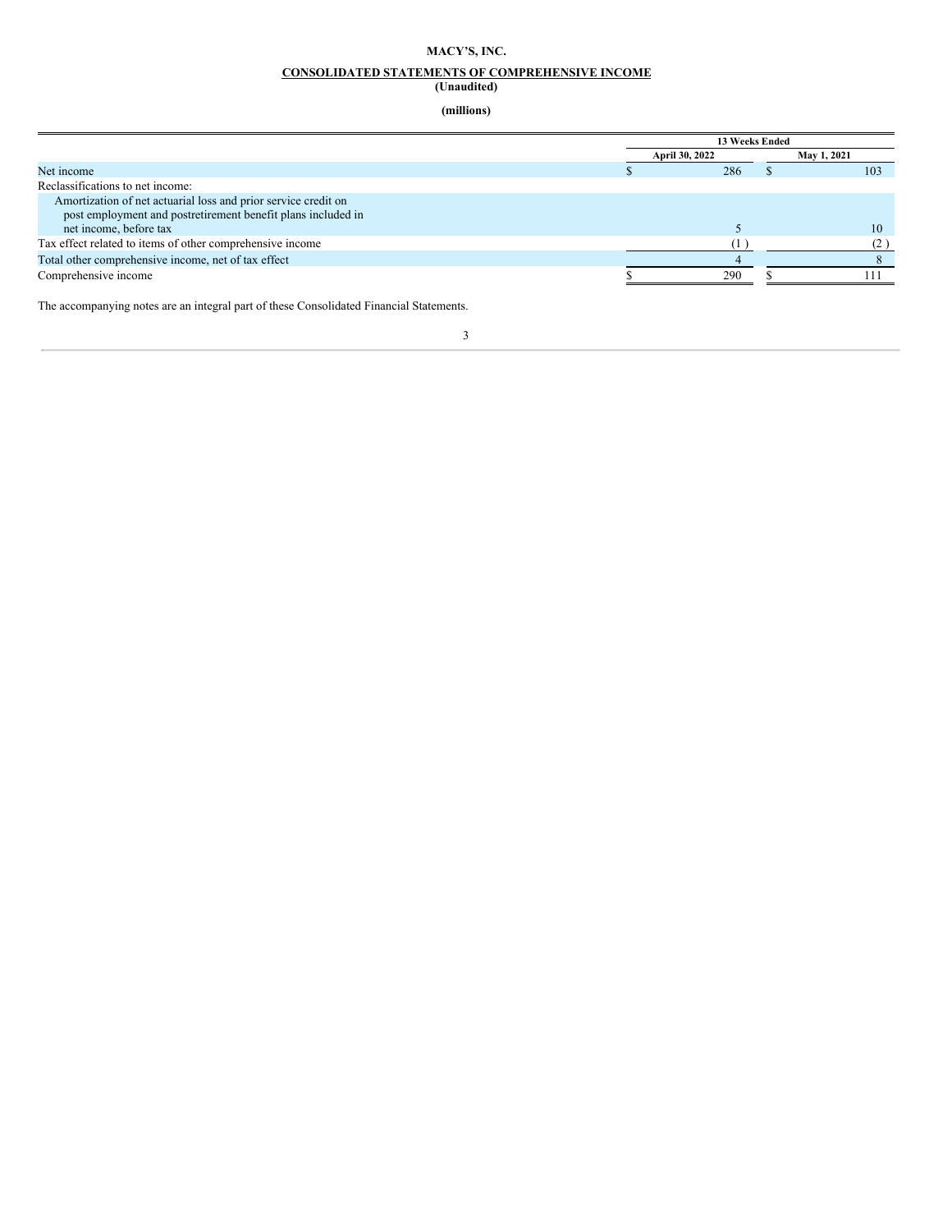# MACY'S, INC.

## CONSOLIDATED STATEMENTS OF COMPREHENSIVE INCOME

**(Unaudited)**

**(millions)**

| | 13 Weeks Ended | |
|---|---|---|
| | April 30, 2022 | May 1, 2021 |
| Net income | $ 286 | $ 103 |
| Reclassifications to net income: | | |
| Amortization of net actuarial loss and prior service credit on post employment and postretirement benefit plans included in net income, before tax | 5 | 10 |
| Tax effect related to items of other comprehensive income | (1) | (2) |
| Total other comprehensive income, net of tax effect | 4 | 8 |
| Comprehensive income | $ 290 | $ 111 |

The accompanying notes are an integral part of these Consolidated Financial Statements.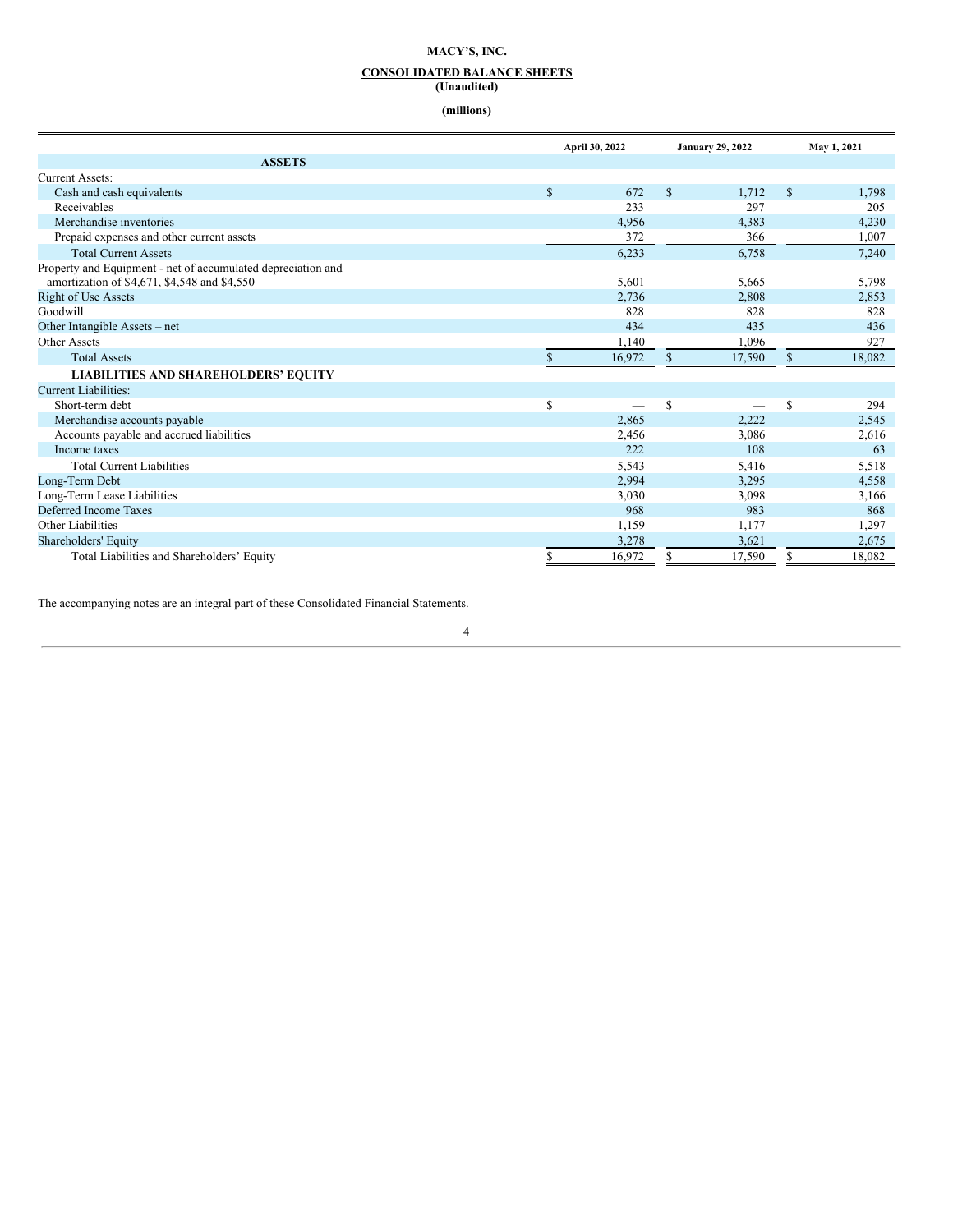# MACY'S, INC.

## CONSOLIDATED BALANCE SHEETS
**(Unaudited)**

**(millions)**

| | April 30, 2022 | January 29, 2022 | May 1, 2021 |
|---|---|---|---|
| **ASSETS** | | | |
| Current Assets: | | | |
| Cash and cash equivalents | $ 672 | $ 1,712 | $ 1,798 |
| Receivables | 233 | 297 | 205 |
| Merchandise inventories | 4,956 | 4,383 | 4,230 |
| Prepaid expenses and other current assets | 372 | 366 | 1,007 |
| Total Current Assets | 6,233 | 6,758 | 7,240 |
| Property and Equipment - net of accumulated depreciation and amortization of $4,671, $4,548 and $4,550 | 5,601 | 5,665 | 5,798 |
| Right of Use Assets | 2,736 | 2,808 | 2,853 |
| Goodwill | 828 | 828 | 828 |
| Other Intangible Assets – net | 434 | 435 | 436 |
| Other Assets | 1,140 | 1,096 | 927 |
| Total Assets | $ 16,972 | $ 17,590 | $ 18,082 |
| **LIABILITIES AND SHAREHOLDERS' EQUITY** | | | |
| Current Liabilities: | | | |
| Short-term debt | $ — | $ — | $ 294 |
| Merchandise accounts payable | 2,865 | 2,222 | 2,545 |
| Accounts payable and accrued liabilities | 2,456 | 3,086 | 2,616 |
| Income taxes | 222 | 108 | 63 |
| Total Current Liabilities | 5,543 | 5,416 | 5,518 |
| Long-Term Debt | 2,994 | 3,295 | 4,558 |
| Long-Term Lease Liabilities | 3,030 | 3,098 | 3,166 |
| Deferred Income Taxes | 968 | 983 | 868 |
| Other Liabilities | 1,159 | 1,177 | 1,297 |
| Shareholders' Equity | 3,278 | 3,621 | 2,675 |
| Total Liabilities and Shareholders' Equity | $ 16,972 | $ 17,590 | $ 18,082 |

The accompanying notes are an integral part of these Consolidated Financial Statements.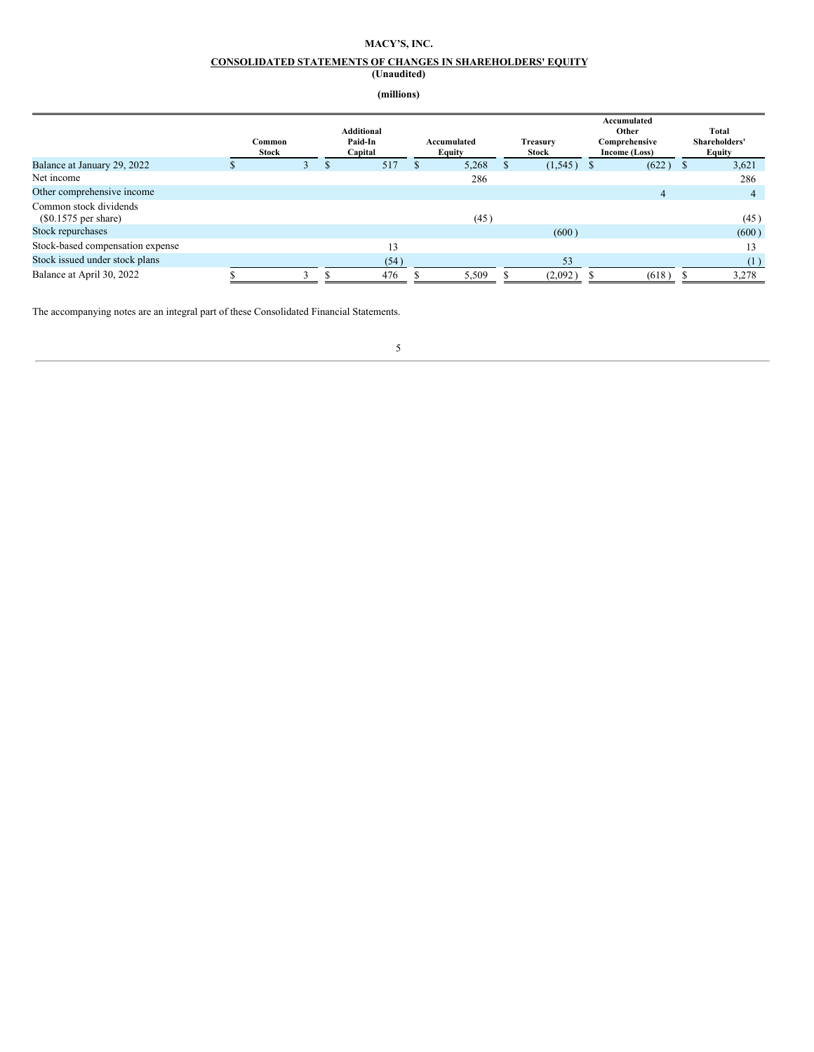**MACY'S, INC.**

**CONSOLIDATED STATEMENTS OF CHANGES IN SHAREHOLDERS' EQUITY**
**(Unaudited)**

**(millions)**

| | Common Stock | Additional Paid-In Capital | Accumulated Equity | Treasury Stock | Accumulated Other Comprehensive Income (Loss) | Total Shareholders' Equity |
|---|---|---|---|---|---|---|
| Balance at January 29, 2022 | $ 3 | $ 517 | $ 5,268 | $ (1,545) | $ (622) | $ 3,621 |
| Net income | | | 286 | | | 286 |
| Other comprehensive income | | | | | 4 | 4 |
| Common stock dividends ($0.1575 per share) | | | (45) | | | (45) |
| Stock repurchases | | | | (600) | | (600) |
| Stock-based compensation expense | | 13 | | | | 13 |
| Stock issued under stock plans | | (54) | | 53 | | (1) |
| Balance at April 30, 2022 | $ 3 | $ 476 | $ 5,509 | $ (2,092) | $ (618) | $ 3,278 |

The accompanying notes are an integral part of these Consolidated Financial Statements.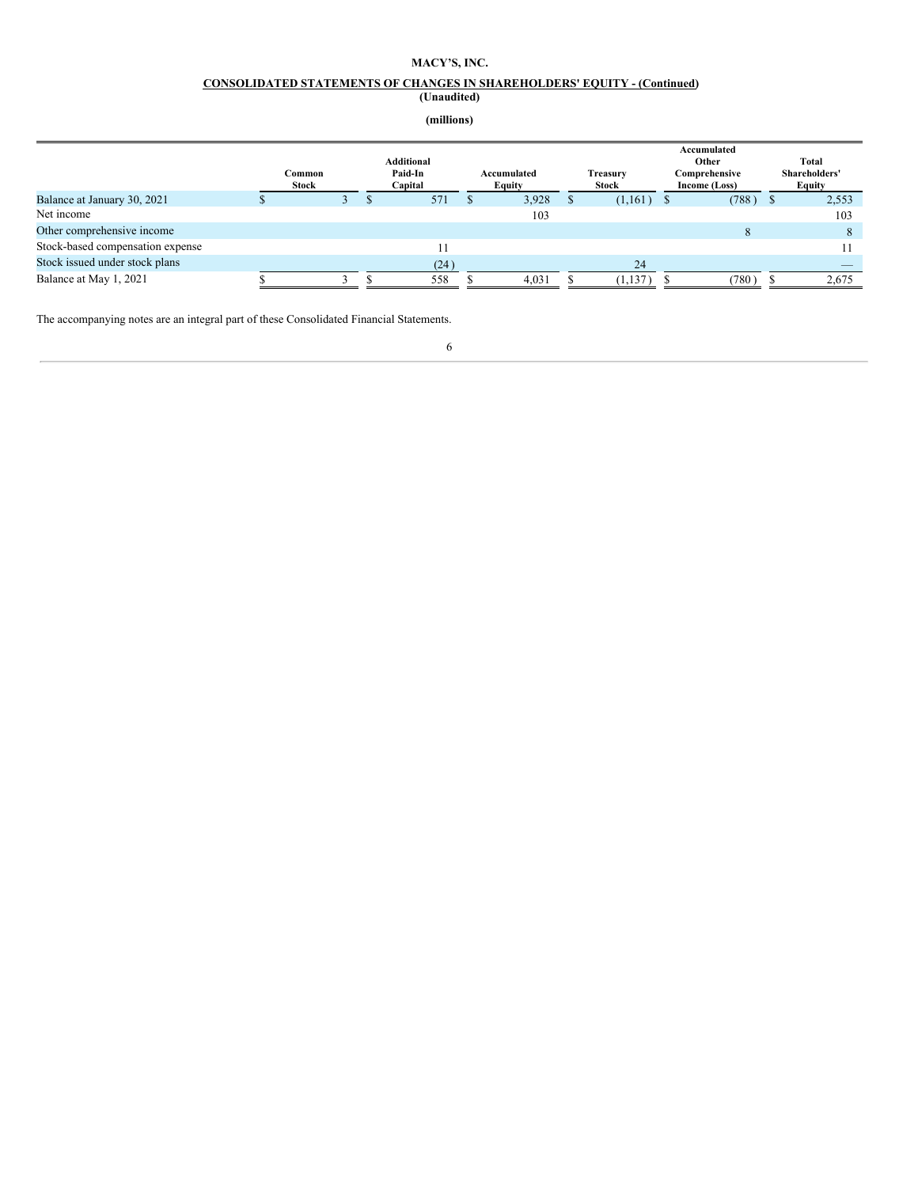# MACY'S, INC.

## CONSOLIDATED STATEMENTS OF CHANGES IN SHAREHOLDERS' EQUITY - (Continued)

**(Unaudited)**

**(millions)**

| | Common Stock | Additional Paid-In Capital | Accumulated Equity | Treasury Stock | Accumulated Other Comprehensive Income (Loss) | Total Shareholders' Equity |
|---|---|---|---|---|---|---|
| Balance at January 30, 2021 | $ 3 | $ 571 | $ 3,928 | $ (1,161) | $ (788) | $ 2,553 |
| Net income | | | 103 | | | 103 |
| Other comprehensive income | | | | | 8 | 8 |
| Stock-based compensation expense | | 11 | | | | 11 |
| Stock issued under stock plans | | (24) | | 24 | | — |
| Balance at May 1, 2021 | $ 3 | $ 558 | $ 4,031 | $ (1,137) | $ (780) | $ 2,675 |

The accompanying notes are an integral part of these Consolidated Financial Statements.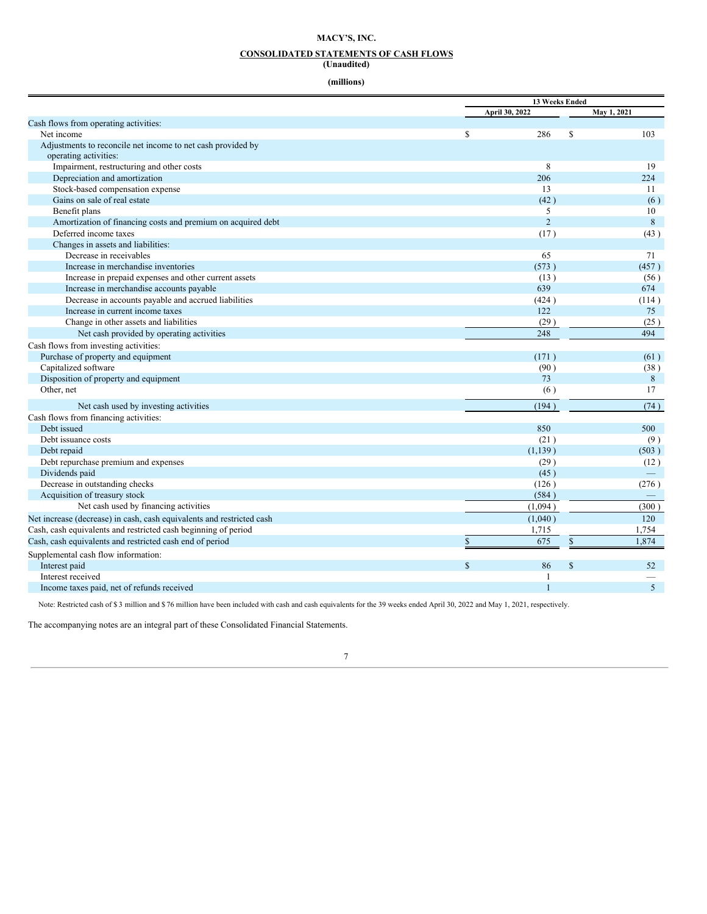**MACY'S, INC.**

**CONSOLIDATED STATEMENTS OF CASH FLOWS**
**(Unaudited)**

**(millions)**

| | 13 Weeks Ended | |
|---|---|---|
| | April 30, 2022 | May 1, 2021 |
| Cash flows from operating activities: | | |
| Net income | $ 286 | $ 103 |
| Adjustments to reconcile net income to net cash provided by operating activities: | | |
| Impairment, restructuring and other costs | 8 | 19 |
| Depreciation and amortization | 206 | 224 |
| Stock-based compensation expense | 13 | 11 |
| Gains on sale of real estate | (42 ) | (6 ) |
| Benefit plans | 5 | 10 |
| Amortization of financing costs and premium on acquired debt | 2 | 8 |
| Deferred income taxes | (17 ) | (43 ) |
| Changes in assets and liabilities: | | |
| Decrease in receivables | 65 | 71 |
| Increase in merchandise inventories | (573 ) | (457 ) |
| Increase in prepaid expenses and other current assets | (13 ) | (56 ) |
| Increase in merchandise accounts payable | 639 | 674 |
| Decrease in accounts payable and accrued liabilities | (424 ) | (114 ) |
| Increase in current income taxes | 122 | 75 |
| Change in other assets and liabilities | (29 ) | (25 ) |
| Net cash provided by operating activities | 248 | 494 |
| Cash flows from investing activities: | | |
| Purchase of property and equipment | (171 ) | (61 ) |
| Capitalized software | (90 ) | (38 ) |
| Disposition of property and equipment | 73 | 8 |
| Other, net | (6 ) | 17 |
| Net cash used by investing activities | (194 ) | (74 ) |
| Cash flows from financing activities: | | |
| Debt issued | 850 | 500 |
| Debt issuance costs | (21 ) | (9 ) |
| Debt repaid | (1,139 ) | (503 ) |
| Debt repurchase premium and expenses | (29 ) | (12 ) |
| Dividends paid | (45 ) | — |
| Decrease in outstanding checks | (126 ) | (276 ) |
| Acquisition of treasury stock | (584 ) | — |
| Net cash used by financing activities | (1,094 ) | (300 ) |
| Net increase (decrease) in cash, cash equivalents and restricted cash | (1,040 ) | 120 |
| Cash, cash equivalents and restricted cash beginning of period | 1,715 | 1,754 |
| Cash, cash equivalents and restricted cash end of period | $ 675 | $ 1,874 |
| Supplemental cash flow information: | | |
| Interest paid | $ 86 | $ 52 |
| Interest received | 1 | — |
| Income taxes paid, net of refunds received | 1 | 5 |

Note: Restricted cash of $ 3 million and $ 76 million have been included with cash and cash equivalents for the 39 weeks ended April 30, 2022 and May 1, 2021, respectively.

The accompanying notes are an integral part of these Consolidated Financial Statements.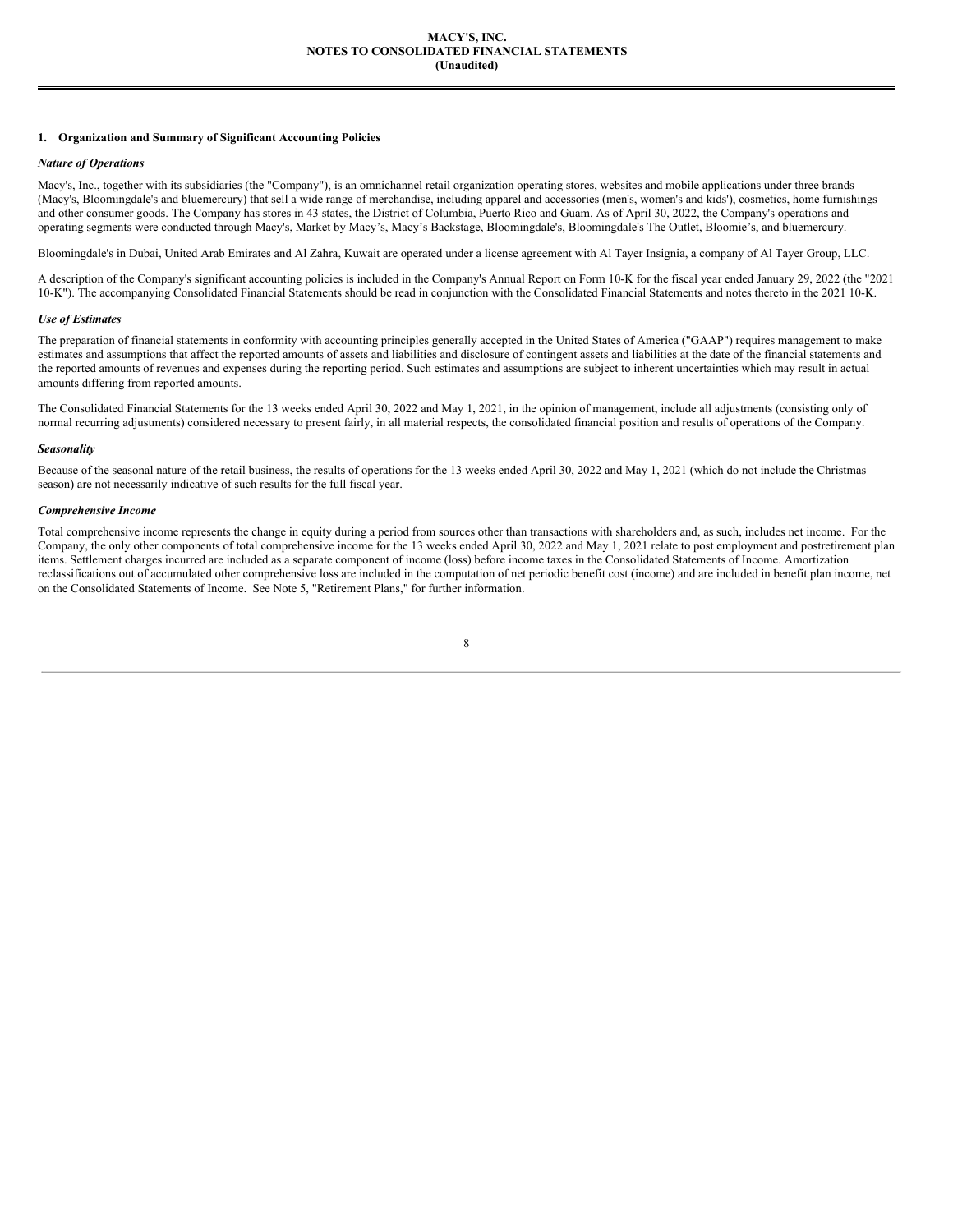## 1. Organization and Summary of Significant Accounting Policies

*Nature of Operations*

Macy's, Inc., together with its subsidiaries (the "Company"), is an omnichannel retail organization operating stores, websites and mobile applications under three brands (Macy's, Bloomingdale's and bluemercury) that sell a wide range of merchandise, including apparel and accessories (men's, women's and kids'), cosmetics, home furnishings and other consumer goods. The Company has stores in 43 states, the District of Columbia, Puerto Rico and Guam. As of April 30, 2022, the Company's operations and operating segments were conducted through Macy's, Market by Macy's, Macy's Backstage, Bloomingdale's, Bloomingdale's The Outlet, Bloomie's, and bluemercury.

Bloomingdale's in Dubai, United Arab Emirates and Al Zahra, Kuwait are operated under a license agreement with Al Tayer Insignia, a company of Al Tayer Group, LLC.

A description of the Company's significant accounting policies is included in the Company's Annual Report on Form 10-K for the fiscal year ended January 29, 2022 (the "2021 10-K"). The accompanying Consolidated Financial Statements should be read in conjunction with the Consolidated Financial Statements and notes thereto in the 2021 10-K.

*Use of Estimates*

The preparation of financial statements in conformity with accounting principles generally accepted in the United States of America ("GAAP") requires management to make estimates and assumptions that affect the reported amounts of assets and liabilities and disclosure of contingent assets and liabilities at the date of the financial statements and the reported amounts of revenues and expenses during the reporting period. Such estimates and assumptions are subject to inherent uncertainties which may result in actual amounts differing from reported amounts.

The Consolidated Financial Statements for the 13 weeks ended April 30, 2022 and May 1, 2021, in the opinion of management, include all adjustments (consisting only of normal recurring adjustments) considered necessary to present fairly, in all material respects, the consolidated financial position and results of operations of the Company.

*Seasonality*

Because of the seasonal nature of the retail business, the results of operations for the 13 weeks ended April 30, 2022 and May 1, 2021 (which do not include the Christmas season) are not necessarily indicative of such results for the full fiscal year.

*Comprehensive Income*

Total comprehensive income represents the change in equity during a period from sources other than transactions with shareholders and, as such, includes net income. For the Company, the only other components of total comprehensive income for the 13 weeks ended April 30, 2022 and May 1, 2021 relate to post employment and postretirement plan items. Settlement charges incurred are included as a separate component of income (loss) before income taxes in the Consolidated Statements of Income. Amortization reclassifications out of accumulated other comprehensive loss are included in the computation of net periodic benefit cost (income) and are included in benefit plan income, net on the Consolidated Statements of Income. See Note 5, "Retirement Plans," for further information.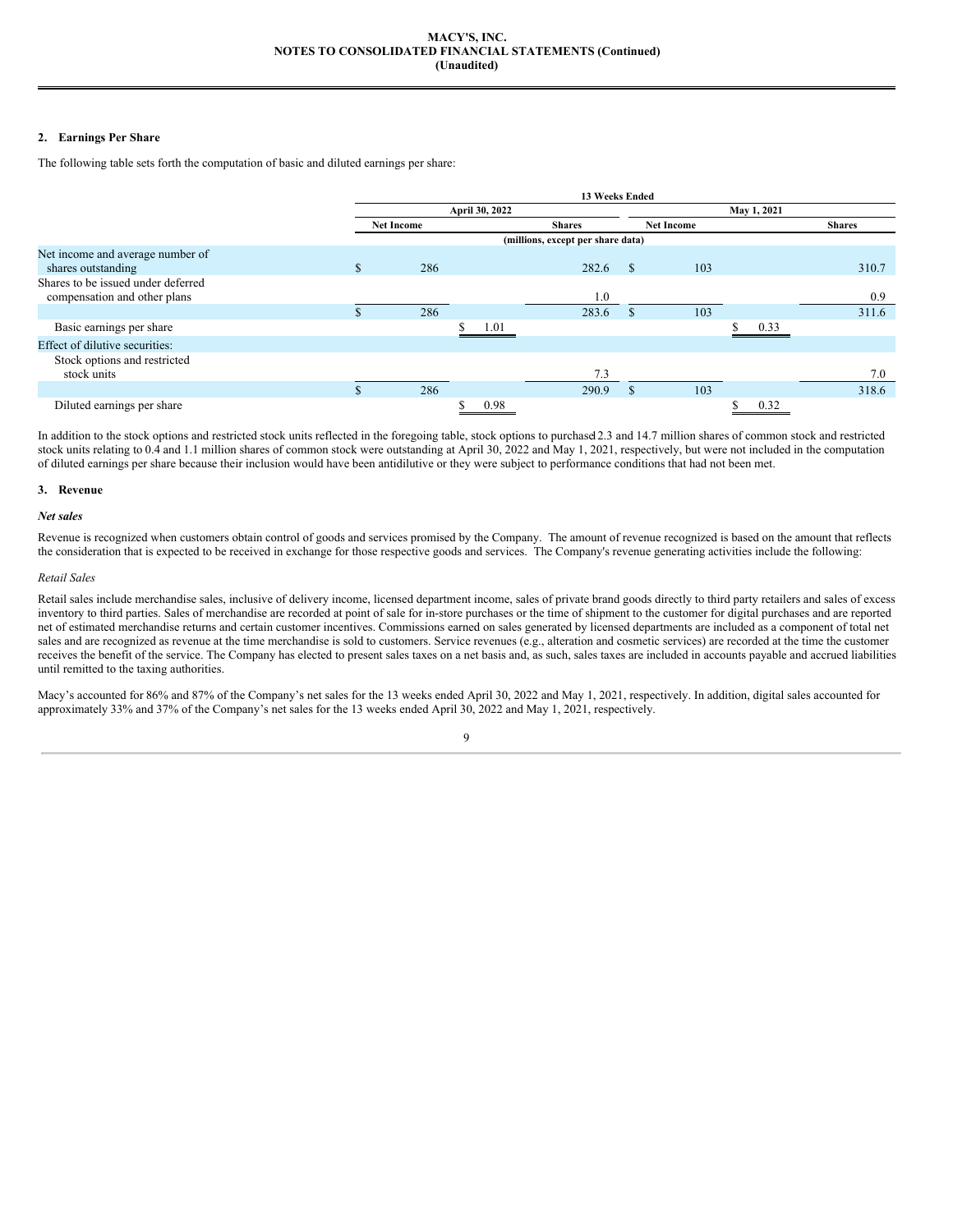MACY'S, INC.
NOTES TO CONSOLIDATED FINANCIAL STATEMENTS (Continued)
(Unaudited)

## 2. Earnings Per Share

The following table sets forth the computation of basic and diluted earnings per share:

| | 13 Weeks Ended | | | | | |
|---|---|---|---|---|---|---|
| | April 30, 2022 | | | May 1, 2021 | | |
| | Net Income | | Shares | Net Income | | Shares |
| | (millions, except per share data) | | | | | |
| Net income and average number of shares outstanding | $ 286 | | 282.6 | $ 103 | | 310.7 |
| Shares to be issued under deferred compensation and other plans | | | 1.0 | | | 0.9 |
| | $ 286 | | 283.6 | $ 103 | | 311.6 |
| Basic earnings per share | | $ 1.01 | | | $ 0.33 | |
| Effect of dilutive securities: | | | | | | |
| Stock options and restricted stock units | | | 7.3 | | | 7.0 |
| | $ 286 | | 290.9 | $ 103 | | 318.6 |
| Diluted earnings per share | | $ 0.98 | | | $ 0.32 | |

In addition to the stock options and restricted stock units reflected in the foregoing table, stock options to purchase 2.3 and 14.7 million shares of common stock and restricted stock units relating to 0.4 and 1.1 million shares of common stock were outstanding at April 30, 2022 and May 1, 2021, respectively, but were not included in the computation of diluted earnings per share because their inclusion would have been antidilutive or they were subject to performance conditions that had not been met.

## 3. Revenue

***Net sales***

Revenue is recognized when customers obtain control of goods and services promised by the Company. The amount of revenue recognized is based on the amount that reflects the consideration that is expected to be received in exchange for those respective goods and services. The Company's revenue generating activities include the following:

*Retail Sales*

Retail sales include merchandise sales, inclusive of delivery income, licensed department income, sales of private brand goods directly to third party retailers and sales of excess inventory to third parties. Sales of merchandise are recorded at point of sale for in-store purchases or the time of shipment to the customer for digital purchases and are reported net of estimated merchandise returns and certain customer incentives. Commissions earned on sales generated by licensed departments are included as a component of total net sales and are recognized as revenue at the time merchandise is sold to customers. Service revenues (e.g., alteration and cosmetic services) are recorded at the time the customer receives the benefit of the service. The Company has elected to present sales taxes on a net basis and, as such, sales taxes are included in accounts payable and accrued liabilities until remitted to the taxing authorities.

Macy's accounted for 86% and 87% of the Company's net sales for the 13 weeks ended April 30, 2022 and May 1, 2021, respectively. In addition, digital sales accounted for approximately 33% and 37% of the Company's net sales for the 13 weeks ended April 30, 2022 and May 1, 2021, respectively.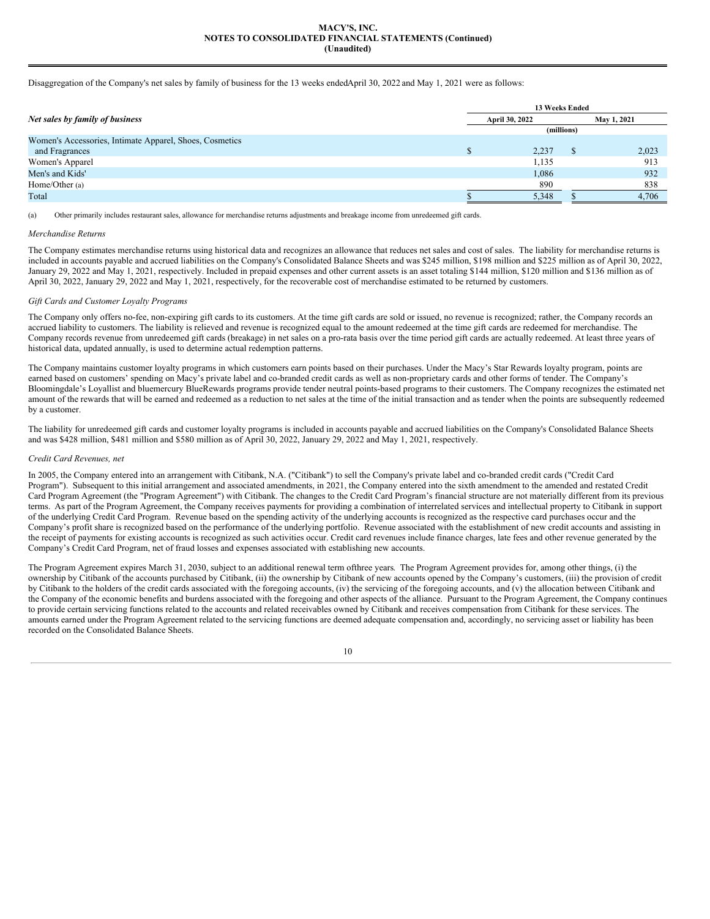Disaggregation of the Company's net sales by family of business for the 13 weeks ended April 30, 2022 and May 1, 2021 were as follows:

| *Net sales by family of business* | 13 Weeks Ended | |
|---|---|---|
| | April 30, 2022 | May 1, 2021 |
| | (millions) | |
| Women's Accessories, Intimate Apparel, Shoes, Cosmetics and Fragrances | $ 2,237 | $ 2,023 |
| Women's Apparel | 1,135 | 913 |
| Men's and Kids' | 1,086 | 932 |
| Home/Other (a) | 890 | 838 |
| Total | $ 5,348 | $ 4,706 |

(a) Other primarily includes restaurant sales, allowance for merchandise returns adjustments and breakage income from unredeemed gift cards.

*Merchandise Returns*

The Company estimates merchandise returns using historical data and recognizes an allowance that reduces net sales and cost of sales. The liability for merchandise returns is included in accounts payable and accrued liabilities on the Company's Consolidated Balance Sheets and was $245 million, $198 million and $225 million as of April 30, 2022, January 29, 2022 and May 1, 2021, respectively. Included in prepaid expenses and other current assets is an asset totaling $144 million, $120 million and $136 million as of April 30, 2022, January 29, 2022 and May 1, 2021, respectively, for the recoverable cost of merchandise estimated to be returned by customers.

*Gift Cards and Customer Loyalty Programs*

The Company only offers no-fee, non-expiring gift cards to its customers. At the time gift cards are sold or issued, no revenue is recognized; rather, the Company records an accrued liability to customers. The liability is relieved and revenue is recognized equal to the amount redeemed at the time gift cards are redeemed for merchandise. The Company records revenue from unredeemed gift cards (breakage) in net sales on a pro-rata basis over the time period gift cards are actually redeemed. At least three years of historical data, updated annually, is used to determine actual redemption patterns.

The Company maintains customer loyalty programs in which customers earn points based on their purchases. Under the Macy's Star Rewards loyalty program, points are earned based on customers' spending on Macy's private label and co-branded credit cards as well as non-proprietary cards and other forms of tender. The Company's Bloomingdale's Loyallist and bluemercury BlueRewards programs provide tender neutral points-based programs to their customers. The Company recognizes the estimated net amount of the rewards that will be earned and redeemed as a reduction to net sales at the time of the initial transaction and as tender when the points are subsequently redeemed by a customer.

The liability for unredeemed gift cards and customer loyalty programs is included in accounts payable and accrued liabilities on the Company's Consolidated Balance Sheets and was $428 million, $481 million and $580 million as of April 30, 2022, January 29, 2022 and May 1, 2021, respectively.

*Credit Card Revenues, net*

In 2005, the Company entered into an arrangement with Citibank, N.A. ("Citibank") to sell the Company's private label and co-branded credit cards ("Credit Card Program"). Subsequent to this initial arrangement and associated amendments, in 2021, the Company entered into the sixth amendment to the amended and restated Credit Card Program Agreement (the "Program Agreement") with Citibank. The changes to the Credit Card Program's financial structure are not materially different from its previous terms. As part of the Program Agreement, the Company receives payments for providing a combination of interrelated services and intellectual property to Citibank in support of the underlying Credit Card Program. Revenue based on the spending activity of the underlying accounts is recognized as the respective card purchases occur and the Company's profit share is recognized based on the performance of the underlying portfolio. Revenue associated with the establishment of new credit accounts and assisting in the receipt of payments for existing accounts is recognized as such activities occur. Credit card revenues include finance charges, late fees and other revenue generated by the Company's Credit Card Program, net of fraud losses and expenses associated with establishing new accounts.

The Program Agreement expires March 31, 2030, subject to an additional renewal term of three years. The Program Agreement provides for, among other things, (i) the ownership by Citibank of the accounts purchased by Citibank, (ii) the ownership by Citibank of new accounts opened by the Company's customers, (iii) the provision of credit by Citibank to the holders of the credit cards associated with the foregoing accounts, (iv) the servicing of the foregoing accounts, and (v) the allocation between Citibank and the Company of the economic benefits and burdens associated with the foregoing and other aspects of the alliance. Pursuant to the Program Agreement, the Company continues to provide certain servicing functions related to the accounts and related receivables owned by Citibank and receives compensation from Citibank for these services. The amounts earned under the Program Agreement related to the servicing functions are deemed adequate compensation and, accordingly, no servicing asset or liability has been recorded on the Consolidated Balance Sheets.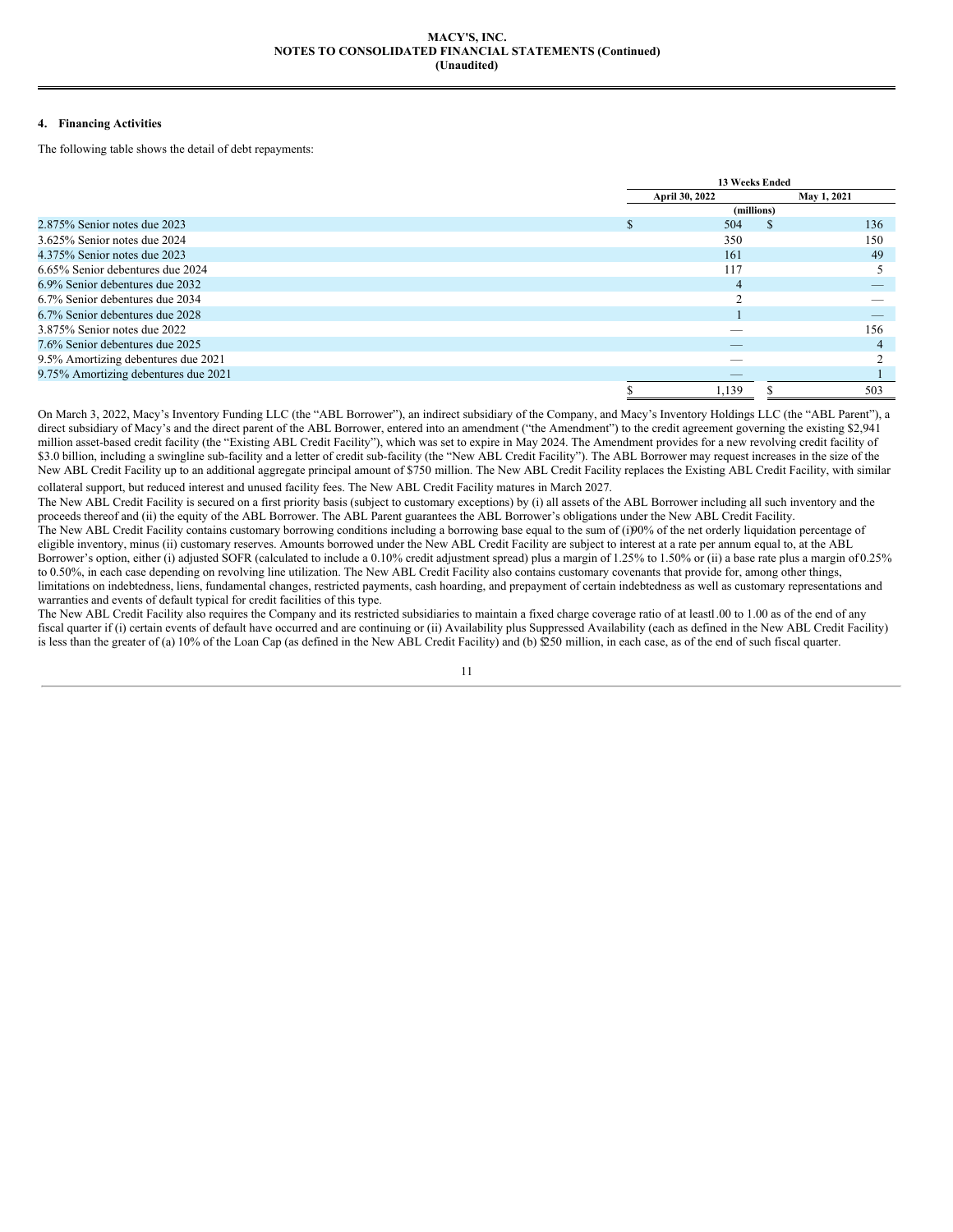### 4. Financing Activities

The following table shows the detail of debt repayments:

| | 13 Weeks Ended | |
|---|---|---|
| | April 30, 2022 | May 1, 2021 |
| | (millions) | |
| 2.875% Senior notes due 2023 | $ 504 | $ 136 |
| 3.625% Senior notes due 2024 | 350 | 150 |
| 4.375% Senior notes due 2023 | 161 | 49 |
| 6.65% Senior debentures due 2024 | 117 | 5 |
| 6.9% Senior debentures due 2032 | 4 | — |
| 6.7% Senior debentures due 2034 | 2 | — |
| 6.7% Senior debentures due 2028 | 1 | — |
| 3.875% Senior notes due 2022 | — | 156 |
| 7.6% Senior debentures due 2025 | — | 4 |
| 9.5% Amortizing debentures due 2021 | — | 2 |
| 9.75% Amortizing debentures due 2021 | — | 1 |
| | $ 1,139 | $ 503 |

On March 3, 2022, Macy's Inventory Funding LLC (the "ABL Borrower"), an indirect subsidiary of the Company, and Macy's Inventory Holdings LLC (the "ABL Parent"), a direct subsidiary of Macy's and the direct parent of the ABL Borrower, entered into an amendment ("the Amendment") to the credit agreement governing the existing $2,941 million asset-based credit facility (the "Existing ABL Credit Facility"), which was set to expire in May 2024. The Amendment provides for a new revolving credit facility of $3.0 billion, including a swingline sub-facility and a letter of credit sub-facility (the "New ABL Credit Facility"). The ABL Borrower may request increases in the size of the New ABL Credit Facility up to an additional aggregate principal amount of $750 million. The New ABL Credit Facility replaces the Existing ABL Credit Facility, with similar collateral support, but reduced interest and unused facility fees. The New ABL Credit Facility matures in March 2027.

The New ABL Credit Facility is secured on a first priority basis (subject to customary exceptions) by (i) all assets of the ABL Borrower including all such inventory and the proceeds thereof and (ii) the equity of the ABL Borrower. The ABL Parent guarantees the ABL Borrower's obligations under the New ABL Credit Facility.

The New ABL Credit Facility contains customary borrowing conditions including a borrowing base equal to the sum of (i) 90% of the net orderly liquidation percentage of eligible inventory, minus (ii) customary reserves. Amounts borrowed under the New ABL Credit Facility are subject to interest at a rate per annum equal to, at the ABL Borrower's option, either (i) adjusted SOFR (calculated to include a 0.10% credit adjustment spread) plus a margin of 1.25% to 1.50% or (ii) a base rate plus a margin of 0.25% to 0.50%, in each case depending on revolving line utilization. The New ABL Credit Facility also contains customary covenants that provide for, among other things, limitations on indebtedness, liens, fundamental changes, restricted payments, cash hoarding, and prepayment of certain indebtedness as well as customary representations and warranties and events of default typical for credit facilities of this type.

The New ABL Credit Facility also requires the Company and its restricted subsidiaries to maintain a fixed charge coverage ratio of at least 1.00 to 1.00 as of the end of any fiscal quarter if (i) certain events of default have occurred and are continuing or (ii) Availability plus Suppressed Availability (each as defined in the New ABL Credit Facility) is less than the greater of (a) 10% of the Loan Cap (as defined in the New ABL Credit Facility) and (b) $250 million, in each case, as of the end of such fiscal quarter.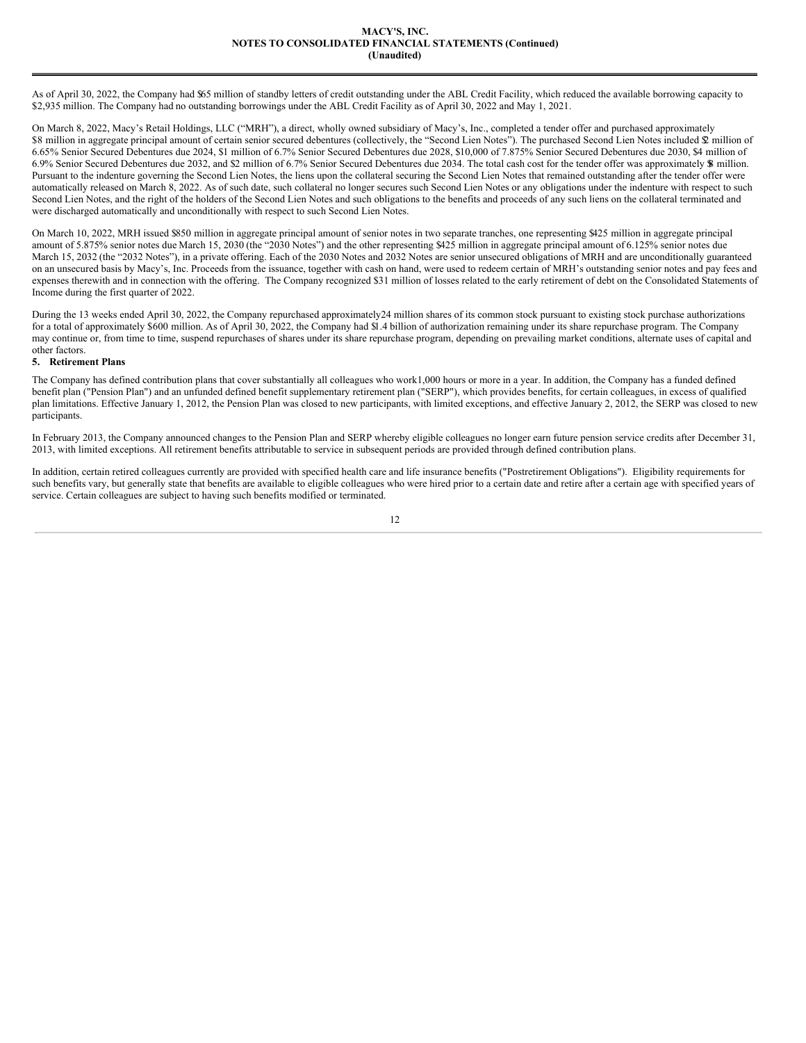As of April 30, 2022, the Company had $65 million of standby letters of credit outstanding under the ABL Credit Facility, which reduced the available borrowing capacity to $2,935 million. The Company had no outstanding borrowings under the ABL Credit Facility as of April 30, 2022 and May 1, 2021.

On March 8, 2022, Macy's Retail Holdings, LLC ("MRH"), a direct, wholly owned subsidiary of Macy's, Inc., completed a tender offer and purchased approximately $8 million in aggregate principal amount of certain senior secured debentures (collectively, the "Second Lien Notes"). The purchased Second Lien Notes included $2 million of 6.65% Senior Secured Debentures due 2024, $1 million of 6.7% Senior Secured Debentures due 2028, $10,000 of 7.875% Senior Secured Debentures due 2030, $4 million of 6.9% Senior Secured Debentures due 2032, and $2 million of 6.7% Senior Secured Debentures due 2034. The total cash cost for the tender offer was approximately $8 million. Pursuant to the indenture governing the Second Lien Notes, the liens upon the collateral securing the Second Lien Notes that remained outstanding after the tender offer were automatically released on March 8, 2022. As of such date, such collateral no longer secures such Second Lien Notes or any obligations under the indenture with respect to such Second Lien Notes, and the right of the holders of the Second Lien Notes and such obligations to the benefits and proceeds of any such liens on the collateral terminated and were discharged automatically and unconditionally with respect to such Second Lien Notes.

On March 10, 2022, MRH issued $850 million in aggregate principal amount of senior notes in two separate tranches, one representing $425 million in aggregate principal amount of 5.875% senior notes due March 15, 2030 (the "2030 Notes") and the other representing $425 million in aggregate principal amount of 6.125% senior notes due March 15, 2032 (the "2032 Notes"), in a private offering. Each of the 2030 Notes and 2032 Notes are senior unsecured obligations of MRH and are unconditionally guaranteed on an unsecured basis by Macy's, Inc. Proceeds from the issuance, together with cash on hand, were used to redeem certain of MRH's outstanding senior notes and pay fees and expenses therewith and in connection with the offering. The Company recognized $31 million of losses related to the early retirement of debt on the Consolidated Statements of Income during the first quarter of 2022.

During the 13 weeks ended April 30, 2022, the Company repurchased approximately 24 million shares of its common stock pursuant to existing stock purchase authorizations for a total of approximately $600 million. As of April 30, 2022, the Company had $1.4 billion of authorization remaining under its share repurchase program. The Company may continue or, from time to time, suspend repurchases of shares under its share repurchase program, depending on prevailing market conditions, alternate uses of capital and other factors.

## 5. Retirement Plans

The Company has defined contribution plans that cover substantially all colleagues who work 1,000 hours or more in a year. In addition, the Company has a funded defined benefit plan ("Pension Plan") and an unfunded defined benefit supplementary retirement plan ("SERP"), which provides benefits, for certain colleagues, in excess of qualified plan limitations. Effective January 1, 2012, the Pension Plan was closed to new participants, with limited exceptions, and effective January 2, 2012, the SERP was closed to new participants.

In February 2013, the Company announced changes to the Pension Plan and SERP whereby eligible colleagues no longer earn future pension service credits after December 31, 2013, with limited exceptions. All retirement benefits attributable to service in subsequent periods are provided through defined contribution plans.

In addition, certain retired colleagues currently are provided with specified health care and life insurance benefits ("Postretirement Obligations"). Eligibility requirements for such benefits vary, but generally state that benefits are available to eligible colleagues who were hired prior to a certain date and retire after a certain age with specified years of service. Certain colleagues are subject to having such benefits modified or terminated.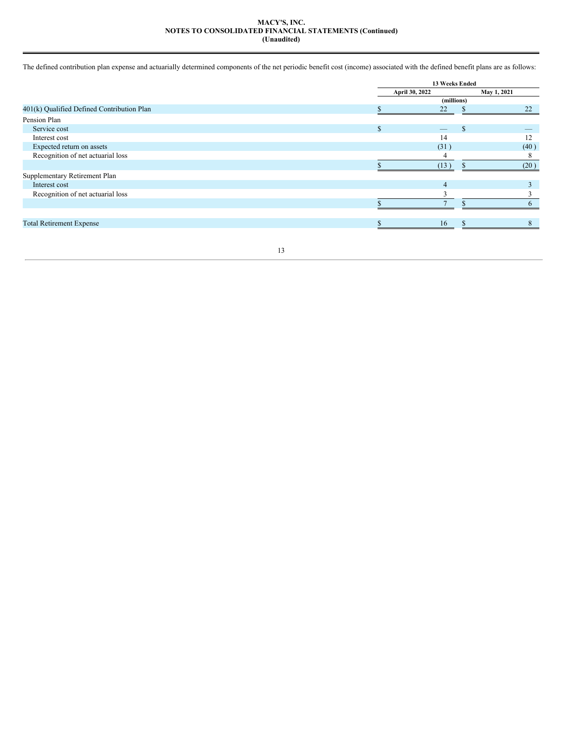The defined contribution plan expense and actuarially determined components of the net periodic benefit cost (income) associated with the defined benefit plans are as follows:

| | 13 Weeks Ended | |
|---|---|---|
| | April 30, 2022 | May 1, 2021 |
| | (millions) | |
| 401(k) Qualified Defined Contribution Plan | $ 22 | $ 22 |
| Pension Plan | | |
| Service cost | $ — | $ — |
| Interest cost | 14 | 12 |
| Expected return on assets | (31 ) | (40 ) |
| Recognition of net actuarial loss | 4 | 8 |
| | $ (13 ) | $ (20 ) |
| Supplementary Retirement Plan | | |
| Interest cost | 4 | 3 |
| Recognition of net actuarial loss | 3 | 3 |
| | $ 7 | $ 6 |
| | | |
| Total Retirement Expense | $ 16 | $ 8 |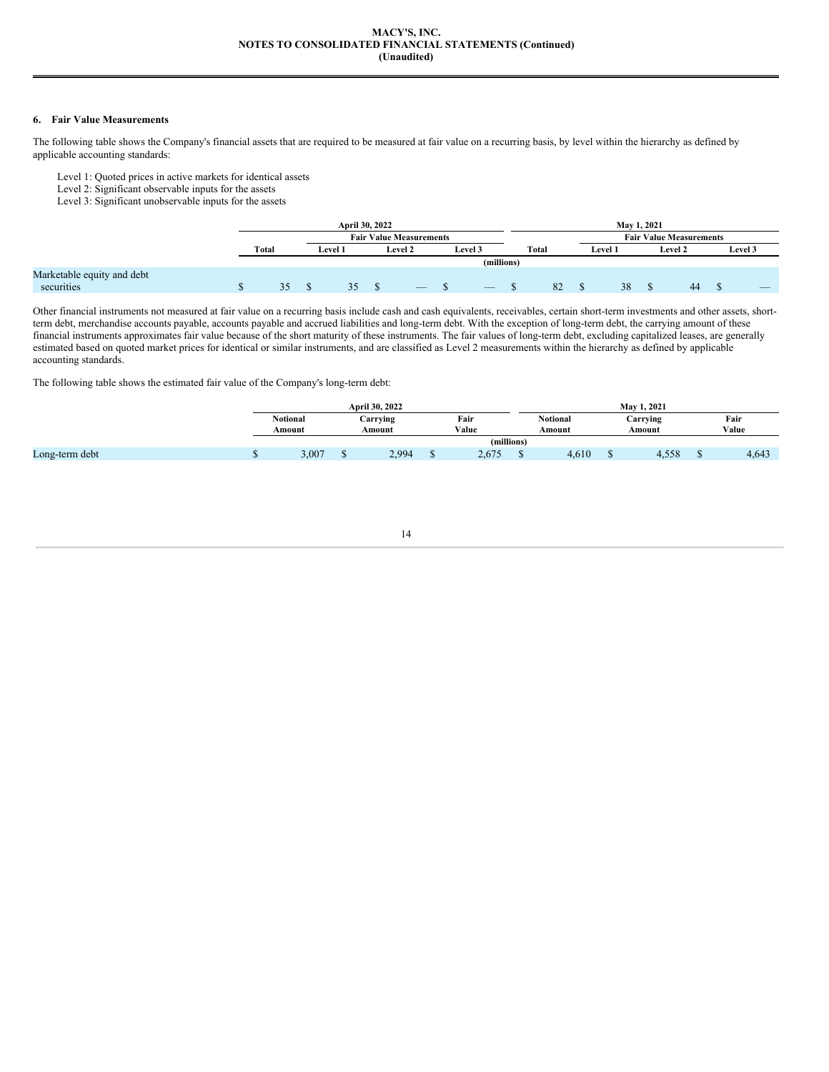### 6. Fair Value Measurements

The following table shows the Company's financial assets that are required to be measured at fair value on a recurring basis, by level within the hierarchy as defined by applicable accounting standards:

Level 1: Quoted prices in active markets for identical assets
Level 2: Significant observable inputs for the assets
Level 3: Significant unobservable inputs for the assets

| | April 30, 2022 | | | | May 1, 2021 | | | |
|---|---|---|---|---|---|---|---|---|
| | | Fair Value Measurements | | | | Fair Value Measurements | | |
| | Total | Level 1 | Level 2 | Level 3 | Total | Level 1 | Level 2 | Level 3 |
| | (millions) | | | | | | | |
| Marketable equity and debt securities | $ 35 | $ 35 | $ — | $ — | $ 82 | $ 38 | $ 44 | $ — |

Other financial instruments not measured at fair value on a recurring basis include cash and cash equivalents, receivables, certain short-term investments and other assets, short-term debt, merchandise accounts payable, accounts payable and accrued liabilities and long-term debt. With the exception of long-term debt, the carrying amount of these financial instruments approximates fair value because of the short maturity of these instruments. The fair values of long-term debt, excluding capitalized leases, are generally estimated based on quoted market prices for identical or similar instruments, and are classified as Level 2 measurements within the hierarchy as defined by applicable accounting standards.

The following table shows the estimated fair value of the Company's long-term debt:

| | April 30, 2022 | | | May 1, 2021 | | |
|---|---|---|---|---|---|---|
| | Notional Amount | Carrying Amount | Fair Value | Notional Amount | Carrying Amount | Fair Value |
| | (millions) | | | | | |
| Long-term debt | $ 3,007 | $ 2,994 | $ 2,675 | $ 4,610 | $ 4,558 | $ 4,643 |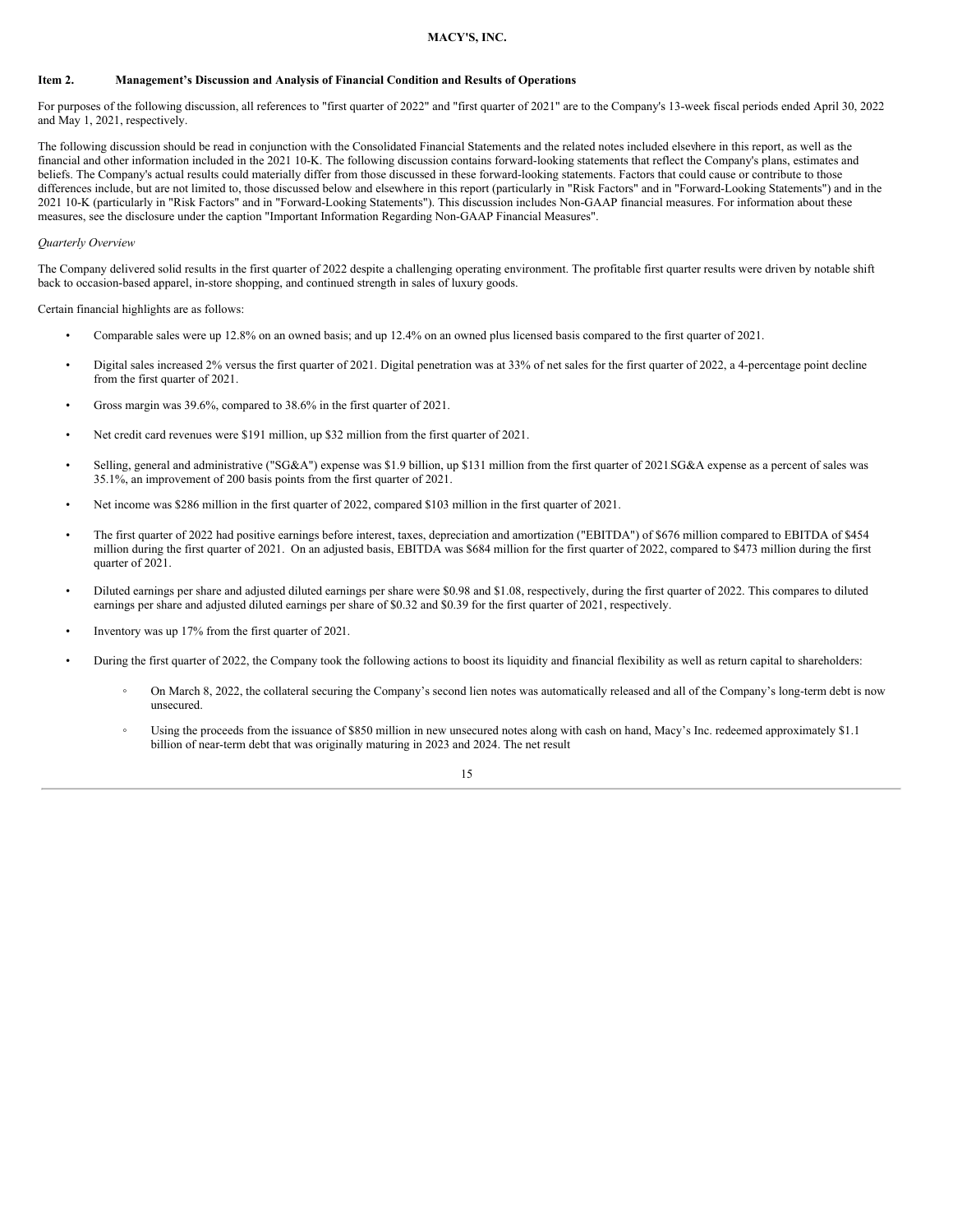MACY'S, INC.

## Item 2. Management's Discussion and Analysis of Financial Condition and Results of Operations

For purposes of the following discussion, all references to "first quarter of 2022" and "first quarter of 2021" are to the Company's 13-week fiscal periods ended April 30, 2022 and May 1, 2021, respectively.

The following discussion should be read in conjunction with the Consolidated Financial Statements and the related notes included elsevhere in this report, as well as the financial and other information included in the 2021 10-K. The following discussion contains forward-looking statements that reflect the Company's plans, estimates and beliefs. The Company's actual results could materially differ from those discussed in these forward-looking statements. Factors that could cause or contribute to those differences include, but are not limited to, those discussed below and elsewhere in this report (particularly in "Risk Factors" and in "Forward-Looking Statements") and in the 2021 10-K (particularly in "Risk Factors" and in "Forward-Looking Statements"). This discussion includes Non-GAAP financial measures. For information about these measures, see the disclosure under the caption "Important Information Regarding Non-GAAP Financial Measures".

*Quarterly Overview*

The Company delivered solid results in the first quarter of 2022 despite a challenging operating environment. The profitable first quarter results were driven by notable shift back to occasion-based apparel, in-store shopping, and continued strength in sales of luxury goods.

Certain financial highlights are as follows:

- Comparable sales were up 12.8% on an owned basis; and up 12.4% on an owned plus licensed basis compared to the first quarter of 2021.
- Digital sales increased 2% versus the first quarter of 2021. Digital penetration was at 33% of net sales for the first quarter of 2022, a 4-percentage point decline from the first quarter of 2021.
- Gross margin was 39.6%, compared to 38.6% in the first quarter of 2021.
- Net credit card revenues were $191 million, up $32 million from the first quarter of 2021.
- Selling, general and administrative ("SG&A") expense was $1.9 billion, up $131 million from the first quarter of 2021.SG&A expense as a percent of sales was 35.1%, an improvement of 200 basis points from the first quarter of 2021.
- Net income was $286 million in the first quarter of 2022, compared $103 million in the first quarter of 2021.
- The first quarter of 2022 had positive earnings before interest, taxes, depreciation and amortization ("EBITDA") of $676 million compared to EBITDA of $454 million during the first quarter of 2021. On an adjusted basis, EBITDA was $684 million for the first quarter of 2022, compared to $473 million during the first quarter of 2021.
- Diluted earnings per share and adjusted diluted earnings per share were $0.98 and $1.08, respectively, during the first quarter of 2022. This compares to diluted earnings per share and adjusted diluted earnings per share of $0.32 and $0.39 for the first quarter of 2021, respectively.
- Inventory was up 17% from the first quarter of 2021.
- During the first quarter of 2022, the Company took the following actions to boost its liquidity and financial flexibility as well as return capital to shareholders:
  - On March 8, 2022, the collateral securing the Company's second lien notes was automatically released and all of the Company's long-term debt is now unsecured.
  - Using the proceeds from the issuance of $850 million in new unsecured notes along with cash on hand, Macy's Inc. redeemed approximately $1.1 billion of near-term debt that was originally maturing in 2023 and 2024. The net result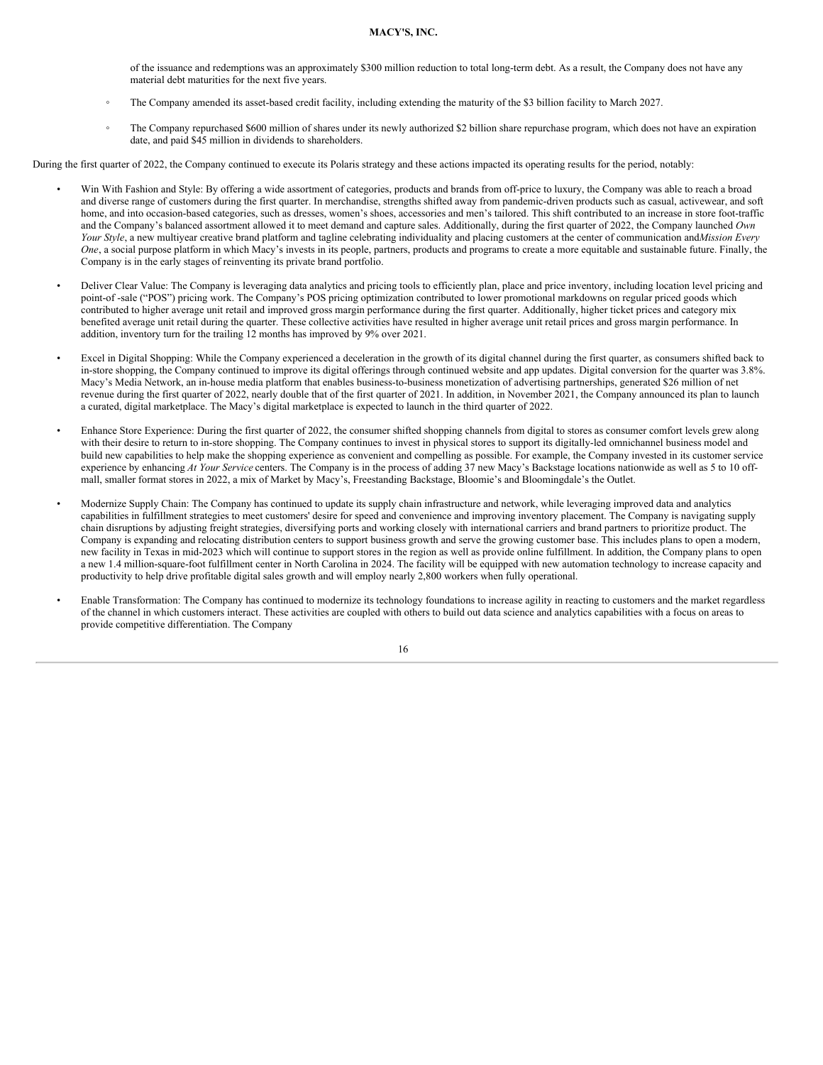of the issuance and redemptions was an approximately $300 million reduction to total long-term debt. As a result, the Company does not have any material debt maturities for the next five years.

- The Company amended its asset-based credit facility, including extending the maturity of the $3 billion facility to March 2027.
- The Company repurchased $600 million of shares under its newly authorized $2 billion share repurchase program, which does not have an expiration date, and paid $45 million in dividends to shareholders.

During the first quarter of 2022, the Company continued to execute its Polaris strategy and these actions impacted its operating results for the period, notably:

- Win With Fashion and Style: By offering a wide assortment of categories, products and brands from off-price to luxury, the Company was able to reach a broad and diverse range of customers during the first quarter. In merchandise, strengths shifted away from pandemic-driven products such as casual, activewear, and soft home, and into occasion-based categories, such as dresses, women's shoes, accessories and men's tailored. This shift contributed to an increase in store foot-traffic and the Company's balanced assortment allowed it to meet demand and capture sales. Additionally, during the first quarter of 2022, the Company launched *Own Your Style*, a new multiyear creative brand platform and tagline celebrating individuality and placing customers at the center of communication and *Mission Every One*, a social purpose platform in which Macy's invests in its people, partners, products and programs to create a more equitable and sustainable future. Finally, the Company is in the early stages of reinventing its private brand portfolio.
- Deliver Clear Value: The Company is leveraging data analytics and pricing tools to efficiently plan, place and price inventory, including location level pricing and point-of -sale ("POS") pricing work. The Company's POS pricing optimization contributed to lower promotional markdowns on regular priced goods which contributed to higher average unit retail and improved gross margin performance during the first quarter. Additionally, higher ticket prices and category mix benefited average unit retail during the quarter. These collective activities have resulted in higher average unit retail prices and gross margin performance. In addition, inventory turn for the trailing 12 months has improved by 9% over 2021.
- Excel in Digital Shopping: While the Company experienced a deceleration in the growth of its digital channel during the first quarter, as consumers shifted back to in-store shopping, the Company continued to improve its digital offerings through continued website and app updates. Digital conversion for the quarter was 3.8%. Macy's Media Network, an in-house media platform that enables business-to-business monetization of advertising partnerships, generated $26 million of net revenue during the first quarter of 2022, nearly double that of the first quarter of 2021. In addition, in November 2021, the Company announced its plan to launch a curated, digital marketplace. The Macy's digital marketplace is expected to launch in the third quarter of 2022.
- Enhance Store Experience: During the first quarter of 2022, the consumer shifted shopping channels from digital to stores as consumer comfort levels grew along with their desire to return to in-store shopping. The Company continues to invest in physical stores to support its digitally-led omnichannel business model and build new capabilities to help make the shopping experience as convenient and compelling as possible. For example, the Company invested in its customer service experience by enhancing *At Your Service* centers. The Company is in the process of adding 37 new Macy's Backstage locations nationwide as well as 5 to 10 off-mall, smaller format stores in 2022, a mix of Market by Macy's, Freestanding Backstage, Bloomie's and Bloomingdale's the Outlet.
- Modernize Supply Chain: The Company has continued to update its supply chain infrastructure and network, while leveraging improved data and analytics capabilities in fulfillment strategies to meet customers' desire for speed and convenience and improving inventory placement. The Company is navigating supply chain disruptions by adjusting freight strategies, diversifying ports and working closely with international carriers and brand partners to prioritize product. The Company is expanding and relocating distribution centers to support business growth and serve the growing customer base. This includes plans to open a modern, new facility in Texas in mid-2023 which will continue to support stores in the region as well as provide online fulfillment. In addition, the Company plans to open a new 1.4 million-square-foot fulfillment center in North Carolina in 2024. The facility will be equipped with new automation technology to increase capacity and productivity to help drive profitable digital sales growth and will employ nearly 2,800 workers when fully operational.
- Enable Transformation: The Company has continued to modernize its technology foundations to increase agility in reacting to customers and the market regardless of the channel in which customers interact. These activities are coupled with others to build out data science and analytics capabilities with a focus on areas to provide competitive differentiation. The Company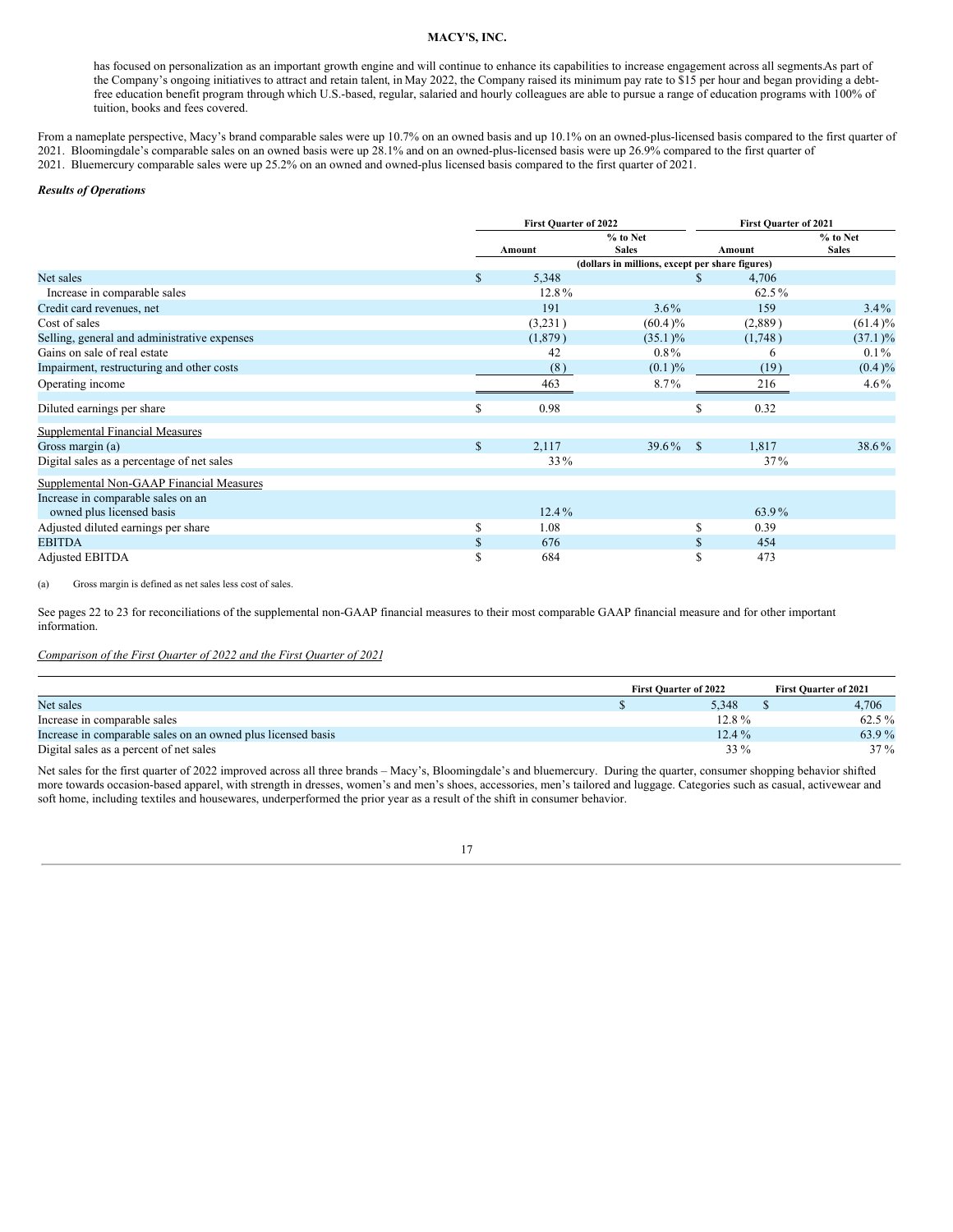has focused on personalization as an important growth engine and will continue to enhance its capabilities to increase engagement across all segments.As part of the Company's ongoing initiatives to attract and retain talent, in May 2022, the Company raised its minimum pay rate to $15 per hour and began providing a debt-free education benefit program through which U.S.-based, regular, salaried and hourly colleagues are able to pursue a range of education programs with 100% of tuition, books and fees covered.

From a nameplate perspective, Macy's brand comparable sales were up 10.7% on an owned basis and up 10.1% on an owned-plus-licensed basis compared to the first quarter of 2021. Bloomingdale's comparable sales on an owned basis were up 28.1% and on an owned-plus-licensed basis were up 26.9% compared to the first quarter of 2021. Bluemercury comparable sales were up 25.2% on an owned and owned-plus licensed basis compared to the first quarter of 2021.

***Results of Operations***

| | First Quarter of 2022 | | First Quarter of 2021 | |
|---|---|---|---|---|
| | Amount | % to Net Sales | Amount | % to Net Sales |
| | (dollars in millions, except per share figures) | | | |
| Net sales | $ 5,348 | | $ 4,706 | |
| Increase in comparable sales | 12.8 % | | 62.5 % | |
| Credit card revenues, net | 191 | 3.6 % | 159 | 3.4 % |
| Cost of sales | (3,231 ) | (60.4 )% | (2,889 ) | (61.4 )% |
| Selling, general and administrative expenses | (1,879 ) | (35.1 )% | (1,748 ) | (37.1 )% |
| Gains on sale of real estate | 42 | 0.8 % | 6 | 0.1 % |
| Impairment, restructuring and other costs | (8 ) | (0.1 )% | (19 ) | (0.4 )% |
| Operating income | 463 | 8.7 % | 216 | 4.6 % |
| Diluted earnings per share | $ 0.98 | | $ 0.32 | |
| Supplemental Financial Measures | | | | |
| Gross margin (a) | $ 2,117 | 39.6 % | $ 1,817 | 38.6 % |
| Digital sales as a percentage of net sales | 33 % | | 37 % | |
| Supplemental Non-GAAP Financial Measures | | | | |
| Increase in comparable sales on an owned plus licensed basis | 12.4 % | | 63.9 % | |
| Adjusted diluted earnings per share | $ 1.08 | | $ 0.39 | |
| EBITDA | $ 676 | | $ 454 | |
| Adjusted EBITDA | $ 684 | | $ 473 | |

(a) Gross margin is defined as net sales less cost of sales.

See pages 22 to 23 for reconciliations of the supplemental non-GAAP financial measures to their most comparable GAAP financial measure and for other important information.

*Comparison of the First Quarter of 2022 and the First Quarter of 2021*

| | First Quarter of 2022 | First Quarter of 2021 |
|---|---|---|
| Net sales | $ 5,348 | $ 4,706 |
| Increase in comparable sales | 12.8 % | 62.5 % |
| Increase in comparable sales on an owned plus licensed basis | 12.4 % | 63.9 % |
| Digital sales as a percent of net sales | 33 % | 37 % |

Net sales for the first quarter of 2022 improved across all three brands – Macy's, Bloomingdale's and bluemercury. During the quarter, consumer shopping behavior shifted more towards occasion-based apparel, with strength in dresses, women's and men's shoes, accessories, men's tailored and luggage. Categories such as casual, activewear and soft home, including textiles and housewares, underperformed the prior year as a result of the shift in consumer behavior.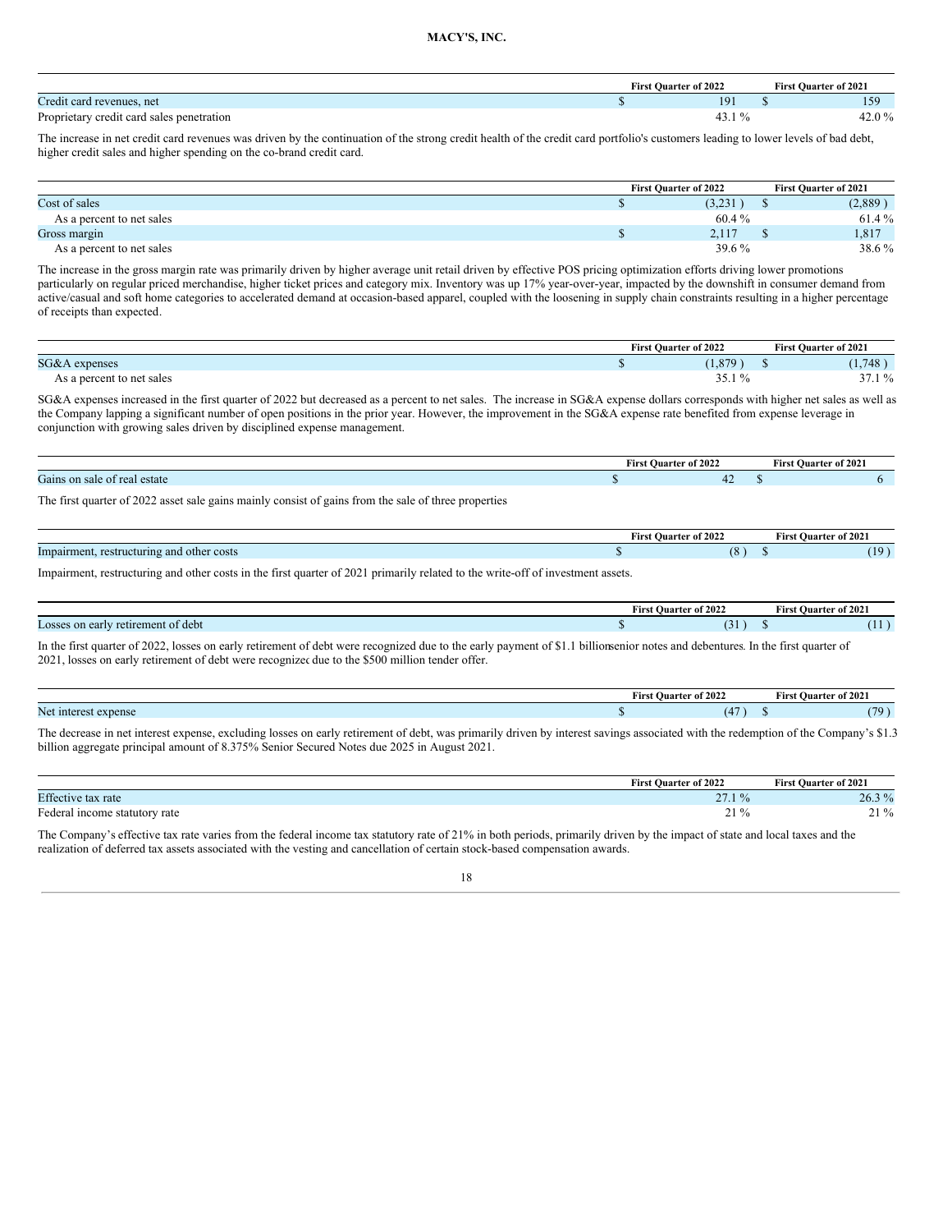|  | First Quarter of 2022 | First Quarter of 2021 |
| --- | --- | --- |
| Credit card revenues, net | $ 191 | $ 159 |
| Proprietary credit card sales penetration | 43.1 % | 42.0 % |

The increase in net credit card revenues was driven by the continuation of the strong credit health of the credit card portfolio's customers leading to lower levels of bad debt, higher credit sales and higher spending on the co-brand credit card.

|  | First Quarter of 2022 | First Quarter of 2021 |
| --- | --- | --- |
| Cost of sales | $ (3,231 ) | $ (2,889 ) |
| As a percent to net sales | 60.4 % | 61.4 % |
| Gross margin | $ 2,117 | $ 1,817 |
| As a percent to net sales | 39.6 % | 38.6 % |

The increase in the gross margin rate was primarily driven by higher average unit retail driven by effective POS pricing optimization efforts driving lower promotions particularly on regular priced merchandise, higher ticket prices and category mix. Inventory was up 17% year-over-year, impacted by the downshift in consumer demand from active/casual and soft home categories to accelerated demand at occasion-based apparel, coupled with the loosening in supply chain constraints resulting in a higher percentage of receipts than expected.

|  | First Quarter of 2022 | First Quarter of 2021 |
| --- | --- | --- |
| SG&A expenses | $ (1,879 ) | $ (1,748 ) |
| As a percent to net sales | 35.1 % | 37.1 % |

SG&A expenses increased in the first quarter of 2022 but decreased as a percent to net sales. The increase in SG&A expense dollars corresponds with higher net sales as well as the Company lapping a significant number of open positions in the prior year. However, the improvement in the SG&A expense rate benefited from expense leverage in conjunction with growing sales driven by disciplined expense management.

|  | First Quarter of 2022 | First Quarter of 2021 |
| --- | --- | --- |
| Gains on sale of real estate | $ 42 | $ 6 |

The first quarter of 2022 asset sale gains mainly consist of gains from the sale of three properties

|  | First Quarter of 2022 | First Quarter of 2021 |
| --- | --- | --- |
| Impairment, restructuring and other costs | $ (8 ) | $ (19 ) |

Impairment, restructuring and other costs in the first quarter of 2021 primarily related to the write-off of investment assets.

|  | First Quarter of 2022 | First Quarter of 2021 |
| --- | --- | --- |
| Losses on early retirement of debt | $ (31 ) | $ (11 ) |

In the first quarter of 2022, losses on early retirement of debt were recognized due to the early payment of $1.1 billion senior notes and debentures. In the first quarter of 2021, losses on early retirement of debt were recognized due to the $500 million tender offer.

|  | First Quarter of 2022 | First Quarter of 2021 |
| --- | --- | --- |
| Net interest expense | $ (47 ) | $ (79 ) |

The decrease in net interest expense, excluding losses on early retirement of debt, was primarily driven by interest savings associated with the redemption of the Company's $1.3 billion aggregate principal amount of 8.375% Senior Secured Notes due 2025 in August 2021.

|  | First Quarter of 2022 | First Quarter of 2021 |
| --- | --- | --- |
| Effective tax rate | 27.1 % | 26.3 % |
| Federal income statutory rate | 21 % | 21 % |

The Company's effective tax rate varies from the federal income tax statutory rate of 21% in both periods, primarily driven by the impact of state and local taxes and the realization of deferred tax assets associated with the vesting and cancellation of certain stock-based compensation awards.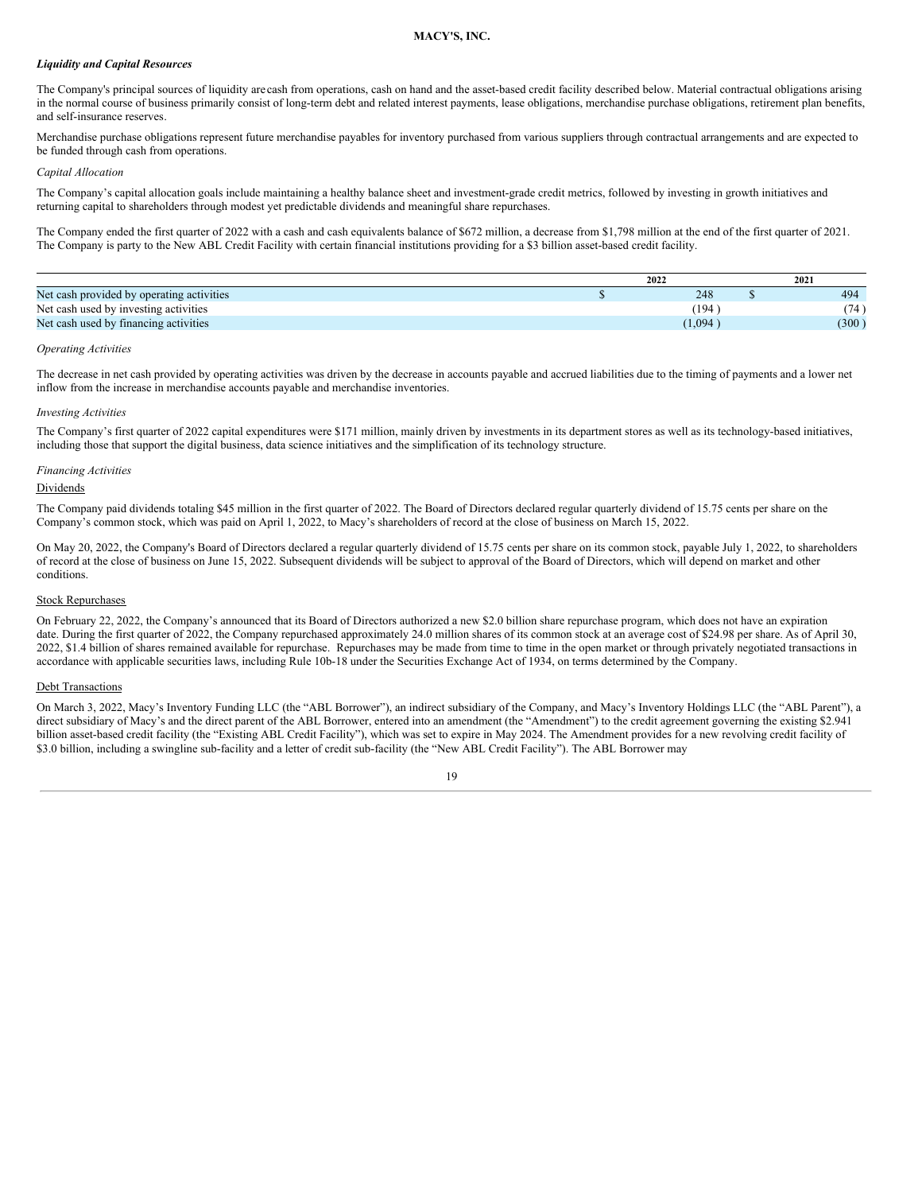**MACY'S, INC.**

***Liquidity and Capital Resources***

The Company's principal sources of liquidity arecash from operations, cash on hand and the asset-based credit facility described below. Material contractual obligations arising in the normal course of business primarily consist of long-term debt and related interest payments, lease obligations, merchandise purchase obligations, retirement plan benefits, and self-insurance reserves.

Merchandise purchase obligations represent future merchandise payables for inventory purchased from various suppliers through contractual arrangements and are expected to be funded through cash from operations.

*Capital Allocation*

The Company's capital allocation goals include maintaining a healthy balance sheet and investment-grade credit metrics, followed by investing in growth initiatives and returning capital to shareholders through modest yet predictable dividends and meaningful share repurchases.

The Company ended the first quarter of 2022 with a cash and cash equivalents balance of $672 million, a decrease from $1,798 million at the end of the first quarter of 2021. The Company is party to the New ABL Credit Facility with certain financial institutions providing for a $3 billion asset-based credit facility.

| | 2022 | 2021 |
|---|---|---|
| Net cash provided by operating activities | $ 248 | $ 494 |
| Net cash used by investing activities | (194 ) | (74 ) |
| Net cash used by financing activities | (1,094 ) | (300 ) |

*Operating Activities*

The decrease in net cash provided by operating activities was driven by the decrease in accounts payable and accrued liabilities due to the timing of payments and a lower net inflow from the increase in merchandise accounts payable and merchandise inventories.

*Investing Activities*

The Company's first quarter of 2022 capital expenditures were $171 million, mainly driven by investments in its department stores as well as its technology-based initiatives, including those that support the digital business, data science initiatives and the simplification of its technology structure.

*Financing Activities*

Dividends

The Company paid dividends totaling $45 million in the first quarter of 2022. The Board of Directors declared regular quarterly dividend of 15.75 cents per share on the Company's common stock, which was paid on April 1, 2022, to Macy's shareholders of record at the close of business on March 15, 2022.

On May 20, 2022, the Company's Board of Directors declared a regular quarterly dividend of 15.75 cents per share on its common stock, payable July 1, 2022, to shareholders of record at the close of business on June 15, 2022. Subsequent dividends will be subject to approval of the Board of Directors, which will depend on market and other conditions.

Stock Repurchases

On February 22, 2022, the Company's announced that its Board of Directors authorized a new $2.0 billion share repurchase program, which does not have an expiration date. During the first quarter of 2022, the Company repurchased approximately 24.0 million shares of its common stock at an average cost of $24.98 per share. As of April 30, 2022, $1.4 billion of shares remained available for repurchase. Repurchases may be made from time to time in the open market or through privately negotiated transactions in accordance with applicable securities laws, including Rule 10b-18 under the Securities Exchange Act of 1934, on terms determined by the Company.

Debt Transactions

On March 3, 2022, Macy's Inventory Funding LLC (the "ABL Borrower"), an indirect subsidiary of the Company, and Macy's Inventory Holdings LLC (the "ABL Parent"), a direct subsidiary of Macy's and the direct parent of the ABL Borrower, entered into an amendment (the "Amendment") to the credit agreement governing the existing $2.941 billion asset-based credit facility (the "Existing ABL Credit Facility"), which was set to expire in May 2024. The Amendment provides for a new revolving credit facility of $3.0 billion, including a swingline sub-facility and a letter of credit sub-facility (the "New ABL Credit Facility"). The ABL Borrower may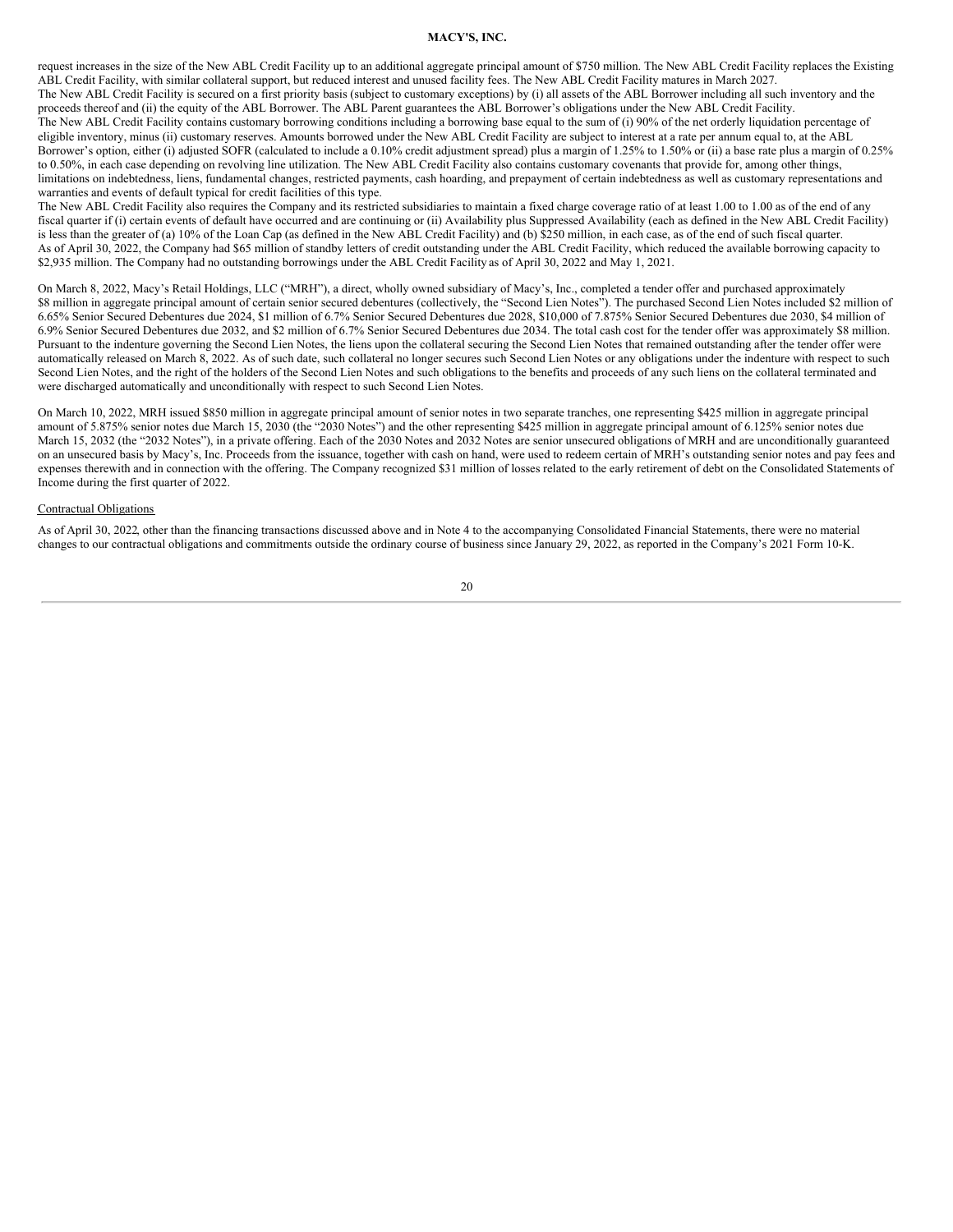request increases in the size of the New ABL Credit Facility up to an additional aggregate principal amount of $750 million. The New ABL Credit Facility replaces the Existing ABL Credit Facility, with similar collateral support, but reduced interest and unused facility fees. The New ABL Credit Facility matures in March 2027.

The New ABL Credit Facility is secured on a first priority basis (subject to customary exceptions) by (i) all assets of the ABL Borrower including all such inventory and the proceeds thereof and (ii) the equity of the ABL Borrower. The ABL Parent guarantees the ABL Borrower's obligations under the New ABL Credit Facility.

The New ABL Credit Facility contains customary borrowing conditions including a borrowing base equal to the sum of (i) 90% of the net orderly liquidation percentage of eligible inventory, minus (ii) customary reserves. Amounts borrowed under the New ABL Credit Facility are subject to interest at a rate per annum equal to, at the ABL Borrower's option, either (i) adjusted SOFR (calculated to include a 0.10% credit adjustment spread) plus a margin of 1.25% to 1.50% or (ii) a base rate plus a margin of 0.25% to 0.50%, in each case depending on revolving line utilization. The New ABL Credit Facility also contains customary covenants that provide for, among other things, limitations on indebtedness, liens, fundamental changes, restricted payments, cash hoarding, and prepayment of certain indebtedness as well as customary representations and warranties and events of default typical for credit facilities of this type.

The New ABL Credit Facility also requires the Company and its restricted subsidiaries to maintain a fixed charge coverage ratio of at least 1.00 to 1.00 as of the end of any fiscal quarter if (i) certain events of default have occurred and are continuing or (ii) Availability plus Suppressed Availability (each as defined in the New ABL Credit Facility) is less than the greater of (a) 10% of the Loan Cap (as defined in the New ABL Credit Facility) and (b) $250 million, in each case, as of the end of such fiscal quarter.

As of April 30, 2022, the Company had $65 million of standby letters of credit outstanding under the ABL Credit Facility, which reduced the available borrowing capacity to $2,935 million. The Company had no outstanding borrowings under the ABL Credit Facility as of April 30, 2022 and May 1, 2021.

On March 8, 2022, Macy's Retail Holdings, LLC ("MRH"), a direct, wholly owned subsidiary of Macy's, Inc., completed a tender offer and purchased approximately $8 million in aggregate principal amount of certain senior secured debentures (collectively, the "Second Lien Notes"). The purchased Second Lien Notes included $2 million of 6.65% Senior Secured Debentures due 2024, $1 million of 6.7% Senior Secured Debentures due 2028, $10,000 of 7.875% Senior Secured Debentures due 2030, $4 million of 6.9% Senior Secured Debentures due 2032, and $2 million of 6.7% Senior Secured Debentures due 2034. The total cash cost for the tender offer was approximately $8 million. Pursuant to the indenture governing the Second Lien Notes, the liens upon the collateral securing the Second Lien Notes that remained outstanding after the tender offer were automatically released on March 8, 2022. As of such date, such collateral no longer secures such Second Lien Notes or any obligations under the indenture with respect to such Second Lien Notes, and the right of the holders of the Second Lien Notes and such obligations to the benefits and proceeds of any such liens on the collateral terminated and were discharged automatically and unconditionally with respect to such Second Lien Notes.

On March 10, 2022, MRH issued $850 million in aggregate principal amount of senior notes in two separate tranches, one representing $425 million in aggregate principal amount of 5.875% senior notes due March 15, 2030 (the "2030 Notes") and the other representing $425 million in aggregate principal amount of 6.125% senior notes due March 15, 2032 (the "2032 Notes"), in a private offering. Each of the 2030 Notes and 2032 Notes are senior unsecured obligations of MRH and are unconditionally guaranteed on an unsecured basis by Macy's, Inc. Proceeds from the issuance, together with cash on hand, were used to redeem certain of MRH's outstanding senior notes and pay fees and expenses therewith and in connection with the offering. The Company recognized $31 million of losses related to the early retirement of debt on the Consolidated Statements of Income during the first quarter of 2022.

Contractual Obligations

As of April 30, 2022, other than the financing transactions discussed above and in Note 4 to the accompanying Consolidated Financial Statements, there were no material changes to our contractual obligations and commitments outside the ordinary course of business since January 29, 2022, as reported in the Company's 2021 Form 10-K.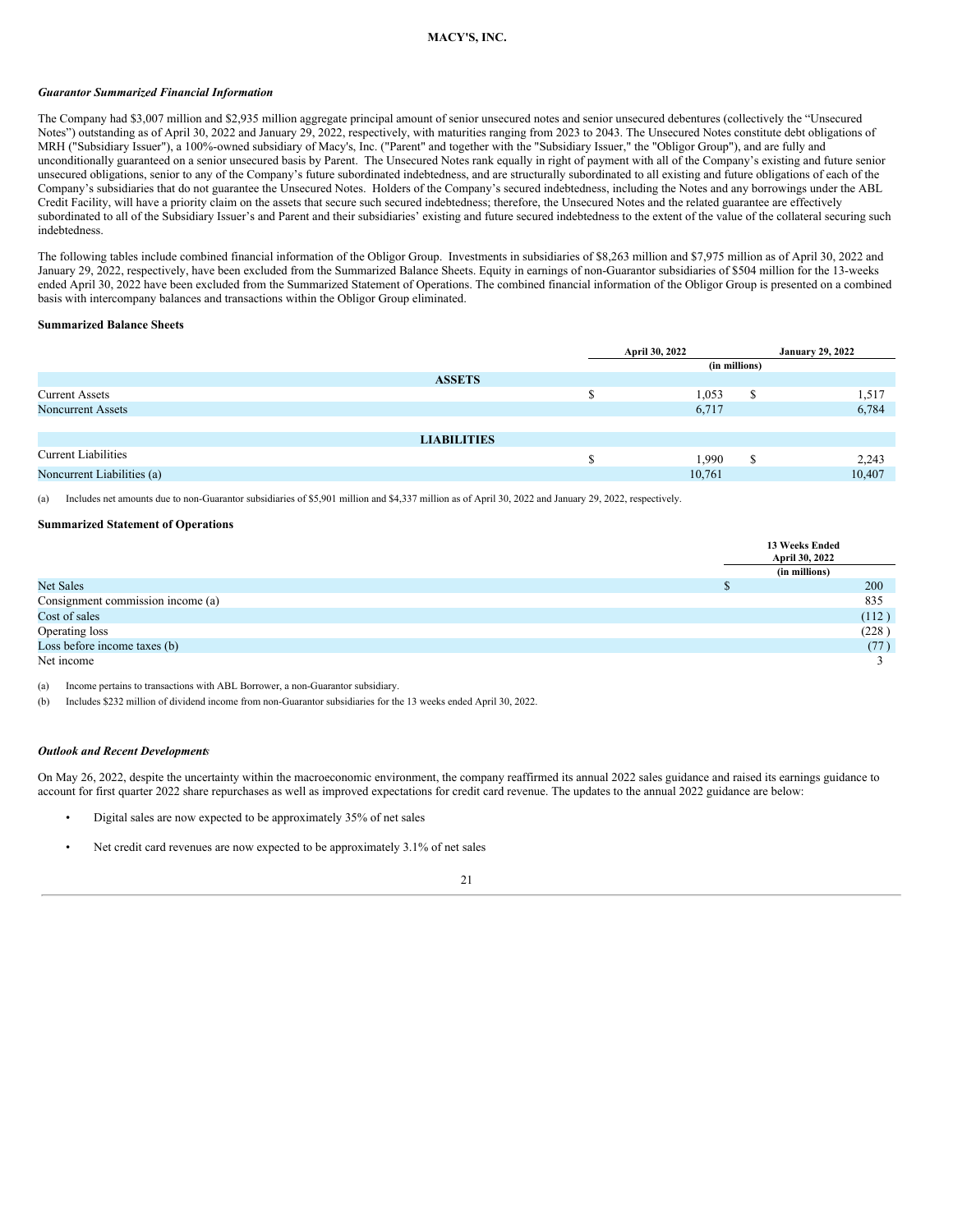### *Guarantor Summarized Financial Information*

The Company had $3,007 million and $2,935 million aggregate principal amount of senior unsecured notes and senior unsecured debentures (collectively the "Unsecured Notes") outstanding as of April 30, 2022 and January 29, 2022, respectively, with maturities ranging from 2023 to 2043. The Unsecured Notes constitute debt obligations of MRH ("Subsidiary Issuer"), a 100%-owned subsidiary of Macy's, Inc. ("Parent" and together with the "Subsidiary Issuer," the "Obligor Group"), and are fully and unconditionally guaranteed on a senior unsecured basis by Parent. The Unsecured Notes rank equally in right of payment with all of the Company's existing and future senior unsecured obligations, senior to any of the Company's future subordinated indebtedness, and are structurally subordinated to all existing and future obligations of each of the Company's subsidiaries that do not guarantee the Unsecured Notes. Holders of the Company's secured indebtedness, including the Notes and any borrowings under the ABL Credit Facility, will have a priority claim on the assets that secure such secured indebtedness; therefore, the Unsecured Notes and the related guarantee are effectively subordinated to all of the Subsidiary Issuer's and Parent and their subsidiaries' existing and future secured indebtedness to the extent of the value of the collateral securing such indebtedness.

The following tables include combined financial information of the Obligor Group. Investments in subsidiaries of $8,263 million and $7,975 million as of April 30, 2022 and January 29, 2022, respectively, have been excluded from the Summarized Balance Sheets. Equity in earnings of non-Guarantor subsidiaries of $504 million for the 13-weeks ended April 30, 2022 have been excluded from the Summarized Statement of Operations. The combined financial information of the Obligor Group is presented on a combined basis with intercompany balances and transactions within the Obligor Group eliminated.

**Summarized Balance Sheets**

| | April 30, 2022 | January 29, 2022 |
|---|---|---|
| | (in millions) | |
| **ASSETS** | | |
| Current Assets | $ 1,053 | $ 1,517 |
| Noncurrent Assets | 6,717 | 6,784 |
| **LIABILITIES** | | |
| Current Liabilities | $ 1,990 | $ 2,243 |
| Noncurrent Liabilities (a) | 10,761 | 10,407 |

(a) Includes net amounts due to non-Guarantor subsidiaries of $5,901 million and $4,337 million as of April 30, 2022 and January 29, 2022, respectively.

**Summarized Statement of Operations**

| | 13 Weeks Ended April 30, 2022 |
|---|---|
| | (in millions) |
| Net Sales | $ 200 |
| Consignment commission income (a) | 835 |
| Cost of sales | (112 ) |
| Operating loss | (228 ) |
| Loss before income taxes (b) | (77 ) |
| Net income | 3 |

(a) Income pertains to transactions with ABL Borrower, a non-Guarantor subsidiary.

(b) Includes $232 million of dividend income from non-Guarantor subsidiaries for the 13 weeks ended April 30, 2022.

### *Outlook and Recent Developments*

On May 26, 2022, despite the uncertainty within the macroeconomic environment, the company reaffirmed its annual 2022 sales guidance and raised its earnings guidance to account for first quarter 2022 share repurchases as well as improved expectations for credit card revenue. The updates to the annual 2022 guidance are below:

- Digital sales are now expected to be approximately 35% of net sales
- Net credit card revenues are now expected to be approximately 3.1% of net sales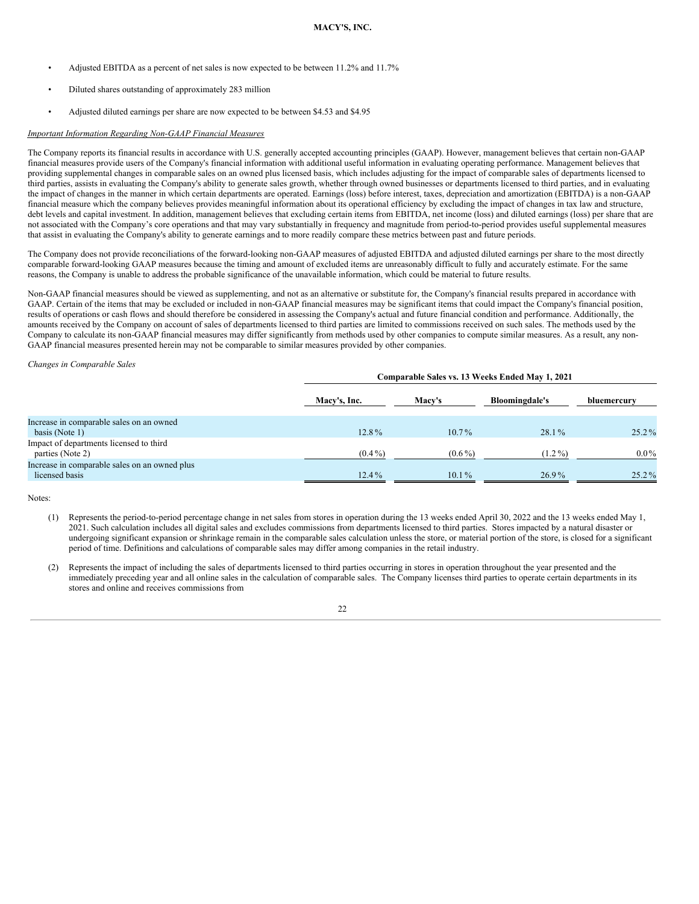- Adjusted EBITDA as a percent of net sales is now expected to be between 11.2% and 11.7%
- Diluted shares outstanding of approximately 283 million
- Adjusted diluted earnings per share are now expected to be between $4.53 and $4.95

*Important Information Regarding Non-GAAP Financial Measures*

The Company reports its financial results in accordance with U.S. generally accepted accounting principles (GAAP). However, management believes that certain non-GAAP financial measures provide users of the Company's financial information with additional useful information in evaluating operating performance. Management believes that providing supplemental changes in comparable sales on an owned plus licensed basis, which includes adjusting for the impact of comparable sales of departments licensed to third parties, assists in evaluating the Company's ability to generate sales growth, whether through owned businesses or departments licensed to third parties, and in evaluating the impact of changes in the manner in which certain departments are operated. Earnings (loss) before interest, taxes, depreciation and amortization (EBITDA) is a non-GAAP financial measure which the company believes provides meaningful information about its operational efficiency by excluding the impact of changes in tax law and structure, debt levels and capital investment. In addition, management believes that excluding certain items from EBITDA, net income (loss) and diluted earnings (loss) per share that are not associated with the Company's core operations and that may vary substantially in frequency and magnitude from period-to-period provides useful supplemental measures that assist in evaluating the Company's ability to generate earnings and to more readily compare these metrics between past and future periods.

The Company does not provide reconciliations of the forward-looking non-GAAP measures of adjusted EBITDA and adjusted diluted earnings per share to the most directly comparable forward-looking GAAP measures because the timing and amount of excluded items are unreasonably difficult to fully and accurately estimate. For the same reasons, the Company is unable to address the probable significance of the unavailable information, which could be material to future results.

Non-GAAP financial measures should be viewed as supplementing, and not as an alternative or substitute for, the Company's financial results prepared in accordance with GAAP. Certain of the items that may be excluded or included in non-GAAP financial measures may be significant items that could impact the Company's financial position, results of operations or cash flows and should therefore be considered in assessing the Company's actual and future financial condition and performance. Additionally, the amounts received by the Company on account of sales of departments licensed to third parties are limited to commissions received on such sales. The methods used by the Company to calculate its non-GAAP financial measures may differ significantly from methods used by other companies to compute similar measures. As a result, any non-GAAP financial measures presented herein may not be comparable to similar measures provided by other companies.

*Changes in Comparable Sales*

| | Comparable Sales vs. 13 Weeks Ended May 1, 2021 | | | |
|---|---|---|---|---|
| | Macy's, Inc. | Macy's | Bloomingdale's | bluemercury |
| Increase in comparable sales on an owned basis (Note 1) | 12.8 % | 10.7 % | 28.1 % | 25.2 % |
| Impact of departments licensed to third parties (Note 2) | (0.4 %) | (0.6 %) | (1.2 %) | 0.0 % |
| Increase in comparable sales on an owned plus licensed basis | 12.4 % | 10.1 % | 26.9 % | 25.2 % |

Notes:

(1) Represents the period-to-period percentage change in net sales from stores in operation during the 13 weeks ended April 30, 2022 and the 13 weeks ended May 1, 2021. Such calculation includes all digital sales and excludes commissions from departments licensed to third parties. Stores impacted by a natural disaster or undergoing significant expansion or shrinkage remain in the comparable sales calculation unless the store, or material portion of the store, is closed for a significant period of time. Definitions and calculations of comparable sales may differ among companies in the retail industry.

(2) Represents the impact of including the sales of departments licensed to third parties occurring in stores in operation throughout the year presented and the immediately preceding year and all online sales in the calculation of comparable sales. The Company licenses third parties to operate certain departments in its stores and online and receives commissions from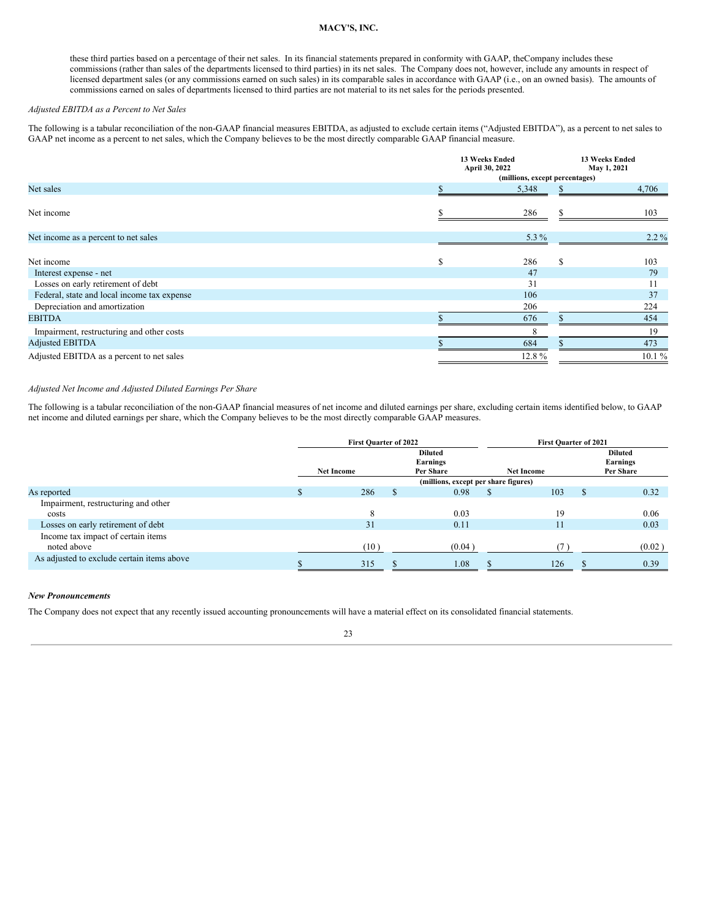these third parties based on a percentage of their net sales. In its financial statements prepared in conformity with GAAP, theCompany includes these commissions (rather than sales of the departments licensed to third parties) in its net sales. The Company does not, however, include any amounts in respect of licensed department sales (or any commissions earned on such sales) in its comparable sales in accordance with GAAP (i.e., on an owned basis). The amounts of commissions earned on sales of departments licensed to third parties are not material to its net sales for the periods presented.

*Adjusted EBITDA as a Percent to Net Sales*

The following is a tabular reconciliation of the non-GAAP financial measures EBITDA, as adjusted to exclude certain items ("Adjusted EBITDA"), as a percent to net sales to GAAP net income as a percent to net sales, which the Company believes to be the most directly comparable GAAP financial measure.

| | 13 Weeks Ended April 30, 2022 | 13 Weeks Ended May 1, 2021 |
|---|---|---|
| | (millions, except percentages) | |
| Net sales | $ 5,348 | $ 4,706 |
| Net income | $ 286 | $ 103 |
| Net income as a percent to net sales | 5.3 % | 2.2 % |
| Net income | $ 286 | $ 103 |
| Interest expense - net | 47 | 79 |
| Losses on early retirement of debt | 31 | 11 |
| Federal, state and local income tax expense | 106 | 37 |
| Depreciation and amortization | 206 | 224 |
| EBITDA | $ 676 | $ 454 |
| Impairment, restructuring and other costs | 8 | 19 |
| Adjusted EBITDA | $ 684 | $ 473 |
| Adjusted EBITDA as a percent to net sales | 12.8 % | 10.1 % |

*Adjusted Net Income and Adjusted Diluted Earnings Per Share*

The following is a tabular reconciliation of the non-GAAP financial measures of net income and diluted earnings per share, excluding certain items identified below, to GAAP net income and diluted earnings per share, which the Company believes to be the most directly comparable GAAP measures.

| | First Quarter of 2022 | | First Quarter of 2021 | |
|---|---|---|---|---|
| | Net Income | Diluted Earnings Per Share | Net Income | Diluted Earnings Per Share |
| | (millions, except per share figures) | | | |
| As reported | $ 286 | $ 0.98 | $ 103 | $ 0.32 |
| Impairment, restructuring and other costs | 8 | 0.03 | 19 | 0.06 |
| Losses on early retirement of debt | 31 | 0.11 | 11 | 0.03 |
| Income tax impact of certain items noted above | (10 ) | (0.04 ) | (7 ) | (0.02 ) |
| As adjusted to exclude certain items above | $ 315 | $ 1.08 | $ 126 | $ 0.39 |

***New Pronouncements***

The Company does not expect that any recently issued accounting pronouncements will have a material effect on its consolidated financial statements.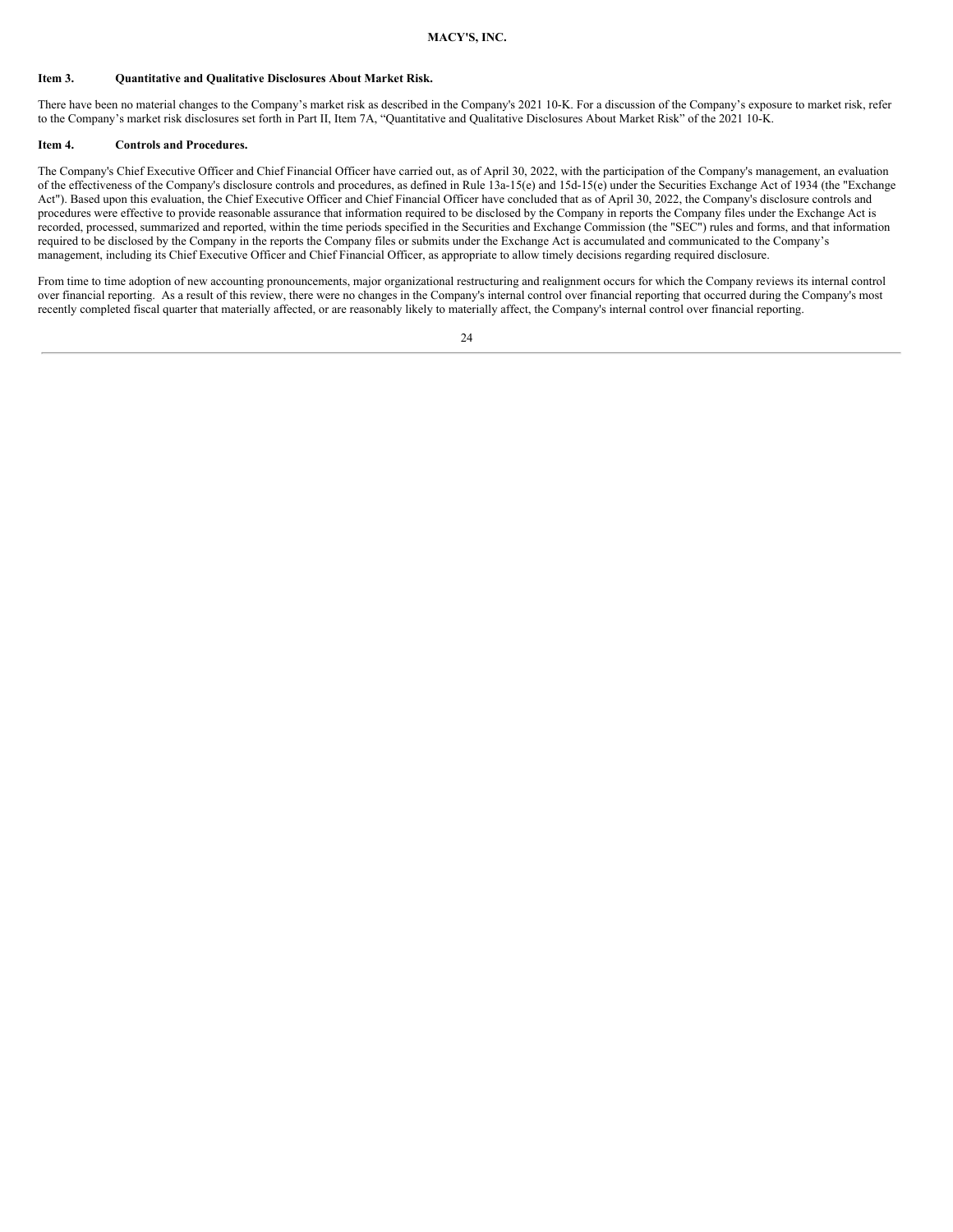### Item 3. Quantitative and Qualitative Disclosures About Market Risk.

There have been no material changes to the Company's market risk as described in the Company's 2021 10-K. For a discussion of the Company's exposure to market risk, refer to the Company's market risk disclosures set forth in Part II, Item 7A, "Quantitative and Qualitative Disclosures About Market Risk" of the 2021 10-K.

### Item 4. Controls and Procedures.

The Company's Chief Executive Officer and Chief Financial Officer have carried out, as of April 30, 2022, with the participation of the Company's management, an evaluation of the effectiveness of the Company's disclosure controls and procedures, as defined in Rule 13a-15(e) and 15d-15(e) under the Securities Exchange Act of 1934 (the "Exchange Act"). Based upon this evaluation, the Chief Executive Officer and Chief Financial Officer have concluded that as of April 30, 2022, the Company's disclosure controls and procedures were effective to provide reasonable assurance that information required to be disclosed by the Company in reports the Company files under the Exchange Act is recorded, processed, summarized and reported, within the time periods specified in the Securities and Exchange Commission (the "SEC") rules and forms, and that information required to be disclosed by the Company in the reports the Company files or submits under the Exchange Act is accumulated and communicated to the Company's management, including its Chief Executive Officer and Chief Financial Officer, as appropriate to allow timely decisions regarding required disclosure.

From time to time adoption of new accounting pronouncements, major organizational restructuring and realignment occurs for which the Company reviews its internal control over financial reporting. As a result of this review, there were no changes in the Company's internal control over financial reporting that occurred during the Company's most recently completed fiscal quarter that materially affected, or are reasonably likely to materially affect, the Company's internal control over financial reporting.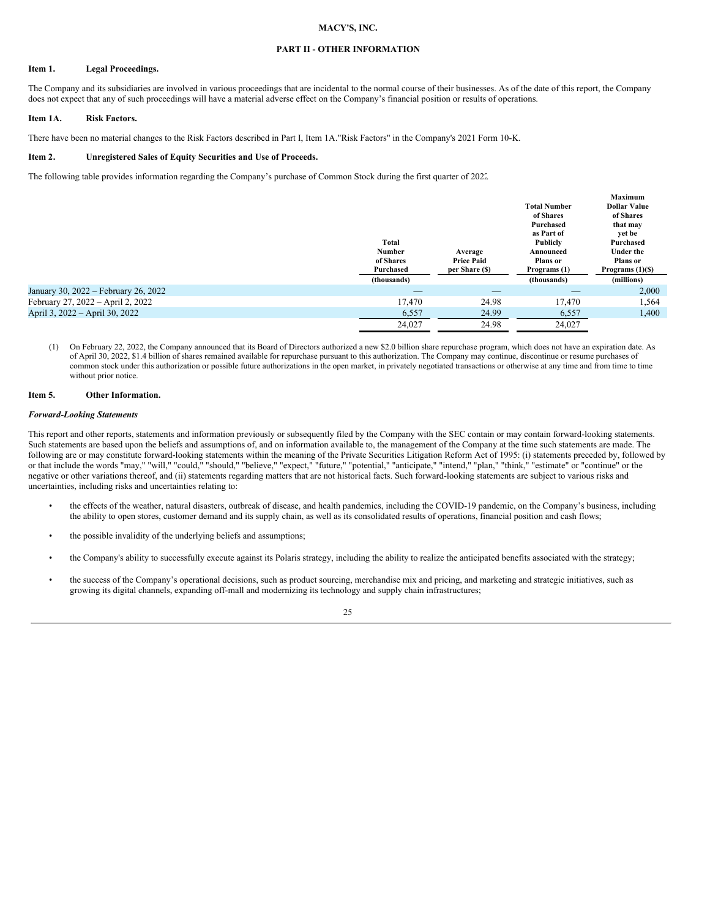MACY'S, INC.

## PART II - OTHER INFORMATION

### Item 1. Legal Proceedings.

The Company and its subsidiaries are involved in various proceedings that are incidental to the normal course of their businesses. As of the date of this report, the Company does not expect that any of such proceedings will have a material adverse effect on the Company's financial position or results of operations.

### Item 1A. Risk Factors.

There have been no material changes to the Risk Factors described in Part I, Item 1A."Risk Factors" in the Company's 2021 Form 10-K.

### Item 2. Unregistered Sales of Equity Securities and Use of Proceeds.

The following table provides information regarding the Company's purchase of Common Stock during the first quarter of 2022.

| | Total Number of Shares Purchased | Average Price Paid per Share ($) | Total Number of Shares Purchased as Part of Publicly Announced Plans or Programs (1) | Maximum Dollar Value of Shares that may yet be Purchased Under the Plans or Programs (1)($) |
|---|---|---|---|---|
| | (thousands) | | (thousands) | (millions) |
| January 30, 2022 – February 26, 2022 | — | — | — | 2,000 |
| February 27, 2022 – April 2, 2022 | 17,470 | 24.98 | 17,470 | 1,564 |
| April 3, 2022 – April 30, 2022 | 6,557 | 24.99 | 6,557 | 1,400 |
| | 24,027 | 24.98 | 24,027 | |

(1) On February 22, 2022, the Company announced that its Board of Directors authorized a new $2.0 billion share repurchase program, which does not have an expiration date. As of April 30, 2022, $1.4 billion of shares remained available for repurchase pursuant to this authorization. The Company may continue, discontinue or resume purchases of common stock under this authorization or possible future authorizations in the open market, in privately negotiated transactions or otherwise at any time and from time to time without prior notice.

### Item 5. Other Information.

*Forward-Looking Statements*

This report and other reports, statements and information previously or subsequently filed by the Company with the SEC contain or may contain forward-looking statements. Such statements are based upon the beliefs and assumptions of, and on information available to, the management of the Company at the time such statements are made. The following are or may constitute forward-looking statements within the meaning of the Private Securities Litigation Reform Act of 1995: (i) statements preceded by, followed by or that include the words "may," "will," "could," "should," "believe," "expect," "future," "potential," "anticipate," "intend," "plan," "think," "estimate" or "continue" or the negative or other variations thereof, and (ii) statements regarding matters that are not historical facts. Such forward-looking statements are subject to various risks and uncertainties, including risks and uncertainties relating to:

- the effects of the weather, natural disasters, outbreak of disease, and health pandemics, including the COVID-19 pandemic, on the Company's business, including the ability to open stores, customer demand and its supply chain, as well as its consolidated results of operations, financial position and cash flows;
- the possible invalidity of the underlying beliefs and assumptions;
- the Company's ability to successfully execute against its Polaris strategy, including the ability to realize the anticipated benefits associated with the strategy;
- the success of the Company's operational decisions, such as product sourcing, merchandise mix and pricing, and marketing and strategic initiatives, such as growing its digital channels, expanding off-mall and modernizing its technology and supply chain infrastructures;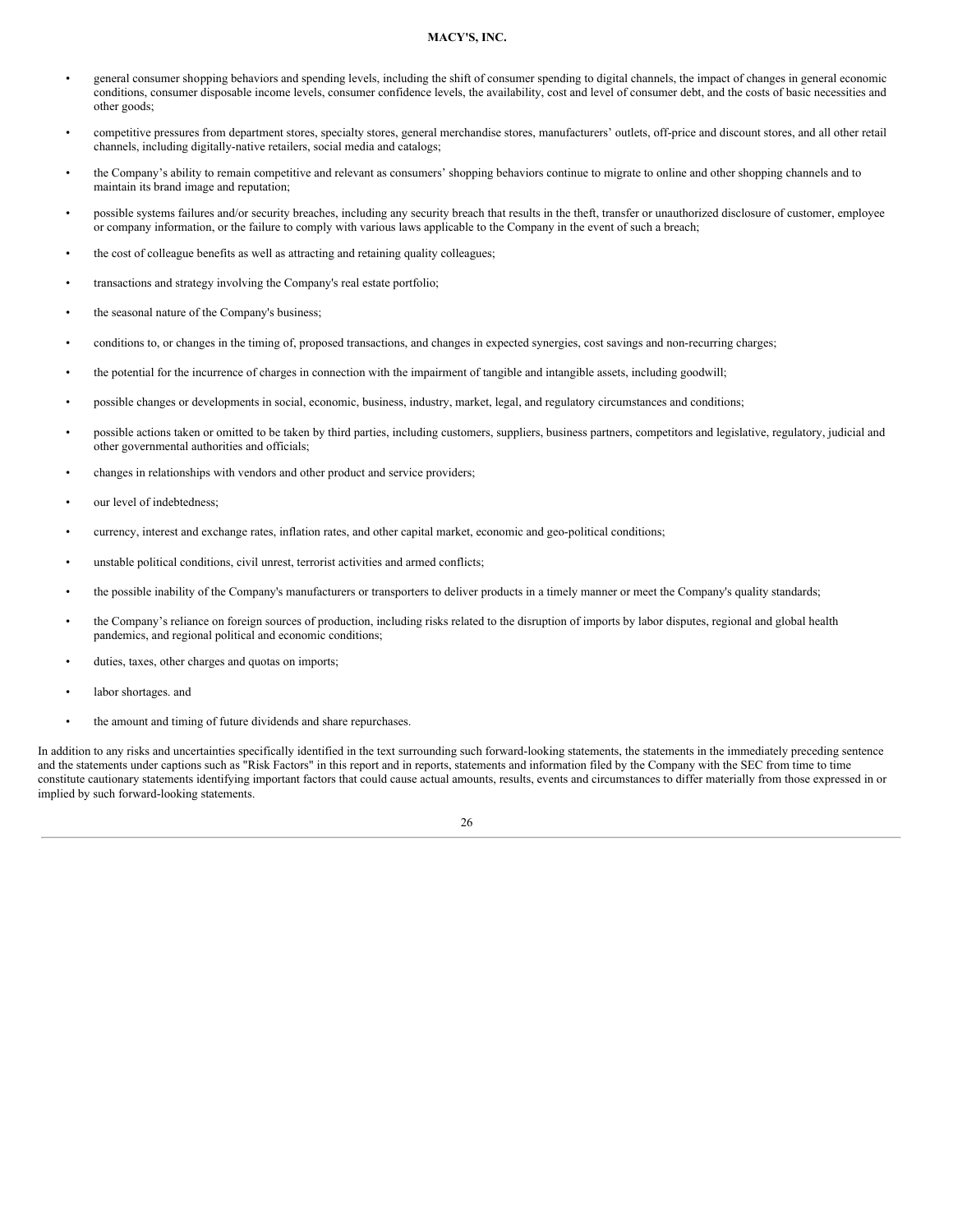- general consumer shopping behaviors and spending levels, including the shift of consumer spending to digital channels, the impact of changes in general economic conditions, consumer disposable income levels, consumer confidence levels, the availability, cost and level of consumer debt, and the costs of basic necessities and other goods;
- competitive pressures from department stores, specialty stores, general merchandise stores, manufacturers' outlets, off-price and discount stores, and all other retail channels, including digitally-native retailers, social media and catalogs;
- the Company's ability to remain competitive and relevant as consumers' shopping behaviors continue to migrate to online and other shopping channels and to maintain its brand image and reputation;
- possible systems failures and/or security breaches, including any security breach that results in the theft, transfer or unauthorized disclosure of customer, employee or company information, or the failure to comply with various laws applicable to the Company in the event of such a breach;
- the cost of colleague benefits as well as attracting and retaining quality colleagues;
- transactions and strategy involving the Company's real estate portfolio;
- the seasonal nature of the Company's business;
- conditions to, or changes in the timing of, proposed transactions, and changes in expected synergies, cost savings and non-recurring charges;
- the potential for the incurrence of charges in connection with the impairment of tangible and intangible assets, including goodwill;
- possible changes or developments in social, economic, business, industry, market, legal, and regulatory circumstances and conditions;
- possible actions taken or omitted to be taken by third parties, including customers, suppliers, business partners, competitors and legislative, regulatory, judicial and other governmental authorities and officials;
- changes in relationships with vendors and other product and service providers;
- our level of indebtedness;
- currency, interest and exchange rates, inflation rates, and other capital market, economic and geo-political conditions;
- unstable political conditions, civil unrest, terrorist activities and armed conflicts;
- the possible inability of the Company's manufacturers or transporters to deliver products in a timely manner or meet the Company's quality standards;
- the Company's reliance on foreign sources of production, including risks related to the disruption of imports by labor disputes, regional and global health pandemics, and regional political and economic conditions;
- duties, taxes, other charges and quotas on imports;
- labor shortages. and
- the amount and timing of future dividends and share repurchases.

In addition to any risks and uncertainties specifically identified in the text surrounding such forward-looking statements, the statements in the immediately preceding sentence and the statements under captions such as "Risk Factors" in this report and in reports, statements and information filed by the Company with the SEC from time to time constitute cautionary statements identifying important factors that could cause actual amounts, results, events and circumstances to differ materially from those expressed in or implied by such forward-looking statements.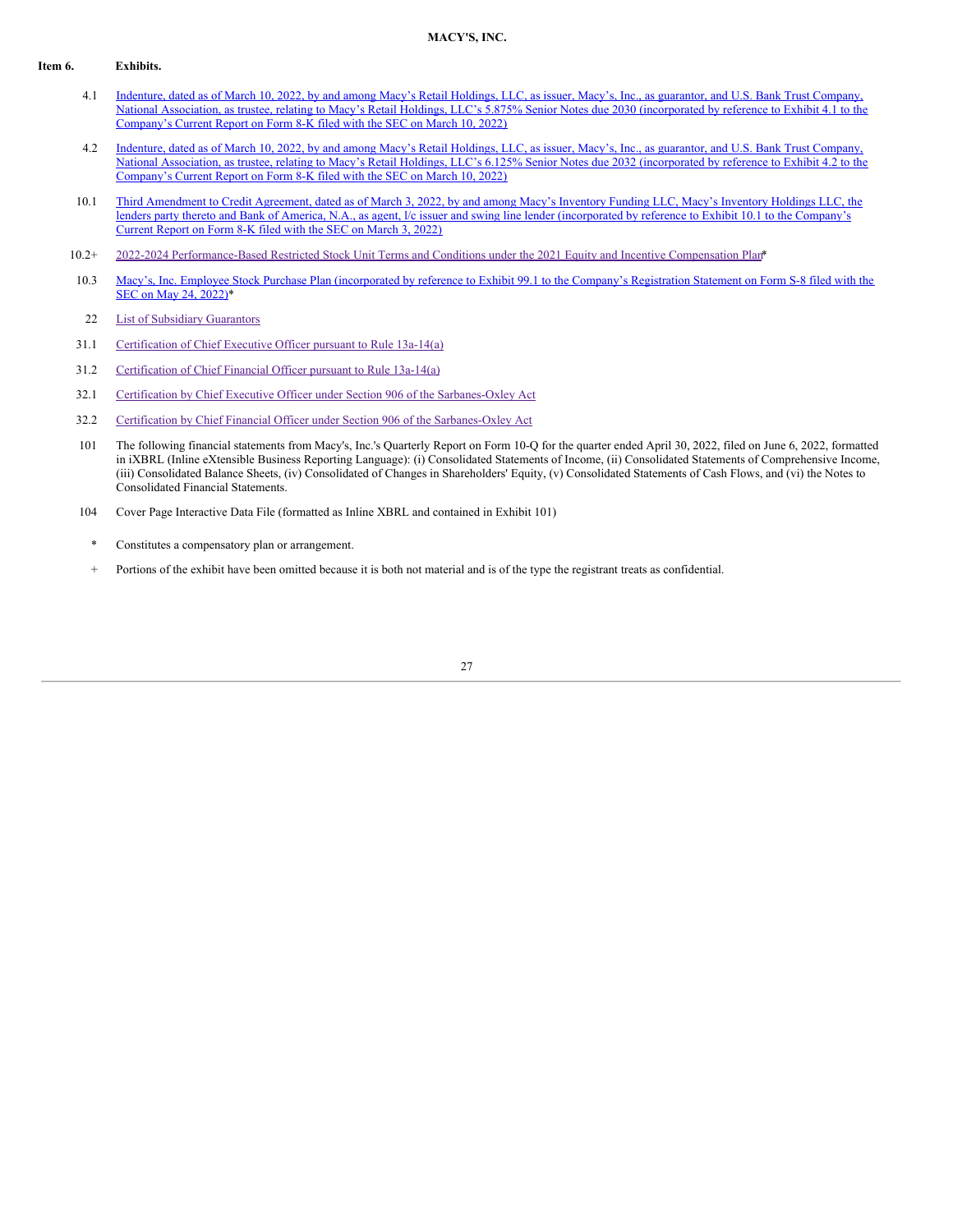**MACY'S, INC.**

**Item 6. Exhibits.**

| | |
|---|---|
| 4.1 | Indenture, dated as of March 10, 2022, by and among Macy's Retail Holdings, LLC, as issuer, Macy's, Inc., as guarantor, and U.S. Bank Trust Company, National Association, as trustee, relating to Macy's Retail Holdings, LLC's 5.875% Senior Notes due 2030 (incorporated by reference to Exhibit 4.1 to the Company's Current Report on Form 8-K filed with the SEC on March 10, 2022) |
| 4.2 | Indenture, dated as of March 10, 2022, by and among Macy's Retail Holdings, LLC, as issuer, Macy's, Inc., as guarantor, and U.S. Bank Trust Company, National Association, as trustee, relating to Macy's Retail Holdings, LLC's 6.125% Senior Notes due 2032 (incorporated by reference to Exhibit 4.2 to the Company's Current Report on Form 8-K filed with the SEC on March 10, 2022) |
| 10.1 | Third Amendment to Credit Agreement, dated as of March 3, 2022, by and among Macy's Inventory Funding LLC, Macy's Inventory Holdings LLC, the lenders party thereto and Bank of America, N.A., as agent, l/c issuer and swing line lender (incorporated by reference to Exhibit 10.1 to the Company's Current Report on Form 8-K filed with the SEC on March 3, 2022) |
| 10.2+ | 2022-2024 Performance-Based Restricted Stock Unit Terms and Conditions under the 2021 Equity and Incentive Compensation Plan* |
| 10.3 | Macy's, Inc. Employee Stock Purchase Plan (incorporated by reference to Exhibit 99.1 to the Company's Registration Statement on Form S-8 filed with the SEC on May 24, 2022)* |
| 22 | List of Subsidiary Guarantors |
| 31.1 | Certification of Chief Executive Officer pursuant to Rule 13a-14(a) |
| 31.2 | Certification of Chief Financial Officer pursuant to Rule 13a-14(a) |
| 32.1 | Certification by Chief Executive Officer under Section 906 of the Sarbanes-Oxley Act |
| 32.2 | Certification by Chief Financial Officer under Section 906 of the Sarbanes-Oxley Act |
| 101 | The following financial statements from Macy's, Inc.'s Quarterly Report on Form 10-Q for the quarter ended April 30, 2022, filed on June 6, 2022, formatted in iXBRL (Inline eXtensible Business Reporting Language): (i) Consolidated Statements of Income, (ii) Consolidated Statements of Comprehensive Income, (iii) Consolidated Balance Sheets, (iv) Consolidated of Changes in Shareholders' Equity, (v) Consolidated Statements of Cash Flows, and (vi) the Notes to Consolidated Financial Statements. |
| 104 | Cover Page Interactive Data File (formatted as Inline XBRL and contained in Exhibit 101) |

\* Constitutes a compensatory plan or arrangement.

\+ Portions of the exhibit have been omitted because it is both not material and is of the type the registrant treats as confidential.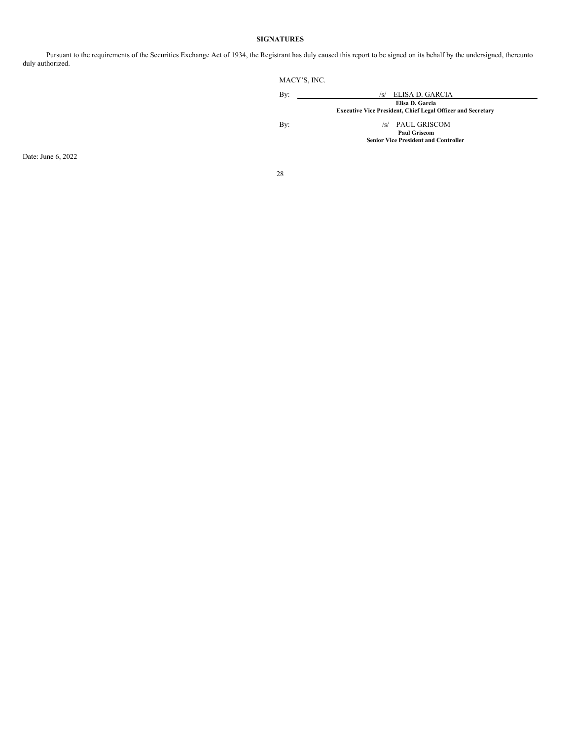## SIGNATURES

Pursuant to the requirements of the Securities Exchange Act of 1934, the Registrant has duly caused this report to be signed on its behalf by the undersigned, thereunto duly authorized.

MACY'S, INC.

By: /s/ ELISA D. GARCIA

**Elisa D. Garcia**
**Executive Vice President, Chief Legal Officer and Secretary**

By: /s/ PAUL GRISCOM

**Paul Griscom**
**Senior Vice President and Controller**

Date: June 6, 2022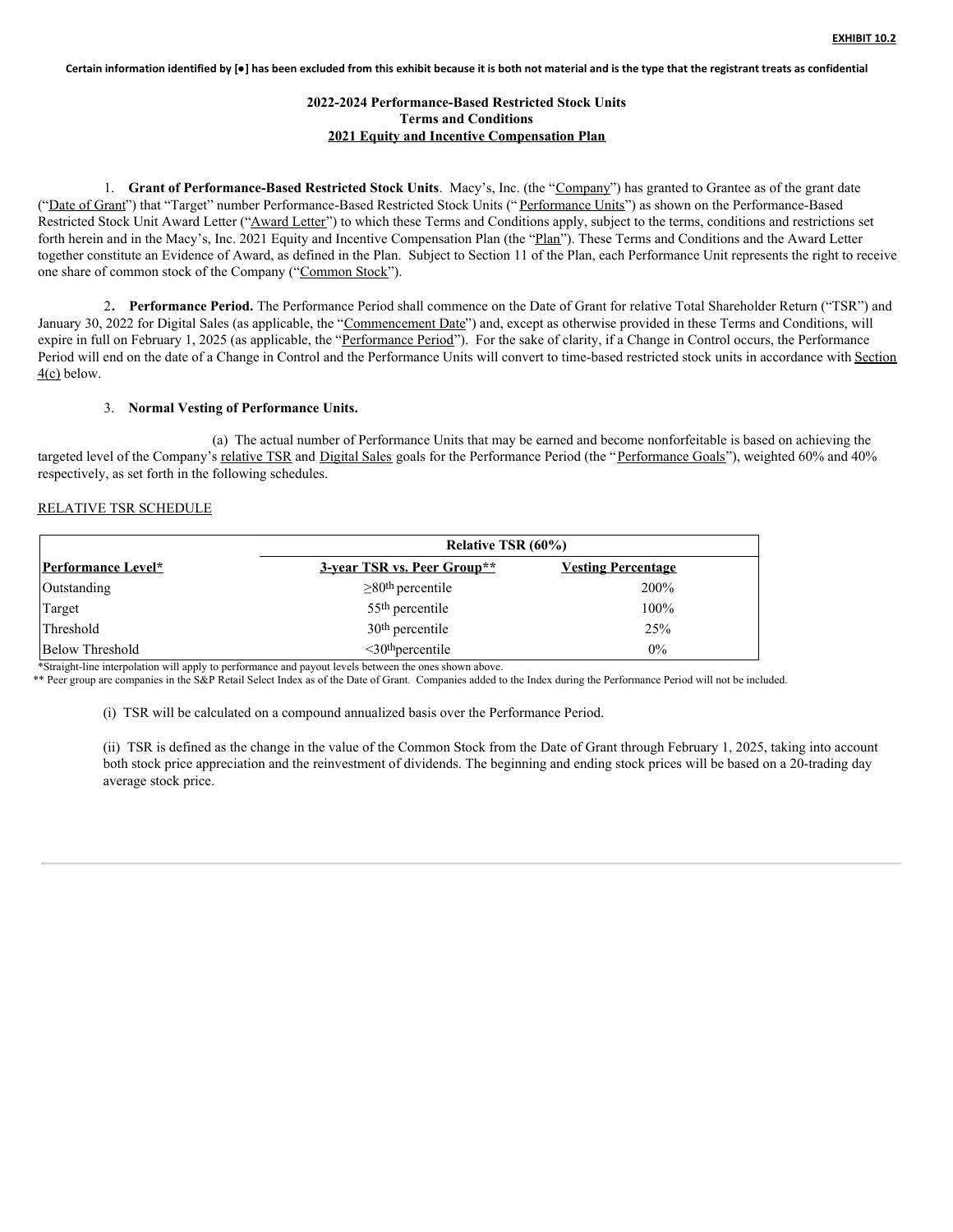**EXHIBIT 10.2**

**Certain information identified by [●] has been excluded from this exhibit because it is both not material and is the type that the registrant treats as confidential**

**2022-2024 Performance-Based Restricted Stock Units**
**Terms and Conditions**
**2021 Equity and Incentive Compensation Plan**

1. **Grant of Performance-Based Restricted Stock Units**. Macy's, Inc. (the "Company") has granted to Grantee as of the grant date ("Date of Grant") that "Target" number Performance-Based Restricted Stock Units (" Performance Units") as shown on the Performance-Based Restricted Stock Unit Award Letter ("Award Letter") to which these Terms and Conditions apply, subject to the terms, conditions and restrictions set forth herein and in the Macy's, Inc. 2021 Equity and Incentive Compensation Plan (the "Plan"). These Terms and Conditions and the Award Letter together constitute an Evidence of Award, as defined in the Plan. Subject to Section 11 of the Plan, each Performance Unit represents the right to receive one share of common stock of the Company ("Common Stock").

2**. Performance Period.** The Performance Period shall commence on the Date of Grant for relative Total Shareholder Return ("TSR") and January 30, 2022 for Digital Sales (as applicable, the "Commencement Date") and, except as otherwise provided in these Terms and Conditions, will expire in full on February 1, 2025 (as applicable, the "Performance Period"). For the sake of clarity, if a Change in Control occurs, the Performance Period will end on the date of a Change in Control and the Performance Units will convert to time-based restricted stock units in accordance with Section 4(c) below.

3. **Normal Vesting of Performance Units.**

(a) The actual number of Performance Units that may be earned and become nonforfeitable is based on achieving the targeted level of the Company's relative TSR and Digital Sales goals for the Performance Period (the "Performance Goals"), weighted 60% and 40% respectively, as set forth in the following schedules.

RELATIVE TSR SCHEDULE

| | **Relative TSR (60%)** | |
|---|---|---|
| **Performance Level*** | **3-year TSR vs. Peer Group**** | **Vesting Percentage** |
| Outstanding | ≥80th percentile | 200% |
| Target | 55th percentile | 100% |
| Threshold | 30th percentile | 25% |
| Below Threshold | <30th percentile | 0% |

*Straight-line interpolation will apply to performance and payout levels between the ones shown above.
** Peer group are companies in the S&P Retail Select Index as of the Date of Grant. Companies added to the Index during the Performance Period will not be included.

(i) TSR will be calculated on a compound annualized basis over the Performance Period.

(ii) TSR is defined as the change in the value of the Common Stock from the Date of Grant through February 1, 2025, taking into account both stock price appreciation and the reinvestment of dividends. The beginning and ending stock prices will be based on a 20-trading day average stock price.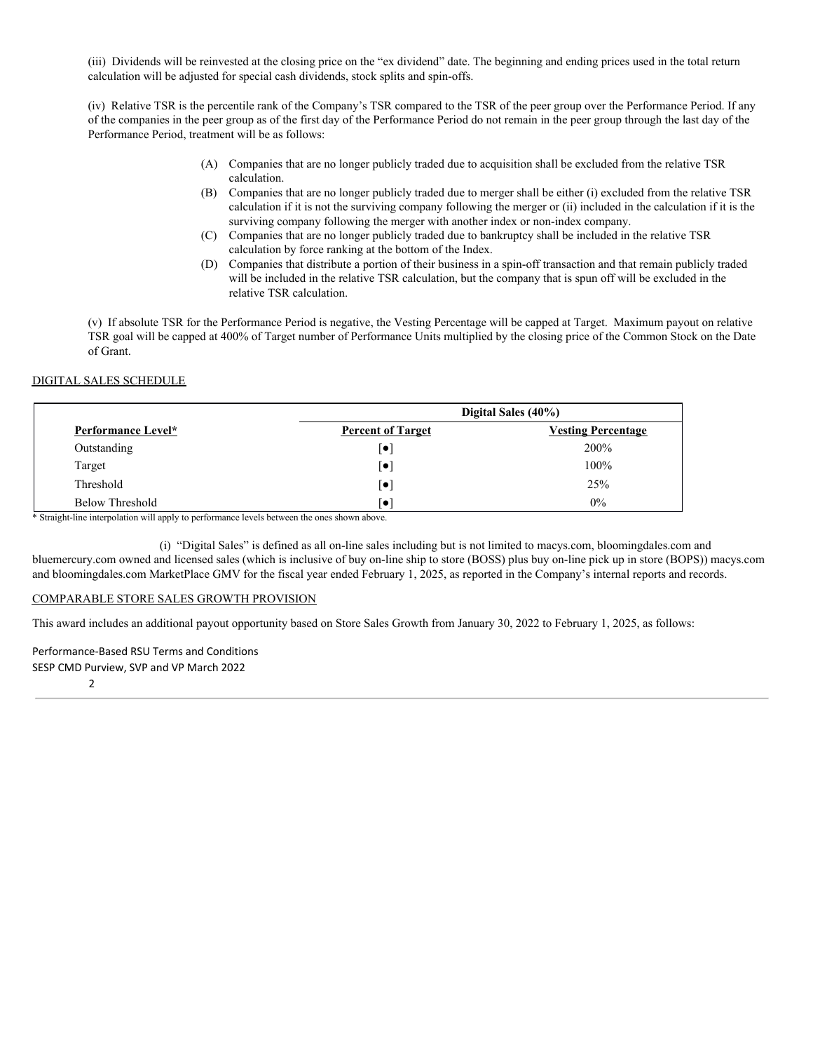(iii) Dividends will be reinvested at the closing price on the "ex dividend" date. The beginning and ending prices used in the total return calculation will be adjusted for special cash dividends, stock splits and spin-offs.

(iv) Relative TSR is the percentile rank of the Company's TSR compared to the TSR of the peer group over the Performance Period. If any of the companies in the peer group as of the first day of the Performance Period do not remain in the peer group through the last day of the Performance Period, treatment will be as follows:

(A) Companies that are no longer publicly traded due to acquisition shall be excluded from the relative TSR calculation.

(B) Companies that are no longer publicly traded due to merger shall be either (i) excluded from the relative TSR calculation if it is not the surviving company following the merger or (ii) included in the calculation if it is the surviving company following the merger with another index or non-index company.

(C) Companies that are no longer publicly traded due to bankruptcy shall be included in the relative TSR calculation by force ranking at the bottom of the Index.

(D) Companies that distribute a portion of their business in a spin-off transaction and that remain publicly traded will be included in the relative TSR calculation, but the company that is spun off will be excluded in the relative TSR calculation.

(v) If absolute TSR for the Performance Period is negative, the Vesting Percentage will be capped at Target. Maximum payout on relative TSR goal will be capped at 400% of Target number of Performance Units multiplied by the closing price of the Common Stock on the Date of Grant.

DIGITAL SALES SCHEDULE

| | Digital Sales (40%) | |
|---|---|---|
| **Performance Level*** | **Percent of Target** | **Vesting Percentage** |
| Outstanding | [●] | 200% |
| Target | [●] | 100% |
| Threshold | [●] | 25% |
| Below Threshold | [●] | 0% |

* Straight-line interpolation will apply to performance levels between the ones shown above.

(i) "Digital Sales" is defined as all on-line sales including but is not limited to macys.com, bloomingdales.com and bluemercury.com owned and licensed sales (which is inclusive of buy on-line ship to store (BOSS) plus buy on-line pick up in store (BOPS)) macys.com and bloomingdales.com MarketPlace GMV for the fiscal year ended February 1, 2025, as reported in the Company's internal reports and records.

COMPARABLE STORE SALES GROWTH PROVISION

This award includes an additional payout opportunity based on Store Sales Growth from January 30, 2022 to February 1, 2025, as follows: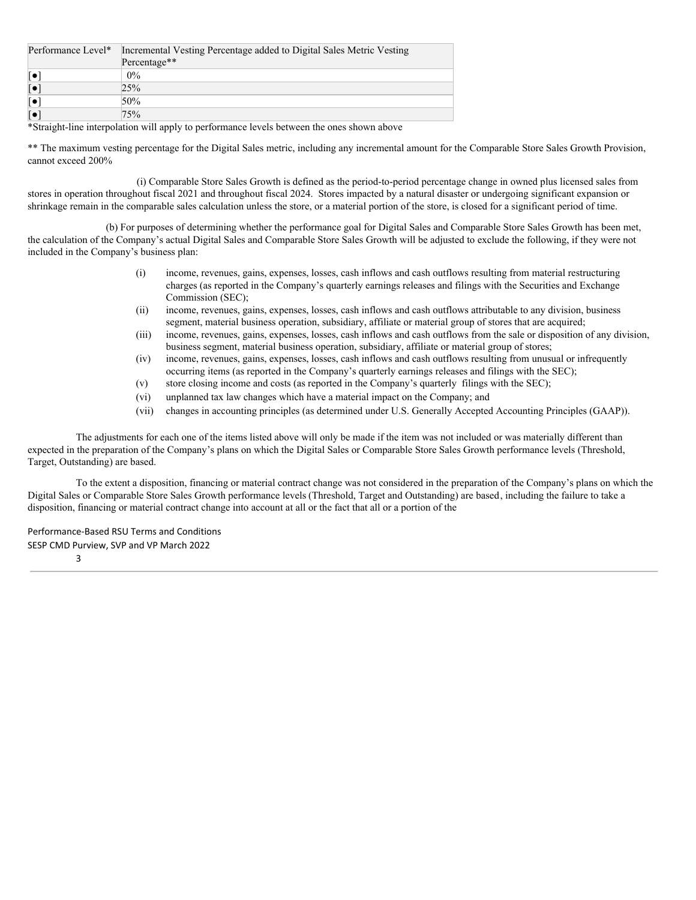| Performance Level* | Incremental Vesting Percentage added to Digital Sales Metric Vesting Percentage** |
| --- | --- |
| [●] | 0% |
| [●] | 25% |
| [●] | 50% |
| [●] | 75% |

*Straight-line interpolation will apply to performance levels between the ones shown above

** The maximum vesting percentage for the Digital Sales metric, including any incremental amount for the Comparable Store Sales Growth Provision, cannot exceed 200%

(i) Comparable Store Sales Growth is defined as the period-to-period percentage change in owned plus licensed sales from stores in operation throughout fiscal 2021 and throughout fiscal 2024. Stores impacted by a natural disaster or undergoing significant expansion or shrinkage remain in the comparable sales calculation unless the store, or a material portion of the store, is closed for a significant period of time.

(b) For purposes of determining whether the performance goal for Digital Sales and Comparable Store Sales Growth has been met, the calculation of the Company's actual Digital Sales and Comparable Store Sales Growth will be adjusted to exclude the following, if they were not included in the Company's business plan:

(i) income, revenues, gains, expenses, losses, cash inflows and cash outflows resulting from material restructuring charges (as reported in the Company's quarterly earnings releases and filings with the Securities and Exchange Commission (SEC);

(ii) income, revenues, gains, expenses, losses, cash inflows and cash outflows attributable to any division, business segment, material business operation, subsidiary, affiliate or material group of stores that are acquired;

(iii) income, revenues, gains, expenses, losses, cash inflows and cash outflows from the sale or disposition of any division, business segment, material business operation, subsidiary, affiliate or material group of stores;

(iv) income, revenues, gains, expenses, losses, cash inflows and cash outflows resulting from unusual or infrequently occurring items (as reported in the Company's quarterly earnings releases and filings with the SEC);

(v) store closing income and costs (as reported in the Company's quarterly filings with the SEC);

(vi) unplanned tax law changes which have a material impact on the Company; and

(vii) changes in accounting principles (as determined under U.S. Generally Accepted Accounting Principles (GAAP)).

The adjustments for each one of the items listed above will only be made if the item was not included or was materially different than expected in the preparation of the Company's plans on which the Digital Sales or Comparable Store Sales Growth performance levels (Threshold, Target, Outstanding) are based.

To the extent a disposition, financing or material contract change was not considered in the preparation of the Company's plans on which the Digital Sales or Comparable Store Sales Growth performance levels (Threshold, Target and Outstanding) are based, including the failure to take a disposition, financing or material contract change into account at all or the fact that all or a portion of the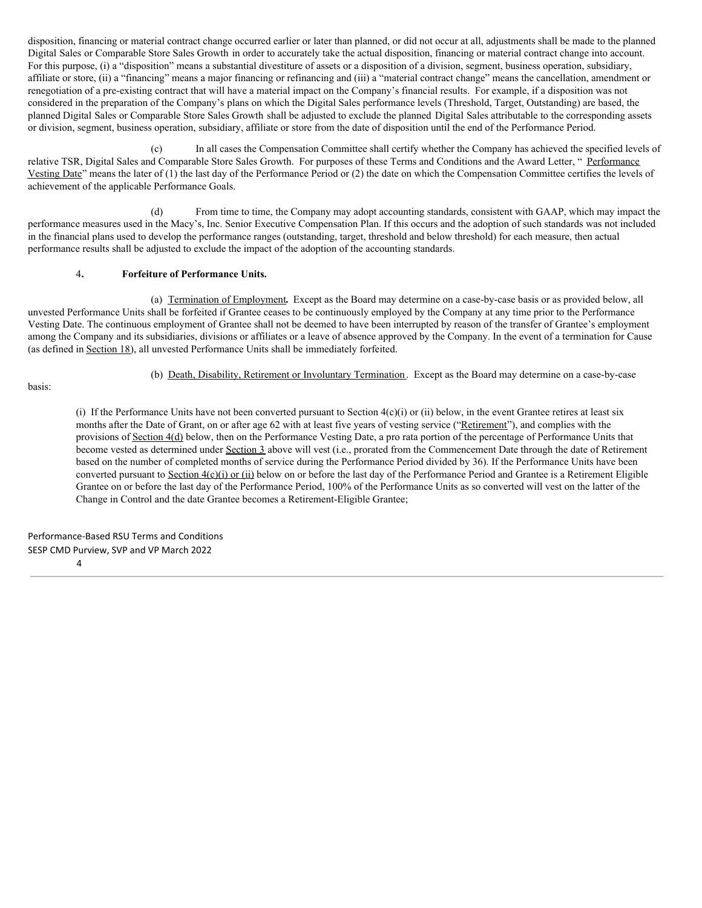disposition, financing or material contract change occurred earlier or later than planned, or did not occur at all, adjustments shall be made to the planned Digital Sales or Comparable Store Sales Growth in order to accurately take the actual disposition, financing or material contract change into account. For this purpose, (i) a "disposition" means a substantial divestiture of assets or a disposition of a division, segment, business operation, subsidiary, affiliate or store, (ii) a "financing" means a major financing or refinancing and (iii) a "material contract change" means the cancellation, amendment or renegotiation of a pre-existing contract that will have a material impact on the Company's financial results. For example, if a disposition was not considered in the preparation of the Company's plans on which the Digital Sales performance levels (Threshold, Target, Outstanding) are based, the planned Digital Sales or Comparable Store Sales Growth shall be adjusted to exclude the planned Digital Sales attributable to the corresponding assets or division, segment, business operation, subsidiary, affiliate or store from the date of disposition until the end of the Performance Period.

(c) In all cases the Compensation Committee shall certify whether the Company has achieved the specified levels of relative TSR, Digital Sales and Comparable Store Sales Growth. For purposes of these Terms and Conditions and the Award Letter, "Performance Vesting Date" means the later of (1) the last day of the Performance Period or (2) the date on which the Compensation Committee certifies the levels of achievement of the applicable Performance Goals.

(d) From time to time, the Company may adopt accounting standards, consistent with GAAP, which may impact the performance measures used in the Macy's, Inc. Senior Executive Compensation Plan. If this occurs and the adoption of such standards was not included in the financial plans used to develop the performance ranges (outstanding, target, threshold and below threshold) for each measure, then actual performance results shall be adjusted to exclude the impact of the adoption of the accounting standards.

4. **Forfeiture of Performance Units.**

(a) Termination of Employment. Except as the Board may determine on a case-by-case basis or as provided below, all unvested Performance Units shall be forfeited if Grantee ceases to be continuously employed by the Company at any time prior to the Performance Vesting Date. The continuous employment of Grantee shall not be deemed to have been interrupted by reason of the transfer of Grantee's employment among the Company and its subsidiaries, divisions or affiliates or a leave of absence approved by the Company. In the event of a termination for Cause (as defined in Section 18), all unvested Performance Units shall be immediately forfeited.

(b) Death, Disability, Retirement or Involuntary Termination. Except as the Board may determine on a case-by-case basis:

(i) If the Performance Units have not been converted pursuant to Section 4(c)(i) or (ii) below, in the event Grantee retires at least six months after the Date of Grant, on or after age 62 with at least five years of vesting service ("Retirement"), and complies with the provisions of Section 4(d) below, then on the Performance Vesting Date, a pro rata portion of the percentage of Performance Units that become vested as determined under Section 3 above will vest (i.e., prorated from the Commencement Date through the date of Retirement based on the number of completed months of service during the Performance Period divided by 36). If the Performance Units have been converted pursuant to Section 4(c)(i) or (ii) below on or before the last day of the Performance Period and Grantee is a Retirement Eligible Grantee on or before the last day of the Performance Period, 100% of the Performance Units as so converted will vest on the latter of the Change in Control and the date Grantee becomes a Retirement-Eligible Grantee;

Performance-Based RSU Terms and Conditions
SESP CMD Purview, SVP and VP March 2022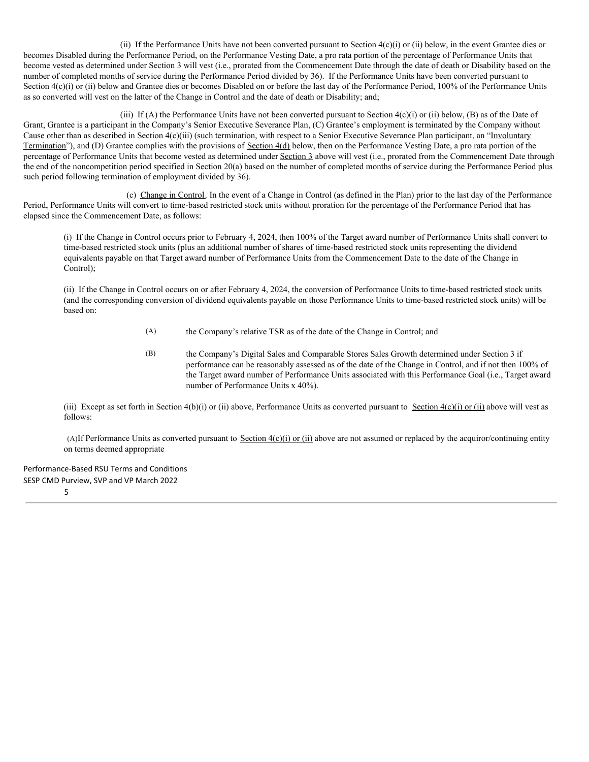(ii) If the Performance Units have not been converted pursuant to Section 4(c)(i) or (ii) below, in the event Grantee dies or becomes Disabled during the Performance Period, on the Performance Vesting Date, a pro rata portion of the percentage of Performance Units that become vested as determined under Section 3 will vest (i.e., prorated from the Commencement Date through the date of death or Disability based on the number of completed months of service during the Performance Period divided by 36). If the Performance Units have been converted pursuant to Section 4(c)(i) or (ii) below and Grantee dies or becomes Disabled on or before the last day of the Performance Period, 100% of the Performance Units as so converted will vest on the latter of the Change in Control and the date of death or Disability; and;

(iii) If (A) the Performance Units have not been converted pursuant to Section 4(c)(i) or (ii) below, (B) as of the Date of Grant, Grantee is a participant in the Company's Senior Executive Severance Plan, (C) Grantee's employment is terminated by the Company without Cause other than as described in Section 4(c)(iii) (such termination, with respect to a Senior Executive Severance Plan participant, an "Involuntary Termination"), and (D) Grantee complies with the provisions of Section 4(d) below, then on the Performance Vesting Date, a pro rata portion of the percentage of Performance Units that become vested as determined under Section 3 above will vest (i.e., prorated from the Commencement Date through the end of the noncompetition period specified in Section 20(a) based on the number of completed months of service during the Performance Period plus such period following termination of employment divided by 36).

(c) Change in Control. In the event of a Change in Control (as defined in the Plan) prior to the last day of the Performance Period, Performance Units will convert to time-based restricted stock units without proration for the percentage of the Performance Period that has elapsed since the Commencement Date, as follows:

(i) If the Change in Control occurs prior to February 4, 2024, then 100% of the Target award number of Performance Units shall convert to time-based restricted stock units (plus an additional number of shares of time-based restricted stock units representing the dividend equivalents payable on that Target award number of Performance Units from the Commencement Date to the date of the Change in Control);

(ii) If the Change in Control occurs on or after February 4, 2024, the conversion of Performance Units to time-based restricted stock units (and the corresponding conversion of dividend equivalents payable on those Performance Units to time-based restricted stock units) will be based on:

(A) the Company's relative TSR as of the date of the Change in Control; and

(B) the Company's Digital Sales and Comparable Stores Sales Growth determined under Section 3 if performance can be reasonably assessed as of the date of the Change in Control, and if not then 100% of the Target award number of Performance Units associated with this Performance Goal (i.e., Target award number of Performance Units x 40%).

(iii) Except as set forth in Section 4(b)(i) or (ii) above, Performance Units as converted pursuant to Section 4(c)(i) or (ii) above will vest as follows:

(A) If Performance Units as converted pursuant to Section 4(c)(i) or (ii) above are not assumed or replaced by the acquiror/continuing entity on terms deemed appropriate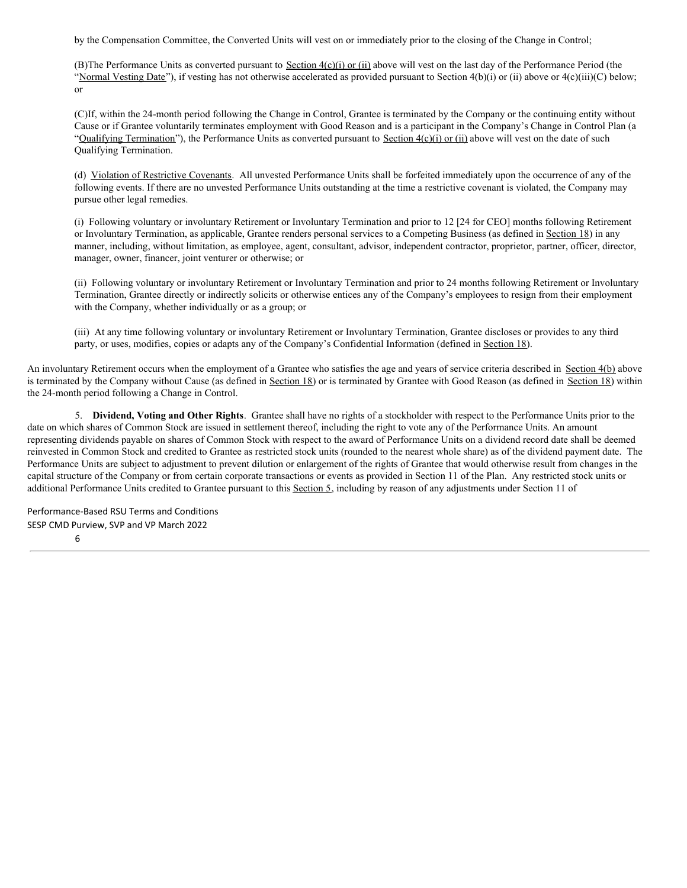by the Compensation Committee, the Converted Units will vest on or immediately prior to the closing of the Change in Control;

(B)The Performance Units as converted pursuant to Section 4(c)(i) or (ii) above will vest on the last day of the Performance Period (the "Normal Vesting Date"), if vesting has not otherwise accelerated as provided pursuant to Section 4(b)(i) or (ii) above or 4(c)(iii)(C) below; or

(C)If, within the 24-month period following the Change in Control, Grantee is terminated by the Company or the continuing entity without Cause or if Grantee voluntarily terminates employment with Good Reason and is a participant in the Company's Change in Control Plan (a "Qualifying Termination"), the Performance Units as converted pursuant to Section 4(c)(i) or (ii) above will vest on the date of such Qualifying Termination.

(d) Violation of Restrictive Covenants. All unvested Performance Units shall be forfeited immediately upon the occurrence of any of the following events. If there are no unvested Performance Units outstanding at the time a restrictive covenant is violated, the Company may pursue other legal remedies.

(i) Following voluntary or involuntary Retirement or Involuntary Termination and prior to 12 [24 for CEO] months following Retirement or Involuntary Termination, as applicable, Grantee renders personal services to a Competing Business (as defined in Section 18) in any manner, including, without limitation, as employee, agent, consultant, advisor, independent contractor, proprietor, partner, officer, director, manager, owner, financer, joint venturer or otherwise; or

(ii) Following voluntary or involuntary Retirement or Involuntary Termination and prior to 24 months following Retirement or Involuntary Termination, Grantee directly or indirectly solicits or otherwise entices any of the Company's employees to resign from their employment with the Company, whether individually or as a group; or

(iii) At any time following voluntary or involuntary Retirement or Involuntary Termination, Grantee discloses or provides to any third party, or uses, modifies, copies or adapts any of the Company's Confidential Information (defined in Section 18).

An involuntary Retirement occurs when the employment of a Grantee who satisfies the age and years of service criteria described in Section 4(b) above is terminated by the Company without Cause (as defined in Section 18) or is terminated by Grantee with Good Reason (as defined in Section 18) within the 24-month period following a Change in Control.

5. **Dividend, Voting and Other Rights**. Grantee shall have no rights of a stockholder with respect to the Performance Units prior to the date on which shares of Common Stock are issued in settlement thereof, including the right to vote any of the Performance Units. An amount representing dividends payable on shares of Common Stock with respect to the award of Performance Units on a dividend record date shall be deemed reinvested in Common Stock and credited to Grantee as restricted stock units (rounded to the nearest whole share) as of the dividend payment date. The Performance Units are subject to adjustment to prevent dilution or enlargement of the rights of Grantee that would otherwise result from changes in the capital structure of the Company or from certain corporate transactions or events as provided in Section 11 of the Plan. Any restricted stock units or additional Performance Units credited to Grantee pursuant to this Section 5, including by reason of any adjustments under Section 11 of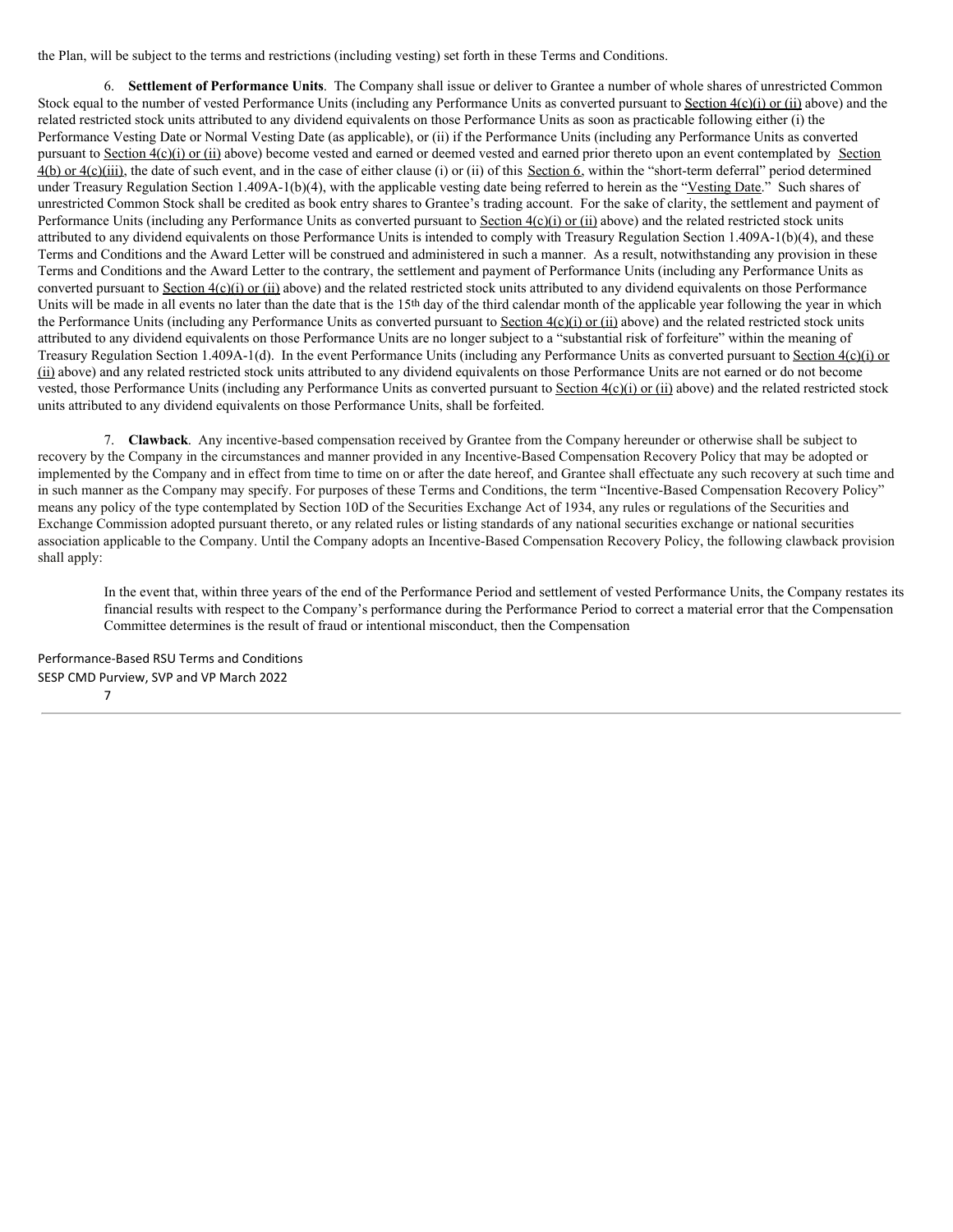the Plan, will be subject to the terms and restrictions (including vesting) set forth in these Terms and Conditions.

6. **Settlement of Performance Units**. The Company shall issue or deliver to Grantee a number of whole shares of unrestricted Common Stock equal to the number of vested Performance Units (including any Performance Units as converted pursuant to Section 4(c)(i) or (ii) above) and the related restricted stock units attributed to any dividend equivalents on those Performance Units as soon as practicable following either (i) the Performance Vesting Date or Normal Vesting Date (as applicable), or (ii) if the Performance Units (including any Performance Units as converted pursuant to Section 4(c)(i) or (ii) above) become vested and earned or deemed vested and earned prior thereto upon an event contemplated by Section 4(b) or 4(c)(iii), the date of such event, and in the case of either clause (i) or (ii) of this Section 6, within the "short-term deferral" period determined under Treasury Regulation Section 1.409A-1(b)(4), with the applicable vesting date being referred to herein as the "Vesting Date." Such shares of unrestricted Common Stock shall be credited as book entry shares to Grantee's trading account. For the sake of clarity, the settlement and payment of Performance Units (including any Performance Units as converted pursuant to Section 4(c)(i) or (ii) above) and the related restricted stock units attributed to any dividend equivalents on those Performance Units is intended to comply with Treasury Regulation Section 1.409A-1(b)(4), and these Terms and Conditions and the Award Letter will be construed and administered in such a manner. As a result, notwithstanding any provision in these Terms and Conditions and the Award Letter to the contrary, the settlement and payment of Performance Units (including any Performance Units as converted pursuant to Section 4(c)(i) or (ii) above) and the related restricted stock units attributed to any dividend equivalents on those Performance Units will be made in all events no later than the date that is the 15th day of the third calendar month of the applicable year following the year in which the Performance Units (including any Performance Units as converted pursuant to Section 4(c)(i) or (ii) above) and the related restricted stock units attributed to any dividend equivalents on those Performance Units are no longer subject to a "substantial risk of forfeiture" within the meaning of Treasury Regulation Section 1.409A-1(d). In the event Performance Units (including any Performance Units as converted pursuant to Section 4(c)(i) or (ii) above) and any related restricted stock units attributed to any dividend equivalents on those Performance Units are not earned or do not become vested, those Performance Units (including any Performance Units as converted pursuant to Section 4(c)(i) or (ii) above) and the related restricted stock units attributed to any dividend equivalents on those Performance Units, shall be forfeited.

7. **Clawback**. Any incentive-based compensation received by Grantee from the Company hereunder or otherwise shall be subject to recovery by the Company in the circumstances and manner provided in any Incentive-Based Compensation Recovery Policy that may be adopted or implemented by the Company and in effect from time to time on or after the date hereof, and Grantee shall effectuate any such recovery at such time and in such manner as the Company may specify. For purposes of these Terms and Conditions, the term "Incentive-Based Compensation Recovery Policy" means any policy of the type contemplated by Section 10D of the Securities Exchange Act of 1934, any rules or regulations of the Securities and Exchange Commission adopted pursuant thereto, or any related rules or listing standards of any national securities exchange or national securities association applicable to the Company. Until the Company adopts an Incentive-Based Compensation Recovery Policy, the following clawback provision shall apply:

> In the event that, within three years of the end of the Performance Period and settlement of vested Performance Units, the Company restates its financial results with respect to the Company's performance during the Performance Period to correct a material error that the Compensation Committee determines is the result of fraud or intentional misconduct, then the Compensation

Performance-Based RSU Terms and Conditions
SESP CMD Purview, SVP and VP March 2022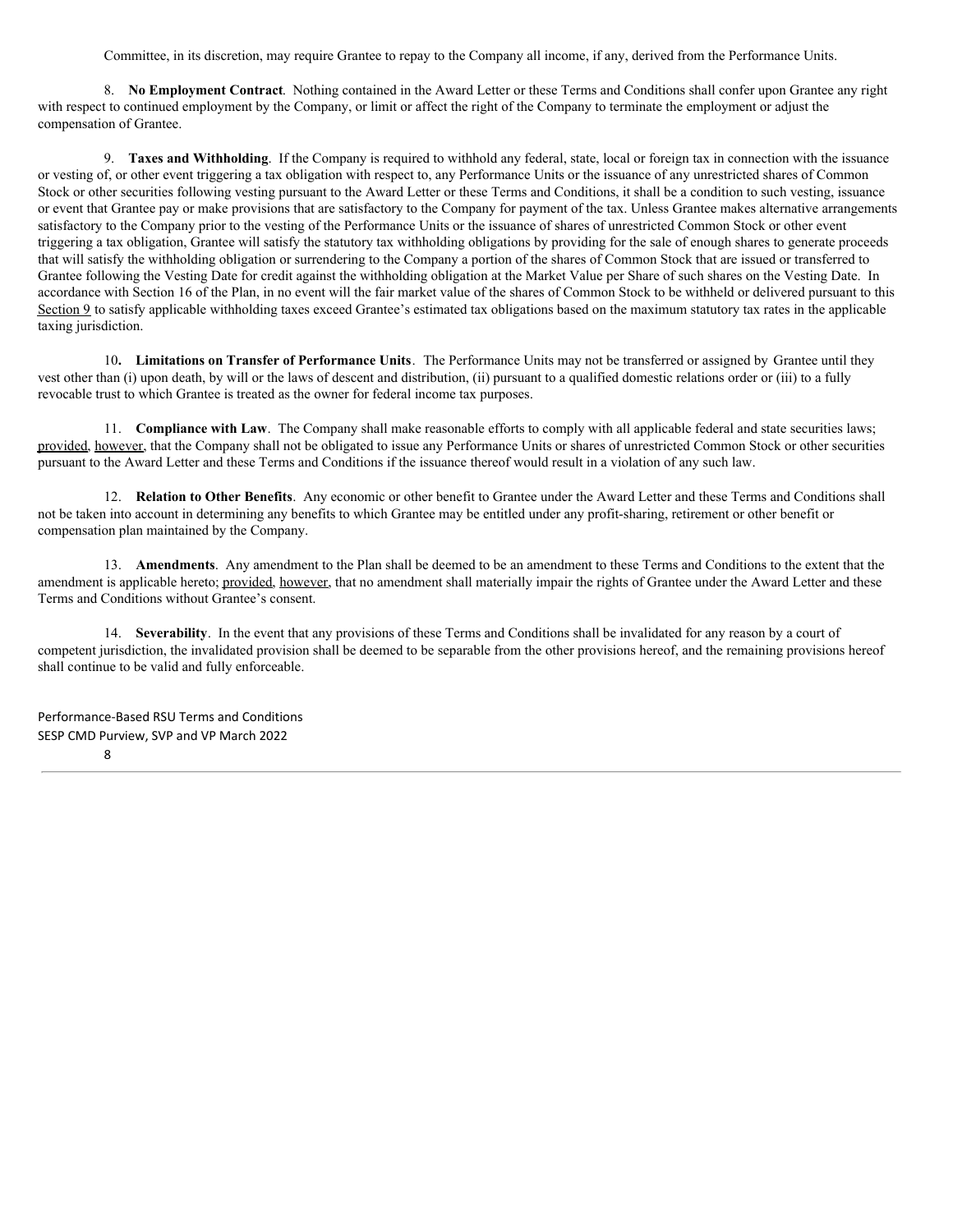Committee, in its discretion, may require Grantee to repay to the Company all income, if any, derived from the Performance Units.

8. **No Employment Contract**. Nothing contained in the Award Letter or these Terms and Conditions shall confer upon Grantee any right with respect to continued employment by the Company, or limit or affect the right of the Company to terminate the employment or adjust the compensation of Grantee.

9. **Taxes and Withholding**. If the Company is required to withhold any federal, state, local or foreign tax in connection with the issuance or vesting of, or other event triggering a tax obligation with respect to, any Performance Units or the issuance of any unrestricted shares of Common Stock or other securities following vesting pursuant to the Award Letter or these Terms and Conditions, it shall be a condition to such vesting, issuance or event that Grantee pay or make provisions that are satisfactory to the Company for payment of the tax. Unless Grantee makes alternative arrangements satisfactory to the Company prior to the vesting of the Performance Units or the issuance of shares of unrestricted Common Stock or other event triggering a tax obligation, Grantee will satisfy the statutory tax withholding obligations by providing for the sale of enough shares to generate proceeds that will satisfy the withholding obligation or surrendering to the Company a portion of the shares of Common Stock that are issued or transferred to Grantee following the Vesting Date for credit against the withholding obligation at the Market Value per Share of such shares on the Vesting Date. In accordance with Section 16 of the Plan, in no event will the fair market value of the shares of Common Stock to be withheld or delivered pursuant to this Section 9 to satisfy applicable withholding taxes exceed Grantee's estimated tax obligations based on the maximum statutory tax rates in the applicable taxing jurisdiction.

10. **Limitations on Transfer of Performance Units**. The Performance Units may not be transferred or assigned by Grantee until they vest other than (i) upon death, by will or the laws of descent and distribution, (ii) pursuant to a qualified domestic relations order or (iii) to a fully revocable trust to which Grantee is treated as the owner for federal income tax purposes.

11. **Compliance with Law**. The Company shall make reasonable efforts to comply with all applicable federal and state securities laws; provided, however, that the Company shall not be obligated to issue any Performance Units or shares of unrestricted Common Stock or other securities pursuant to the Award Letter and these Terms and Conditions if the issuance thereof would result in a violation of any such law.

12. **Relation to Other Benefits**. Any economic or other benefit to Grantee under the Award Letter and these Terms and Conditions shall not be taken into account in determining any benefits to which Grantee may be entitled under any profit-sharing, retirement or other benefit or compensation plan maintained by the Company.

13. **Amendments**. Any amendment to the Plan shall be deemed to be an amendment to these Terms and Conditions to the extent that the amendment is applicable hereto; provided, however, that no amendment shall materially impair the rights of Grantee under the Award Letter and these Terms and Conditions without Grantee's consent.

14. **Severability**. In the event that any provisions of these Terms and Conditions shall be invalidated for any reason by a court of competent jurisdiction, the invalidated provision shall be deemed to be separable from the other provisions hereof, and the remaining provisions hereof shall continue to be valid and fully enforceable.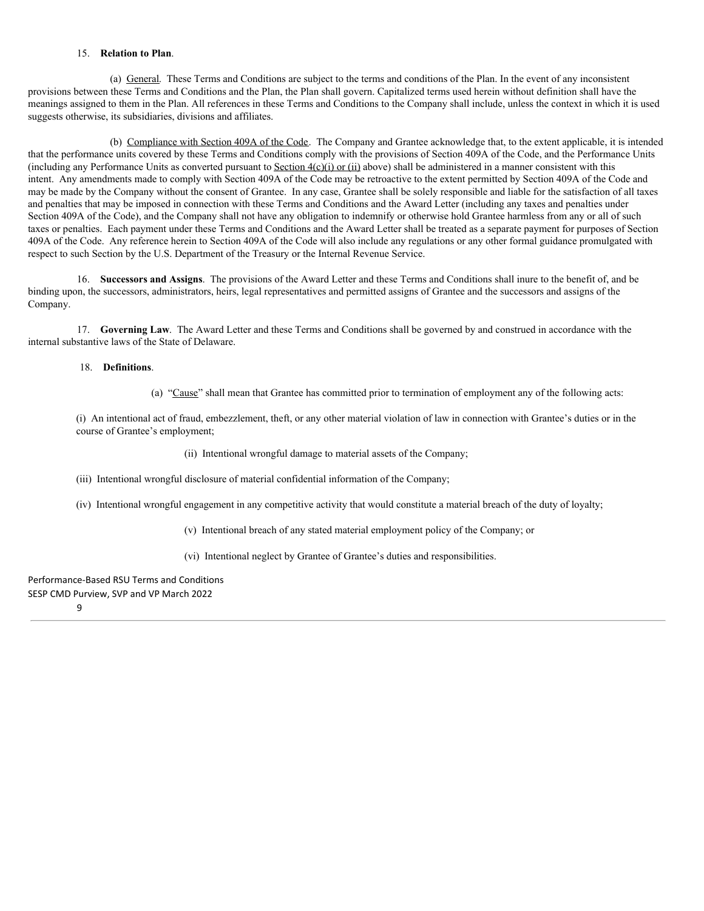15. **Relation to Plan**.

(a) General. These Terms and Conditions are subject to the terms and conditions of the Plan. In the event of any inconsistent provisions between these Terms and Conditions and the Plan, the Plan shall govern. Capitalized terms used herein without definition shall have the meanings assigned to them in the Plan. All references in these Terms and Conditions to the Company shall include, unless the context in which it is used suggests otherwise, its subsidiaries, divisions and affiliates.

(b) Compliance with Section 409A of the Code. The Company and Grantee acknowledge that, to the extent applicable, it is intended that the performance units covered by these Terms and Conditions comply with the provisions of Section 409A of the Code, and the Performance Units (including any Performance Units as converted pursuant to Section 4(c)(i) or (ii) above) shall be administered in a manner consistent with this intent. Any amendments made to comply with Section 409A of the Code may be retroactive to the extent permitted by Section 409A of the Code and may be made by the Company without the consent of Grantee. In any case, Grantee shall be solely responsible and liable for the satisfaction of all taxes and penalties that may be imposed in connection with these Terms and Conditions and the Award Letter (including any taxes and penalties under Section 409A of the Code), and the Company shall not have any obligation to indemnify or otherwise hold Grantee harmless from any or all of such taxes or penalties. Each payment under these Terms and Conditions and the Award Letter shall be treated as a separate payment for purposes of Section 409A of the Code. Any reference herein to Section 409A of the Code will also include any regulations or any other formal guidance promulgated with respect to such Section by the U.S. Department of the Treasury or the Internal Revenue Service.

16. **Successors and Assigns**. The provisions of the Award Letter and these Terms and Conditions shall inure to the benefit of, and be binding upon, the successors, administrators, heirs, legal representatives and permitted assigns of Grantee and the successors and assigns of the Company.

17. **Governing Law**. The Award Letter and these Terms and Conditions shall be governed by and construed in accordance with the internal substantive laws of the State of Delaware.

18. **Definitions**.

(a) "Cause" shall mean that Grantee has committed prior to termination of employment any of the following acts:

(i) An intentional act of fraud, embezzlement, theft, or any other material violation of law in connection with Grantee's duties or in the course of Grantee's employment;

(ii) Intentional wrongful damage to material assets of the Company;

(iii) Intentional wrongful disclosure of material confidential information of the Company;

(iv) Intentional wrongful engagement in any competitive activity that would constitute a material breach of the duty of loyalty;

(v) Intentional breach of any stated material employment policy of the Company; or

(vi) Intentional neglect by Grantee of Grantee's duties and responsibilities.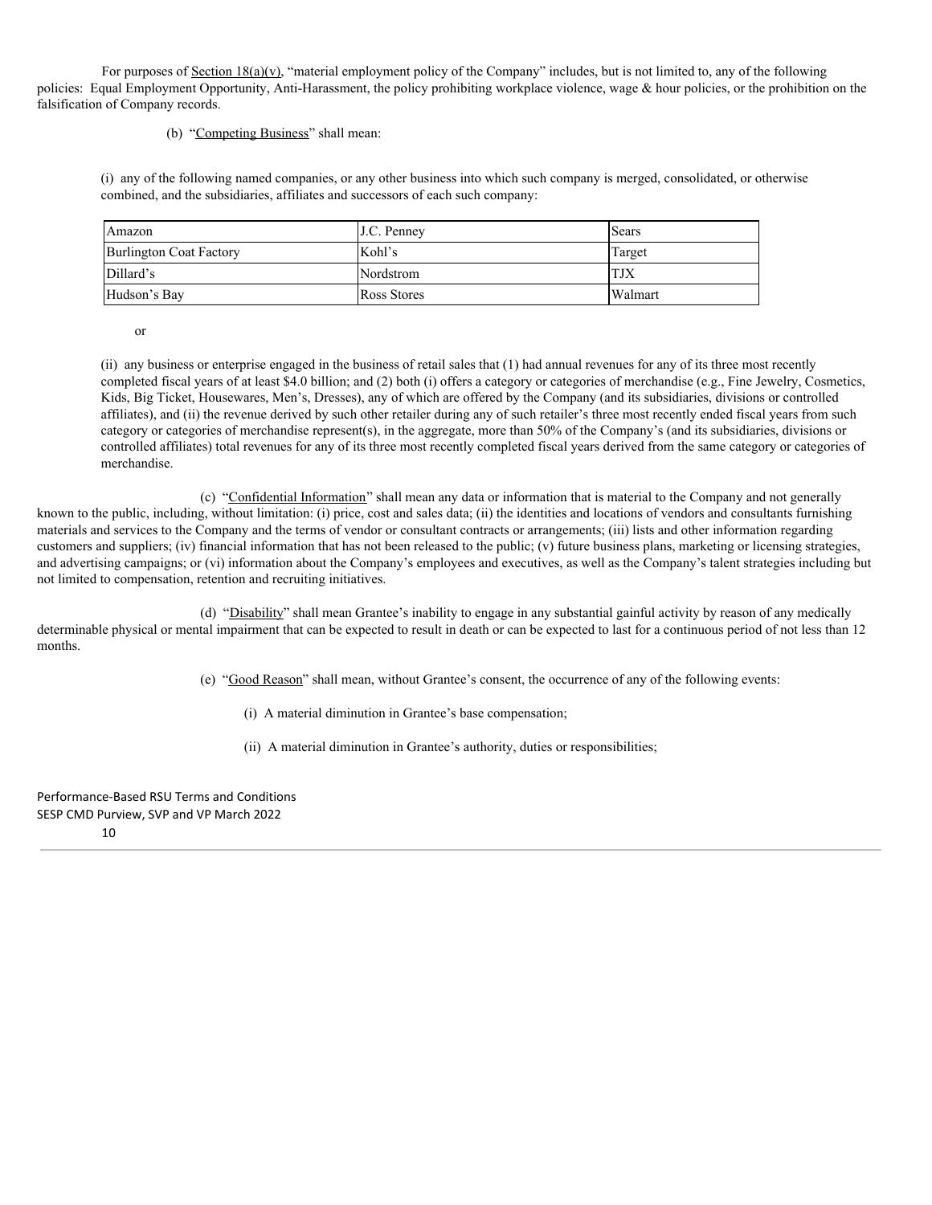For purposes of Section 18(a)(v), "material employment policy of the Company" includes, but is not limited to, any of the following policies: Equal Employment Opportunity, Anti-Harassment, the policy prohibiting workplace violence, wage & hour policies, or the prohibition on the falsification of Company records.

(b) "Competing Business" shall mean:

(i) any of the following named companies, or any other business into which such company is merged, consolidated, or otherwise combined, and the subsidiaries, affiliates and successors of each such company:

| | | |
|---|---|---|
| Amazon | J.C. Penney | Sears |
| Burlington Coat Factory | Kohl's | Target |
| Dillard's | Nordstrom | TJX |
| Hudson's Bay | Ross Stores | Walmart |

or

(ii) any business or enterprise engaged in the business of retail sales that (1) had annual revenues for any of its three most recently completed fiscal years of at least $4.0 billion; and (2) both (i) offers a category or categories of merchandise (e.g., Fine Jewelry, Cosmetics, Kids, Big Ticket, Housewares, Men's, Dresses), any of which are offered by the Company (and its subsidiaries, divisions or controlled affiliates), and (ii) the revenue derived by such other retailer during any of such retailer's three most recently ended fiscal years from such category or categories of merchandise represent(s), in the aggregate, more than 50% of the Company's (and its subsidiaries, divisions or controlled affiliates) total revenues for any of its three most recently completed fiscal years derived from the same category or categories of merchandise.

(c) "Confidential Information" shall mean any data or information that is material to the Company and not generally known to the public, including, without limitation: (i) price, cost and sales data; (ii) the identities and locations of vendors and consultants furnishing materials and services to the Company and the terms of vendor or consultant contracts or arrangements; (iii) lists and other information regarding customers and suppliers; (iv) financial information that has not been released to the public; (v) future business plans, marketing or licensing strategies, and advertising campaigns; or (vi) information about the Company's employees and executives, as well as the Company's talent strategies including but not limited to compensation, retention and recruiting initiatives.

(d) "Disability" shall mean Grantee's inability to engage in any substantial gainful activity by reason of any medically determinable physical or mental impairment that can be expected to result in death or can be expected to last for a continuous period of not less than 12 months.

(e) "Good Reason" shall mean, without Grantee's consent, the occurrence of any of the following events:

(i) A material diminution in Grantee's base compensation;

(ii) A material diminution in Grantee's authority, duties or responsibilities;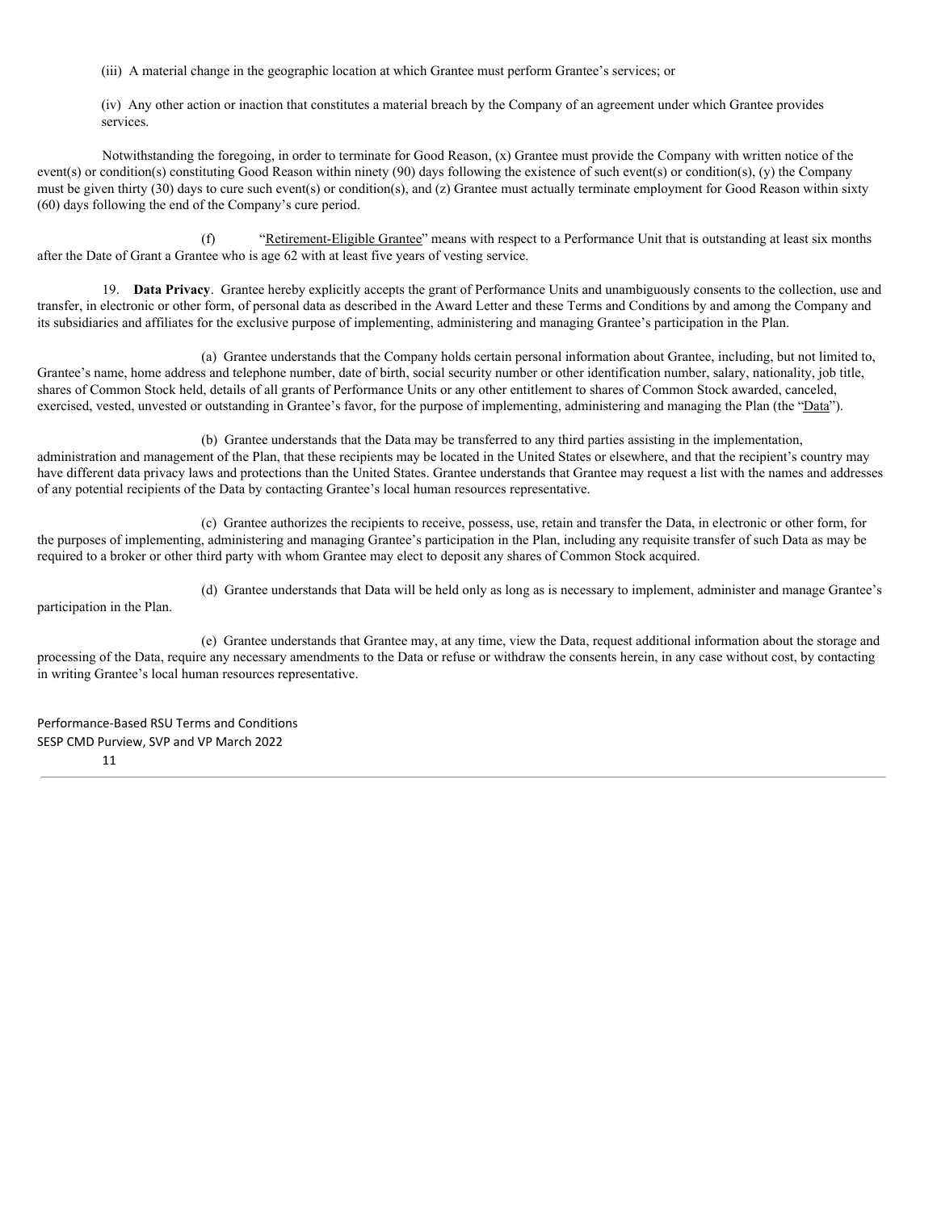(iii) A material change in the geographic location at which Grantee must perform Grantee's services; or

(iv) Any other action or inaction that constitutes a material breach by the Company of an agreement under which Grantee provides services.

Notwithstanding the foregoing, in order to terminate for Good Reason, (x) Grantee must provide the Company with written notice of the event(s) or condition(s) constituting Good Reason within ninety (90) days following the existence of such event(s) or condition(s), (y) the Company must be given thirty (30) days to cure such event(s) or condition(s), and (z) Grantee must actually terminate employment for Good Reason within sixty (60) days following the end of the Company's cure period.

(f) "Retirement-Eligible Grantee" means with respect to a Performance Unit that is outstanding at least six months after the Date of Grant a Grantee who is age 62 with at least five years of vesting service.

19. **Data Privacy**. Grantee hereby explicitly accepts the grant of Performance Units and unambiguously consents to the collection, use and transfer, in electronic or other form, of personal data as described in the Award Letter and these Terms and Conditions by and among the Company and its subsidiaries and affiliates for the exclusive purpose of implementing, administering and managing Grantee's participation in the Plan.

(a) Grantee understands that the Company holds certain personal information about Grantee, including, but not limited to, Grantee's name, home address and telephone number, date of birth, social security number or other identification number, salary, nationality, job title, shares of Common Stock held, details of all grants of Performance Units or any other entitlement to shares of Common Stock awarded, canceled, exercised, vested, unvested or outstanding in Grantee's favor, for the purpose of implementing, administering and managing the Plan (the "Data").

(b) Grantee understands that the Data may be transferred to any third parties assisting in the implementation, administration and management of the Plan, that these recipients may be located in the United States or elsewhere, and that the recipient's country may have different data privacy laws and protections than the United States. Grantee understands that Grantee may request a list with the names and addresses of any potential recipients of the Data by contacting Grantee's local human resources representative.

(c) Grantee authorizes the recipients to receive, possess, use, retain and transfer the Data, in electronic or other form, for the purposes of implementing, administering and managing Grantee's participation in the Plan, including any requisite transfer of such Data as may be required to a broker or other third party with whom Grantee may elect to deposit any shares of Common Stock acquired.

(d) Grantee understands that Data will be held only as long as is necessary to implement, administer and manage Grantee's participation in the Plan.

(e) Grantee understands that Grantee may, at any time, view the Data, request additional information about the storage and processing of the Data, require any necessary amendments to the Data or refuse or withdraw the consents herein, in any case without cost, by contacting in writing Grantee's local human resources representative.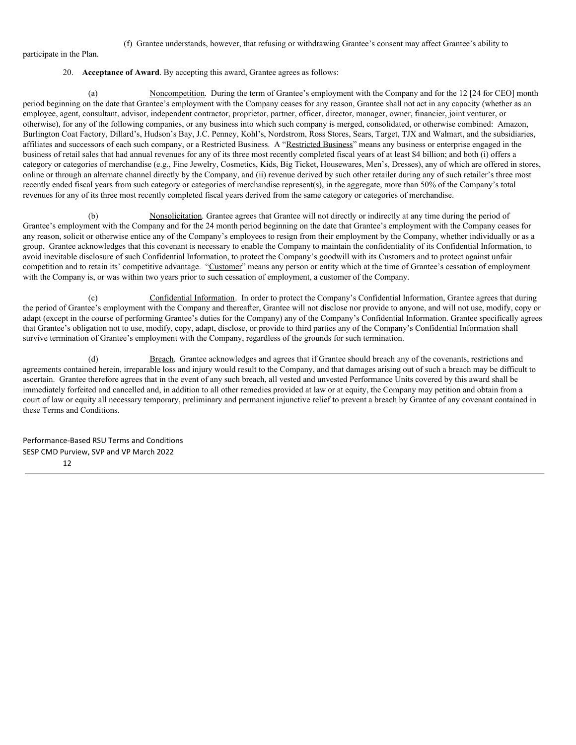(f) Grantee understands, however, that refusing or withdrawing Grantee's consent may affect Grantee's ability to participate in the Plan.

20. **Acceptance of Award**. By accepting this award, Grantee agrees as follows:

(a) Noncompetition. During the term of Grantee's employment with the Company and for the 12 [24 for CEO] month period beginning on the date that Grantee's employment with the Company ceases for any reason, Grantee shall not act in any capacity (whether as an employee, agent, consultant, advisor, independent contractor, proprietor, partner, officer, director, manager, owner, financier, joint venturer, or otherwise), for any of the following companies, or any business into which such company is merged, consolidated, or otherwise combined: Amazon, Burlington Coat Factory, Dillard's, Hudson's Bay, J.C. Penney, Kohl's, Nordstrom, Ross Stores, Sears, Target, TJX and Walmart, and the subsidiaries, affiliates and successors of each such company, or a Restricted Business. A "Restricted Business" means any business or enterprise engaged in the business of retail sales that had annual revenues for any of its three most recently completed fiscal years of at least $4 billion; and both (i) offers a category or categories of merchandise (e.g., Fine Jewelry, Cosmetics, Kids, Big Ticket, Housewares, Men's, Dresses), any of which are offered in stores, online or through an alternate channel directly by the Company, and (ii) revenue derived by such other retailer during any of such retailer's three most recently ended fiscal years from such category or categories of merchandise represent(s), in the aggregate, more than 50% of the Company's total revenues for any of its three most recently completed fiscal years derived from the same category or categories of merchandise.

(b) Nonsolicitation. Grantee agrees that Grantee will not directly or indirectly at any time during the period of Grantee's employment with the Company and for the 24 month period beginning on the date that Grantee's employment with the Company ceases for any reason, solicit or otherwise entice any of the Company's employees to resign from their employment by the Company, whether individually or as a group. Grantee acknowledges that this covenant is necessary to enable the Company to maintain the confidentiality of its Confidential Information, to avoid inevitable disclosure of such Confidential Information, to protect the Company's goodwill with its Customers and to protect against unfair competition and to retain its' competitive advantage. "Customer" means any person or entity which at the time of Grantee's cessation of employment with the Company is, or was within two years prior to such cessation of employment, a customer of the Company.

(c) Confidential Information. In order to protect the Company's Confidential Information, Grantee agrees that during the period of Grantee's employment with the Company and thereafter, Grantee will not disclose nor provide to anyone, and will not use, modify, copy or adapt (except in the course of performing Grantee's duties for the Company) any of the Company's Confidential Information. Grantee specifically agrees that Grantee's obligation not to use, modify, copy, adapt, disclose, or provide to third parties any of the Company's Confidential Information shall survive termination of Grantee's employment with the Company, regardless of the grounds for such termination.

(d) Breach. Grantee acknowledges and agrees that if Grantee should breach any of the covenants, restrictions and agreements contained herein, irreparable loss and injury would result to the Company, and that damages arising out of such a breach may be difficult to ascertain. Grantee therefore agrees that in the event of any such breach, all vested and unvested Performance Units covered by this award shall be immediately forfeited and cancelled and, in addition to all other remedies provided at law or at equity, the Company may petition and obtain from a court of law or equity all necessary temporary, preliminary and permanent injunctive relief to prevent a breach by Grantee of any covenant contained in these Terms and Conditions.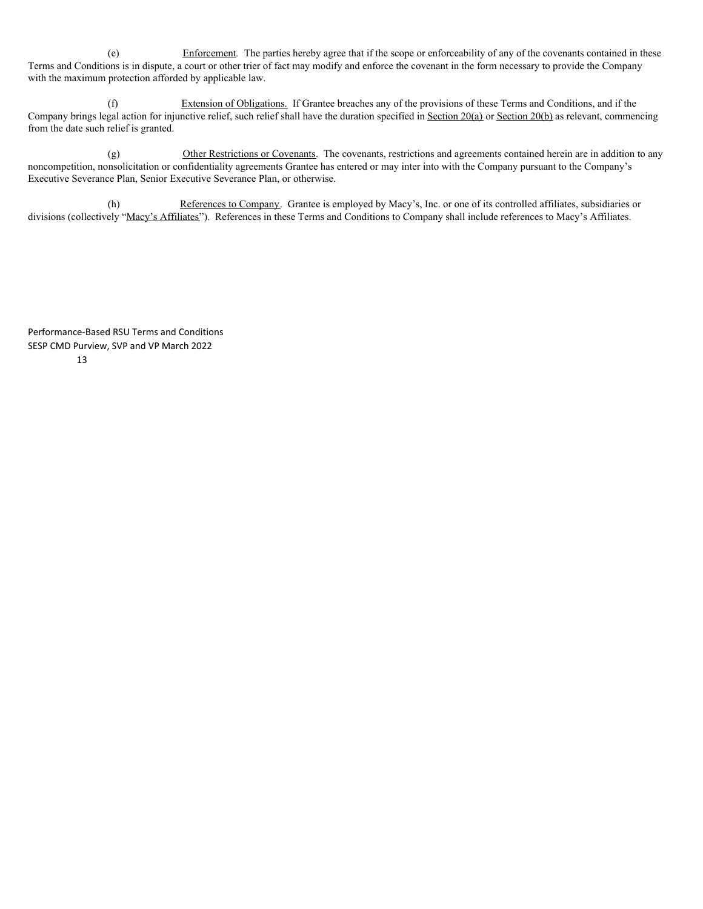(e) Enforcement. The parties hereby agree that if the scope or enforceability of any of the covenants contained in these Terms and Conditions is in dispute, a court or other trier of fact may modify and enforce the covenant in the form necessary to provide the Company with the maximum protection afforded by applicable law.

(f) Extension of Obligations. If Grantee breaches any of the provisions of these Terms and Conditions, and if the Company brings legal action for injunctive relief, such relief shall have the duration specified in Section 20(a) or Section 20(b) as relevant, commencing from the date such relief is granted.

(g) Other Restrictions or Covenants. The covenants, restrictions and agreements contained herein are in addition to any noncompetition, nonsolicitation or confidentiality agreements Grantee has entered or may inter into with the Company pursuant to the Company's Executive Severance Plan, Senior Executive Severance Plan, or otherwise.

(h) References to Company. Grantee is employed by Macy's, Inc. or one of its controlled affiliates, subsidiaries or divisions (collectively "Macy's Affiliates"). References in these Terms and Conditions to Company shall include references to Macy's Affiliates.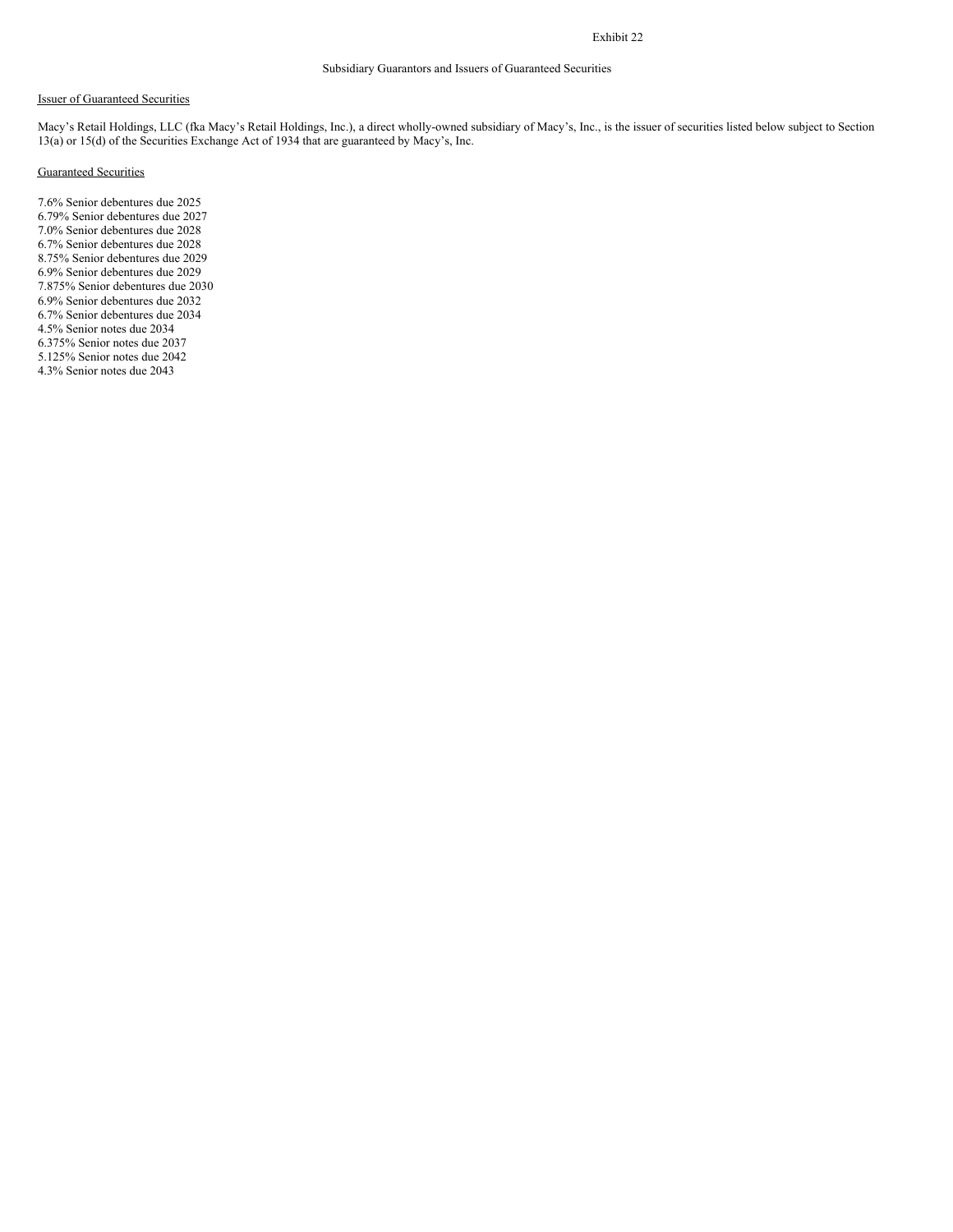Exhibit 22

Subsidiary Guarantors and Issuers of Guaranteed Securities

Issuer of Guaranteed Securities

Macy's Retail Holdings, LLC (fka Macy's Retail Holdings, Inc.), a direct wholly-owned subsidiary of Macy's, Inc., is the issuer of securities listed below subject to Section 13(a) or 15(d) of the Securities Exchange Act of 1934 that are guaranteed by Macy's, Inc.

Guaranteed Securities

7.6% Senior debentures due 2025
6.79% Senior debentures due 2027
7.0% Senior debentures due 2028
6.7% Senior debentures due 2028
8.75% Senior debentures due 2029
6.9% Senior debentures due 2029
7.875% Senior debentures due 2030
6.9% Senior debentures due 2032
6.7% Senior debentures due 2034
4.5% Senior notes due 2034
6.375% Senior notes due 2037
5.125% Senior notes due 2042
4.3% Senior notes due 2043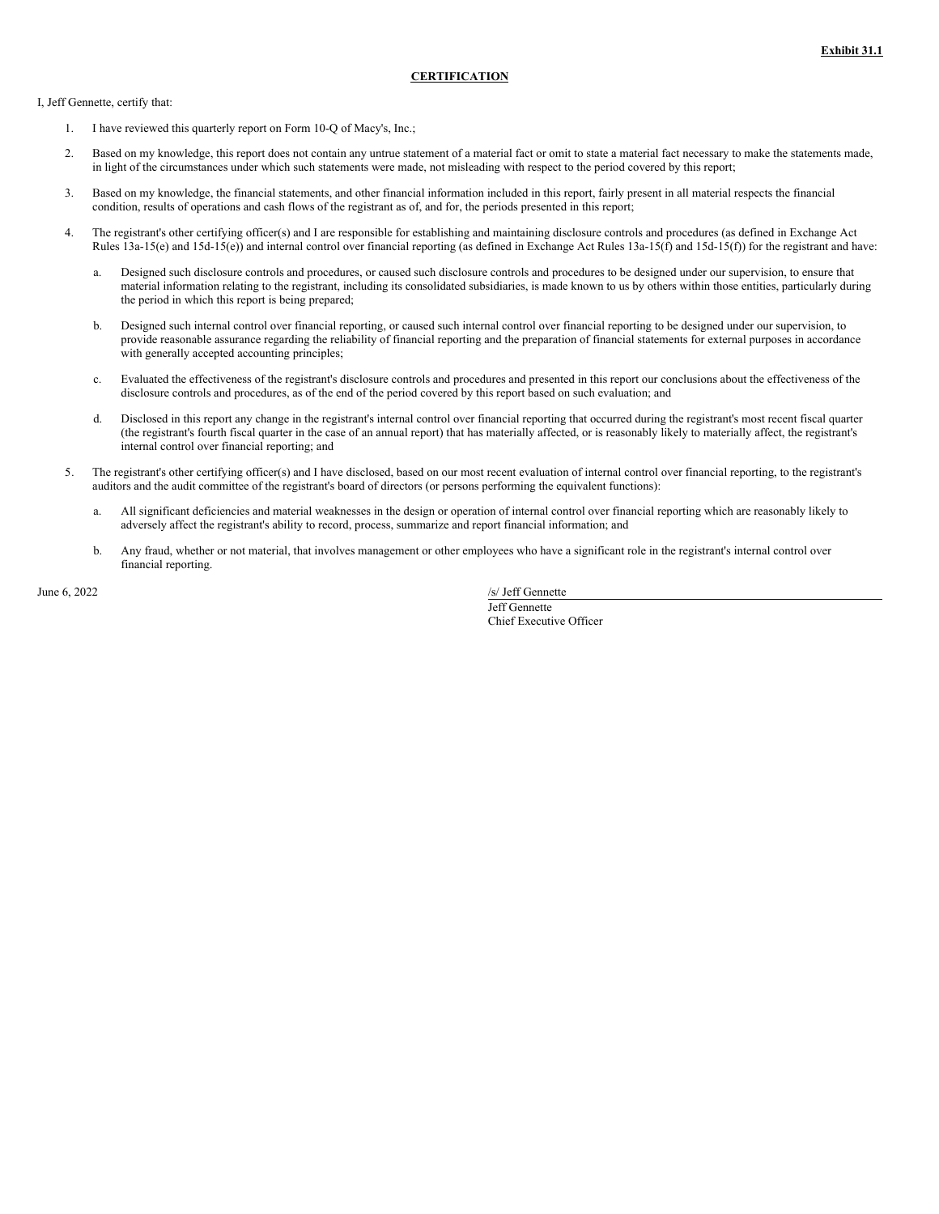**Exhibit 31.1**

**CERTIFICATION**

I, Jeff Gennette, certify that:

1. I have reviewed this quarterly report on Form 10-Q of Macy's, Inc.;

2. Based on my knowledge, this report does not contain any untrue statement of a material fact or omit to state a material fact necessary to make the statements made, in light of the circumstances under which such statements were made, not misleading with respect to the period covered by this report;

3. Based on my knowledge, the financial statements, and other financial information included in this report, fairly present in all material respects the financial condition, results of operations and cash flows of the registrant as of, and for, the periods presented in this report;

4. The registrant's other certifying officer(s) and I are responsible for establishing and maintaining disclosure controls and procedures (as defined in Exchange Act Rules 13a-15(e) and 15d-15(e)) and internal control over financial reporting (as defined in Exchange Act Rules 13a-15(f) and 15d-15(f)) for the registrant and have:

   a. Designed such disclosure controls and procedures, or caused such disclosure controls and procedures to be designed under our supervision, to ensure that material information relating to the registrant, including its consolidated subsidiaries, is made known to us by others within those entities, particularly during the period in which this report is being prepared;

   b. Designed such internal control over financial reporting, or caused such internal control over financial reporting to be designed under our supervision, to provide reasonable assurance regarding the reliability of financial reporting and the preparation of financial statements for external purposes in accordance with generally accepted accounting principles;

   c. Evaluated the effectiveness of the registrant's disclosure controls and procedures and presented in this report our conclusions about the effectiveness of the disclosure controls and procedures, as of the end of the period covered by this report based on such evaluation; and

   d. Disclosed in this report any change in the registrant's internal control over financial reporting that occurred during the registrant's most recent fiscal quarter (the registrant's fourth fiscal quarter in the case of an annual report) that has materially affected, or is reasonably likely to materially affect, the registrant's internal control over financial reporting; and

5. The registrant's other certifying officer(s) and I have disclosed, based on our most recent evaluation of internal control over financial reporting, to the registrant's auditors and the audit committee of the registrant's board of directors (or persons performing the equivalent functions):

   a. All significant deficiencies and material weaknesses in the design or operation of internal control over financial reporting which are reasonably likely to adversely affect the registrant's ability to record, process, summarize and report financial information; and

   b. Any fraud, whether or not material, that involves management or other employees who have a significant role in the registrant's internal control over financial reporting.

June 6, 2022

/s/ Jeff Gennette
Jeff Gennette
Chief Executive Officer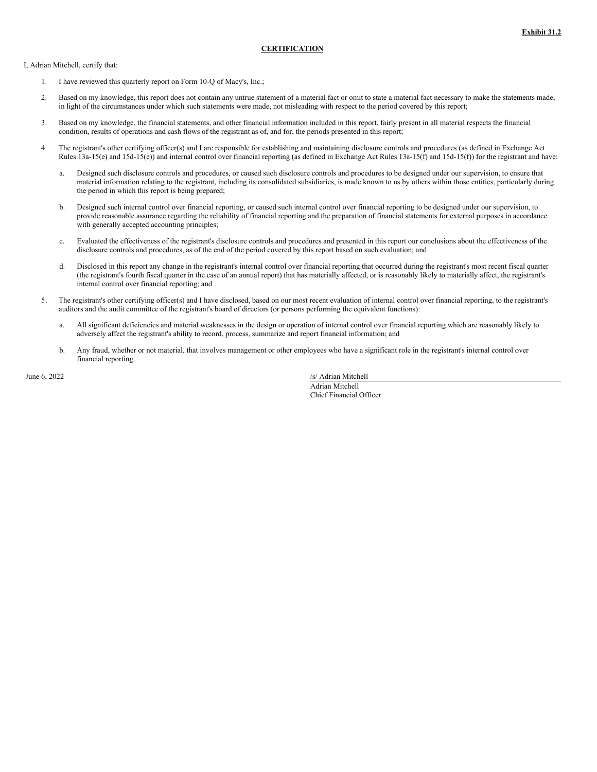**Exhibit 31.2**

**CERTIFICATION**

I, Adrian Mitchell, certify that:

1. I have reviewed this quarterly report on Form 10-Q of Macy's, Inc.;

2. Based on my knowledge, this report does not contain any untrue statement of a material fact or omit to state a material fact necessary to make the statements made, in light of the circumstances under which such statements were made, not misleading with respect to the period covered by this report;

3. Based on my knowledge, the financial statements, and other financial information included in this report, fairly present in all material respects the financial condition, results of operations and cash flows of the registrant as of, and for, the periods presented in this report;

4. The registrant's other certifying officer(s) and I are responsible for establishing and maintaining disclosure controls and procedures (as defined in Exchange Act Rules 13a-15(e) and 15d-15(e)) and internal control over financial reporting (as defined in Exchange Act Rules 13a-15(f) and 15d-15(f)) for the registrant and have:

   a. Designed such disclosure controls and procedures, or caused such disclosure controls and procedures to be designed under our supervision, to ensure that material information relating to the registrant, including its consolidated subsidiaries, is made known to us by others within those entities, particularly during the period in which this report is being prepared;

   b. Designed such internal control over financial reporting, or caused such internal control over financial reporting to be designed under our supervision, to provide reasonable assurance regarding the reliability of financial reporting and the preparation of financial statements for external purposes in accordance with generally accepted accounting principles;

   c. Evaluated the effectiveness of the registrant's disclosure controls and procedures and presented in this report our conclusions about the effectiveness of the disclosure controls and procedures, as of the end of the period covered by this report based on such evaluation; and

   d. Disclosed in this report any change in the registrant's internal control over financial reporting that occurred during the registrant's most recent fiscal quarter (the registrant's fourth fiscal quarter in the case of an annual report) that has materially affected, or is reasonably likely to materially affect, the registrant's internal control over financial reporting; and

5. The registrant's other certifying officer(s) and I have disclosed, based on our most recent evaluation of internal control over financial reporting, to the registrant's auditors and the audit committee of the registrant's board of directors (or persons performing the equivalent functions):

   a. All significant deficiencies and material weaknesses in the design or operation of internal control over financial reporting which are reasonably likely to adversely affect the registrant's ability to record, process, summarize and report financial information; and

   b. Any fraud, whether or not material, that involves management or other employees who have a significant role in the registrant's internal control over financial reporting.

June 6, 2022

/s/ Adrian Mitchell
Adrian Mitchell
Chief Financial Officer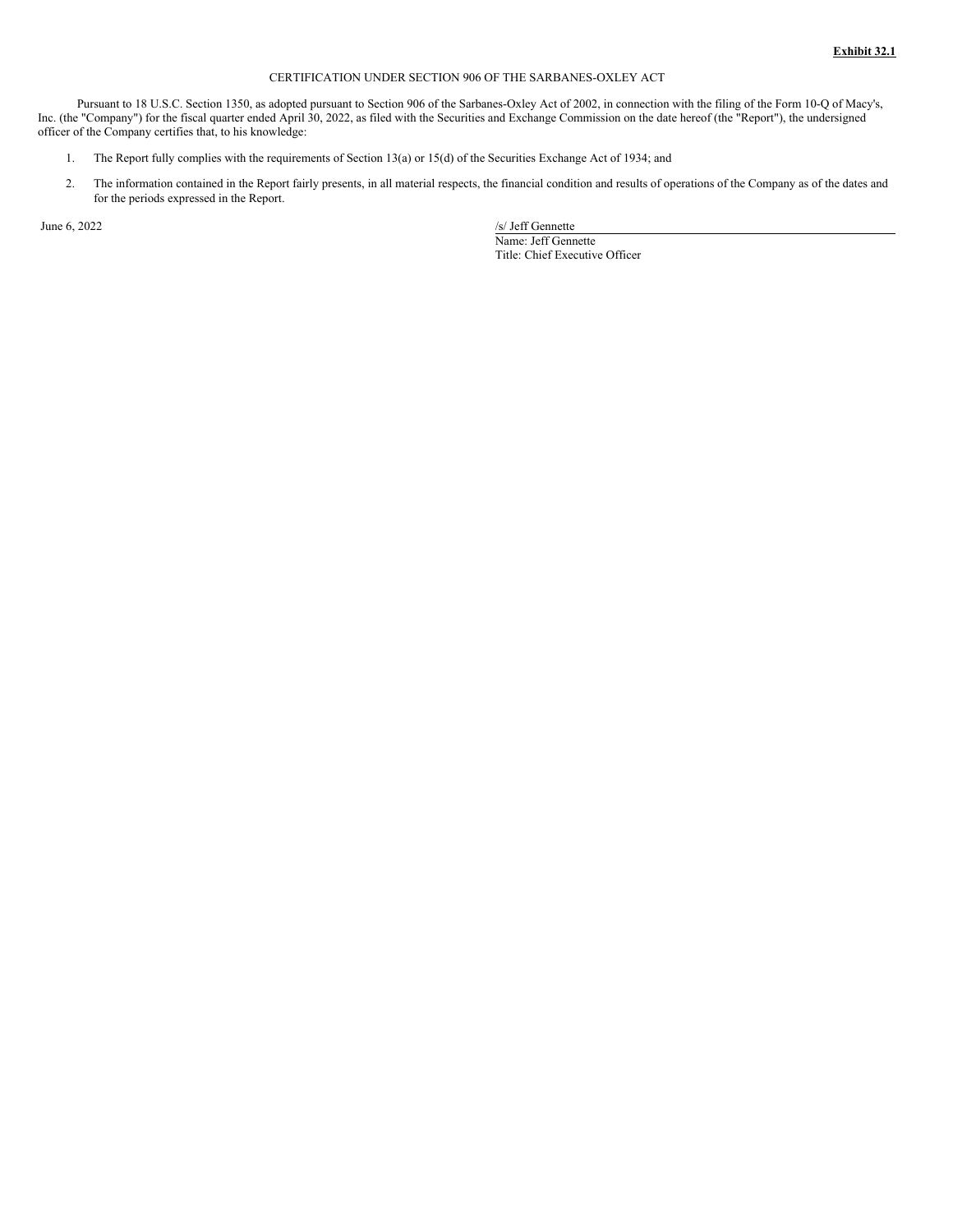**Exhibit 32.1**

CERTIFICATION UNDER SECTION 906 OF THE SARBANES-OXLEY ACT

Pursuant to 18 U.S.C. Section 1350, as adopted pursuant to Section 906 of the Sarbanes-Oxley Act of 2002, in connection with the filing of the Form 10-Q of Macy's, Inc. (the "Company") for the fiscal quarter ended April 30, 2022, as filed with the Securities and Exchange Commission on the date hereof (the "Report"), the undersigned officer of the Company certifies that, to his knowledge:

1. The Report fully complies with the requirements of Section 13(a) or 15(d) of the Securities Exchange Act of 1934; and
2. The information contained in the Report fairly presents, in all material respects, the financial condition and results of operations of the Company as of the dates and for the periods expressed in the Report.

June 6, 2022

/s/ Jeff Gennette
Name: Jeff Gennette
Title: Chief Executive Officer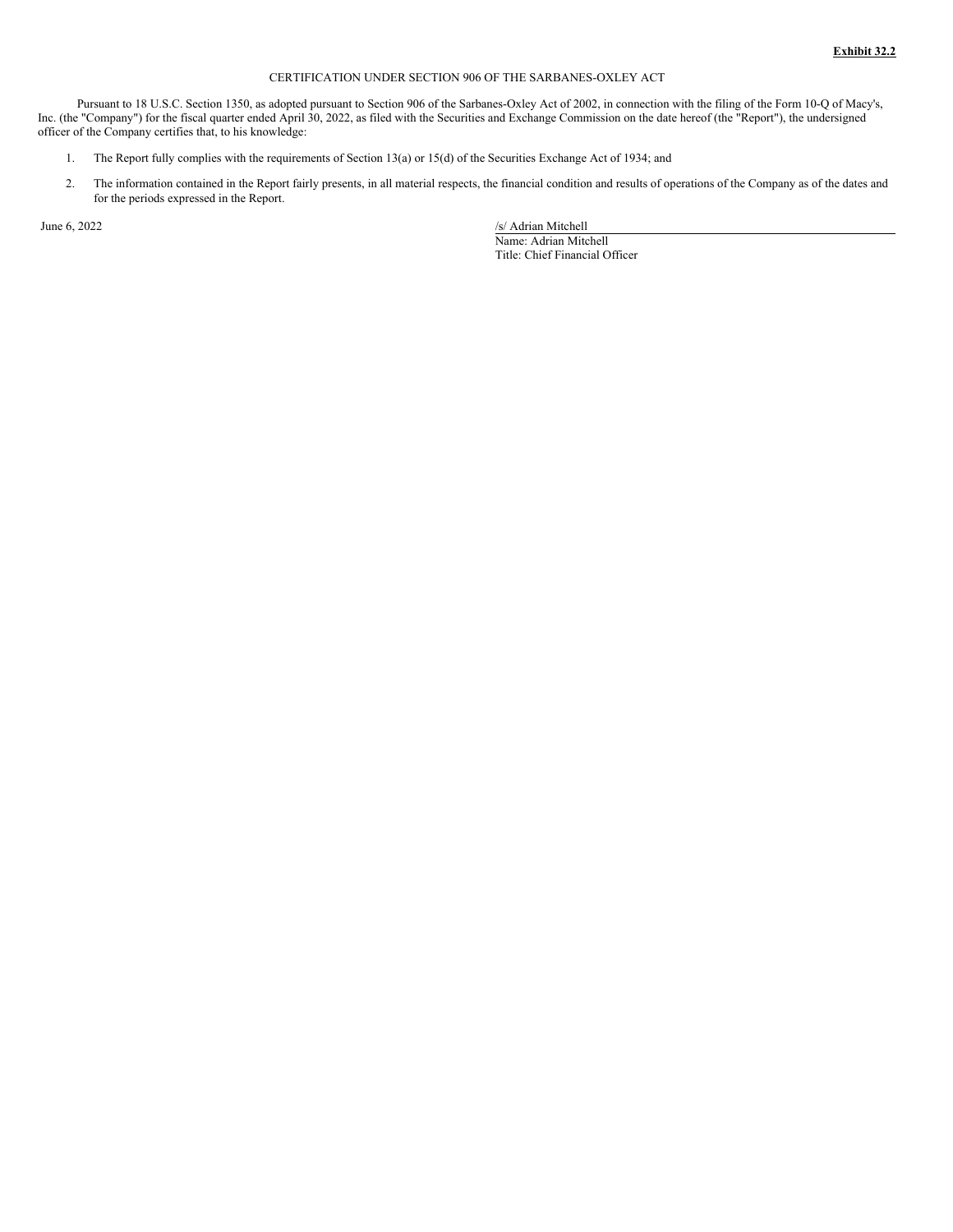**Exhibit 32.2**

CERTIFICATION UNDER SECTION 906 OF THE SARBANES-OXLEY ACT

Pursuant to 18 U.S.C. Section 1350, as adopted pursuant to Section 906 of the Sarbanes-Oxley Act of 2002, in connection with the filing of the Form 10-Q of Macy's, Inc. (the "Company") for the fiscal quarter ended April 30, 2022, as filed with the Securities and Exchange Commission on the date hereof (the "Report"), the undersigned officer of the Company certifies that, to his knowledge:

1. The Report fully complies with the requirements of Section 13(a) or 15(d) of the Securities Exchange Act of 1934; and
2. The information contained in the Report fairly presents, in all material respects, the financial condition and results of operations of the Company as of the dates and for the periods expressed in the Report.

June 6, 2022

/s/ Adrian Mitchell
Name: Adrian Mitchell
Title: Chief Financial Officer